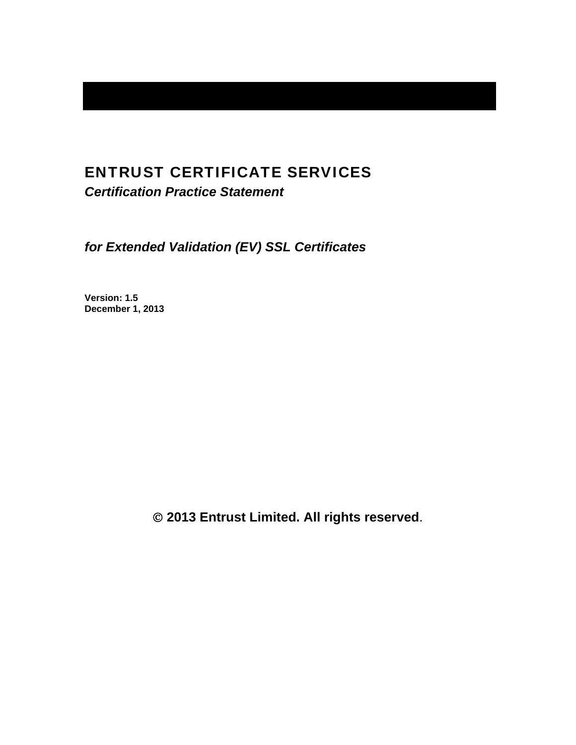# ENTRUST CERTIFICATE SERVICES

***Certification Practice Statement***

***for Extended Validation (EV) SSL Certificates***

**Version: 1.5**
**December 1, 2013**

**© 2013 Entrust Limited. All rights reserved**.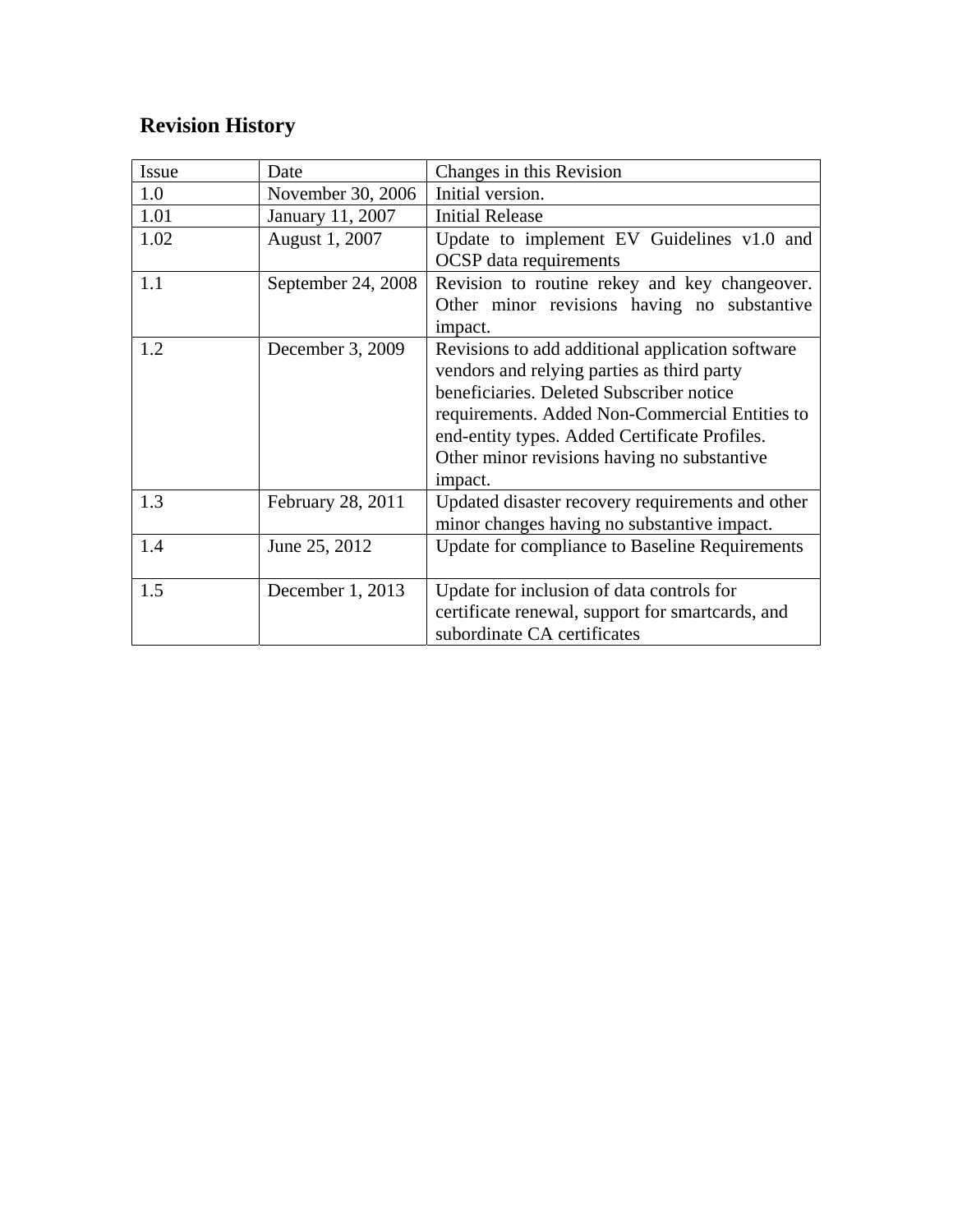## Revision History

| Issue | Date | Changes in this Revision |
|---|---|---|
| 1.0 | November 30, 2006 | Initial version. |
| 1.01 | January 11, 2007 | Initial Release |
| 1.02 | August 1, 2007 | Update to implement EV Guidelines v1.0 and OCSP data requirements |
| 1.1 | September 24, 2008 | Revision to routine rekey and key changeover. Other minor revisions having no substantive impact. |
| 1.2 | December 3, 2009 | Revisions to add additional application software vendors and relying parties as third party beneficiaries. Deleted Subscriber notice requirements. Added Non-Commercial Entities to end-entity types. Added Certificate Profiles. Other minor revisions having no substantive impact. |
| 1.3 | February 28, 2011 | Updated disaster recovery requirements and other minor changes having no substantive impact. |
| 1.4 | June 25, 2012 | Update for compliance to Baseline Requirements |
| 1.5 | December 1, 2013 | Update for inclusion of data controls for certificate renewal, support for smartcards, and subordinate CA certificates |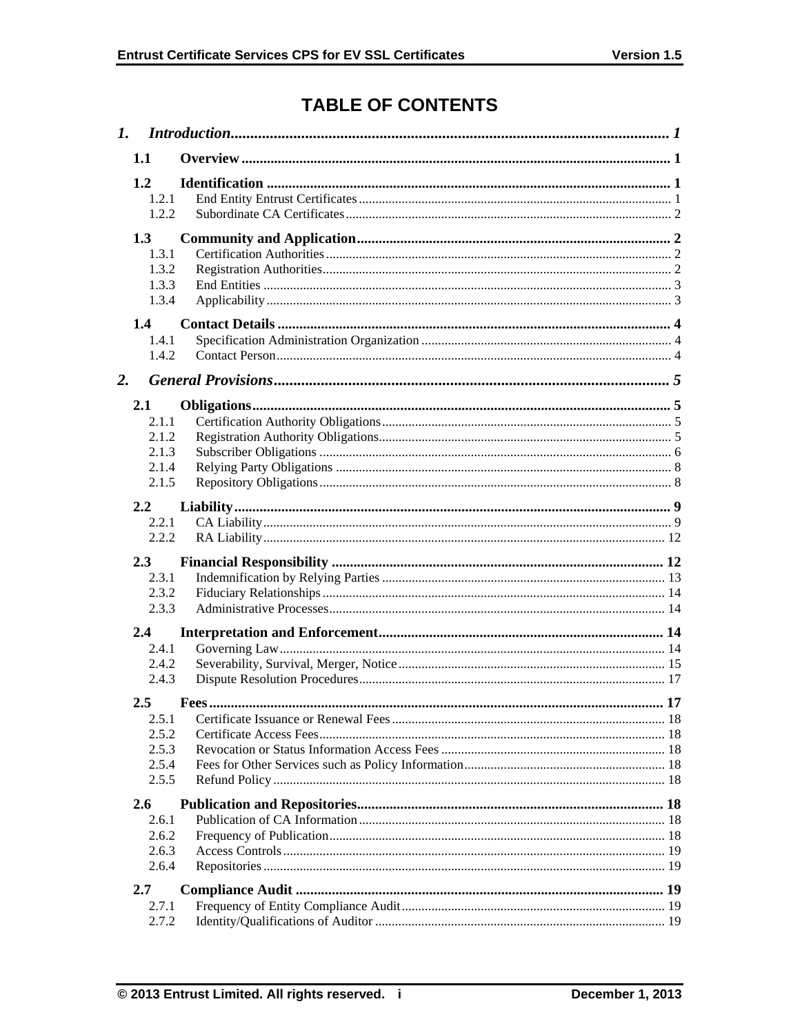# TABLE OF CONTENTS

1. *Introduction* ..... 1
   - 1.1 Overview ..... 1
   - 1.2 Identification ..... 1
     - 1.2.1 End Entity Entrust Certificates ..... 1
     - 1.2.2 Subordinate CA Certificates ..... 2
   - 1.3 Community and Application ..... 2
     - 1.3.1 Certification Authorities ..... 2
     - 1.3.2 Registration Authorities ..... 2
     - 1.3.3 End Entities ..... 3
     - 1.3.4 Applicability ..... 3
   - 1.4 Contact Details ..... 4
     - 1.4.1 Specification Administration Organization ..... 4
     - 1.4.2 Contact Person ..... 4
2. *General Provisions* ..... 5
   - 2.1 Obligations ..... 5
     - 2.1.1 Certification Authority Obligations ..... 5
     - 2.1.2 Registration Authority Obligations ..... 5
     - 2.1.3 Subscriber Obligations ..... 6
     - 2.1.4 Relying Party Obligations ..... 8
     - 2.1.5 Repository Obligations ..... 8
   - 2.2 Liability ..... 9
     - 2.2.1 CA Liability ..... 9
     - 2.2.2 RA Liability ..... 12
   - 2.3 Financial Responsibility ..... 12
     - 2.3.1 Indemnification by Relying Parties ..... 13
     - 2.3.2 Fiduciary Relationships ..... 14
     - 2.3.3 Administrative Processes ..... 14
   - 2.4 Interpretation and Enforcement ..... 14
     - 2.4.1 Governing Law ..... 14
     - 2.4.2 Severability, Survival, Merger, Notice ..... 15
     - 2.4.3 Dispute Resolution Procedures ..... 17
   - 2.5 Fees ..... 17
     - 2.5.1 Certificate Issuance or Renewal Fees ..... 18
     - 2.5.2 Certificate Access Fees ..... 18
     - 2.5.3 Revocation or Status Information Access Fees ..... 18
     - 2.5.4 Fees for Other Services such as Policy Information ..... 18
     - 2.5.5 Refund Policy ..... 18
   - 2.6 Publication and Repositories ..... 18
     - 2.6.1 Publication of CA Information ..... 18
     - 2.6.2 Frequency of Publication ..... 18
     - 2.6.3 Access Controls ..... 19
     - 2.6.4 Repositories ..... 19
   - 2.7 Compliance Audit ..... 19
     - 2.7.1 Frequency of Entity Compliance Audit ..... 19
     - 2.7.2 Identity/Qualifications of Auditor ..... 19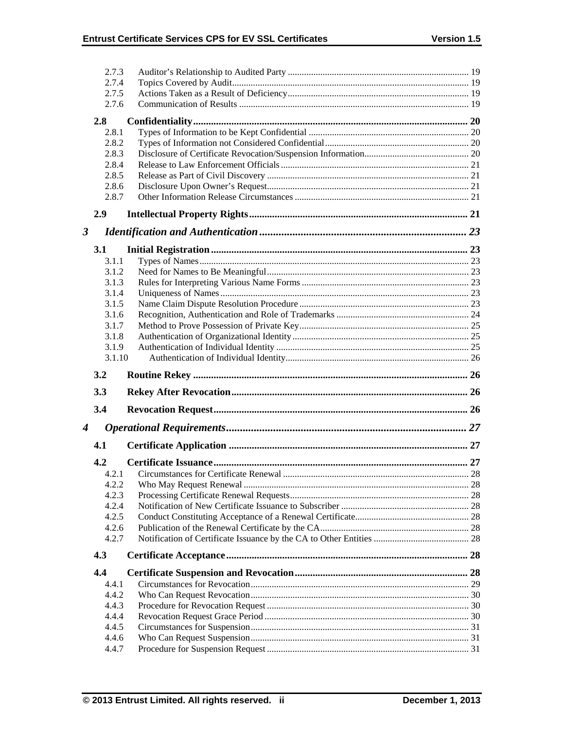2.7.3 Auditor's Relationship to Audited Party ..... 19
2.7.4 Topics Covered by Audit ..... 19
2.7.5 Actions Taken as a Result of Deficiency ..... 19
2.7.6 Communication of Results ..... 19

**2.8 Confidentiality ..... 20**

2.8.1 Types of Information to be Kept Confidential ..... 20
2.8.2 Types of Information not Considered Confidential ..... 20
2.8.3 Disclosure of Certificate Revocation/Suspension Information ..... 20
2.8.4 Release to Law Enforcement Officials ..... 21
2.8.5 Release as Part of Civil Discovery ..... 21
2.8.6 Disclosure Upon Owner's Request ..... 21
2.8.7 Other Information Release Circumstances ..... 21

**2.9 Intellectual Property Rights ..... 21**

***3 Identification and Authentication ..... 23***

**3.1 Initial Registration ..... 23**

3.1.1 Types of Names ..... 23
3.1.2 Need for Names to Be Meaningful ..... 23
3.1.3 Rules for Interpreting Various Name Forms ..... 23
3.1.4 Uniqueness of Names ..... 23
3.1.5 Name Claim Dispute Resolution Procedure ..... 23
3.1.6 Recognition, Authentication and Role of Trademarks ..... 24
3.1.7 Method to Prove Possession of Private Key ..... 25
3.1.8 Authentication of Organizational Identity ..... 25
3.1.9 Authentication of Individual Identity ..... 25
3.1.10 Authentication of Individual Identity ..... 26

**3.2 Routine Rekey ..... 26**

**3.3 Rekey After Revocation ..... 26**

**3.4 Revocation Request ..... 26**

***4 Operational Requirements ..... 27***

**4.1 Certificate Application ..... 27**

**4.2 Certificate Issuance ..... 27**

4.2.1 Circumstances for Certificate Renewal ..... 28
4.2.2 Who May Request Renewal ..... 28
4.2.3 Processing Certificate Renewal Requests ..... 28
4.2.4 Notification of New Certificate Issuance to Subscriber ..... 28
4.2.5 Conduct Constituting Acceptance of a Renewal Certificate ..... 28
4.2.6 Publication of the Renewal Certificate by the CA ..... 28
4.2.7 Notification of Certificate Issuance by the CA to Other Entities ..... 28

**4.3 Certificate Acceptance ..... 28**

**4.4 Certificate Suspension and Revocation ..... 28**

4.4.1 Circumstances for Revocation ..... 29
4.4.2 Who Can Request Revocation ..... 30
4.4.3 Procedure for Revocation Request ..... 30
4.4.4 Revocation Request Grace Period ..... 30
4.4.5 Circumstances for Suspension ..... 31
4.4.6 Who Can Request Suspension ..... 31
4.4.7 Procedure for Suspension Request ..... 31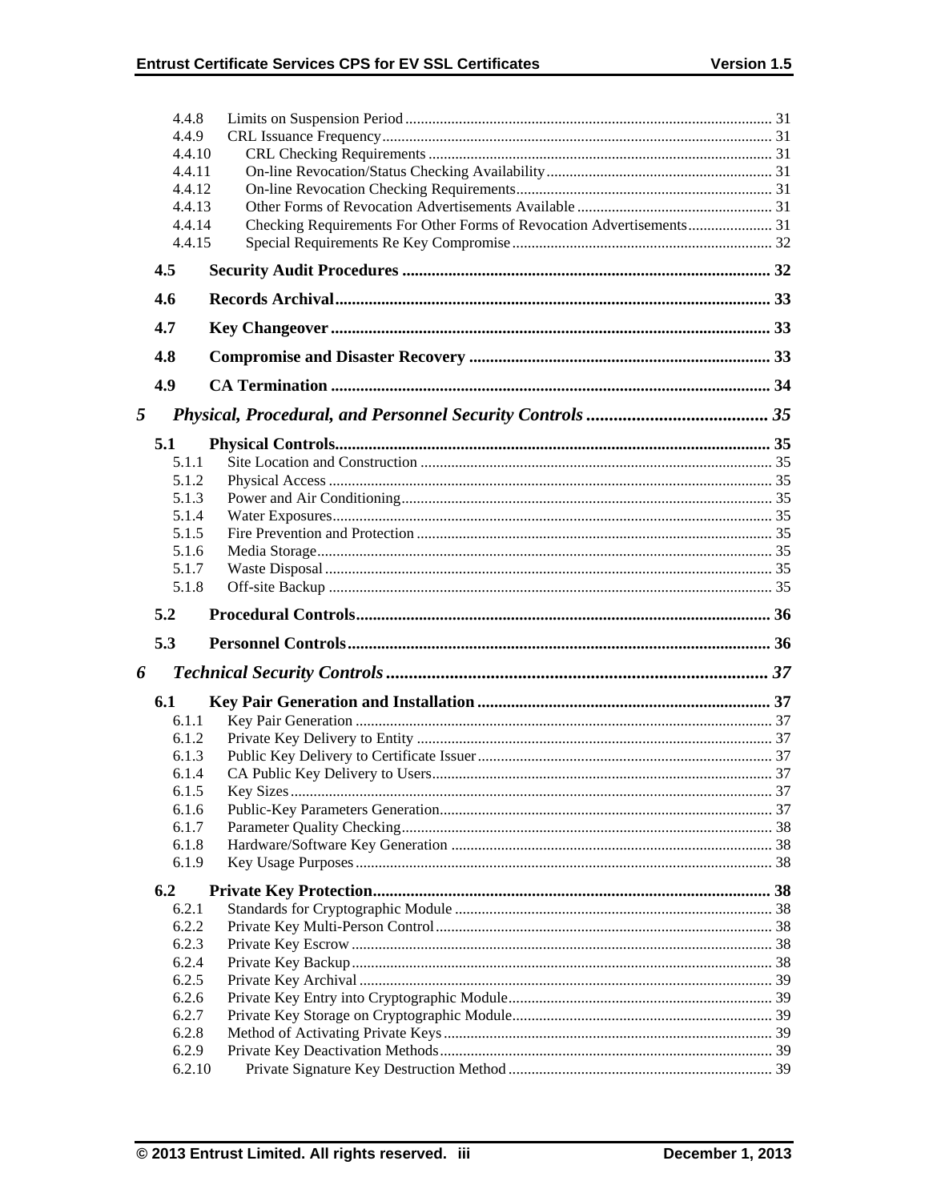4.4.8 Limits on Suspension Period ... 31
4.4.9 CRL Issuance Frequency ... 31
4.4.10 CRL Checking Requirements ... 31
4.4.11 On-line Revocation/Status Checking Availability ... 31
4.4.12 On-line Revocation Checking Requirements ... 31
4.4.13 Other Forms of Revocation Advertisements Available ... 31
4.4.14 Checking Requirements For Other Forms of Revocation Advertisements ... 31
4.4.15 Special Requirements Re Key Compromise ... 32

**4.5 Security Audit Procedures ... 32**

**4.6 Records Archival ... 33**

**4.7 Key Changeover ... 33**

**4.8 Compromise and Disaster Recovery ... 33**

**4.9 CA Termination ... 34**

***5 Physical, Procedural, and Personnel Security Controls ... 35***

**5.1 Physical Controls ... 35**

5.1.1 Site Location and Construction ... 35
5.1.2 Physical Access ... 35
5.1.3 Power and Air Conditioning ... 35
5.1.4 Water Exposures ... 35
5.1.5 Fire Prevention and Protection ... 35
5.1.6 Media Storage ... 35
5.1.7 Waste Disposal ... 35
5.1.8 Off-site Backup ... 35

**5.2 Procedural Controls ... 36**

**5.3 Personnel Controls ... 36**

***6 Technical Security Controls ... 37***

**6.1 Key Pair Generation and Installation ... 37**

6.1.1 Key Pair Generation ... 37
6.1.2 Private Key Delivery to Entity ... 37
6.1.3 Public Key Delivery to Certificate Issuer ... 37
6.1.4 CA Public Key Delivery to Users ... 37
6.1.5 Key Sizes ... 37
6.1.6 Public-Key Parameters Generation ... 37
6.1.7 Parameter Quality Checking ... 38
6.1.8 Hardware/Software Key Generation ... 38
6.1.9 Key Usage Purposes ... 38

**6.2 Private Key Protection ... 38**

6.2.1 Standards for Cryptographic Module ... 38
6.2.2 Private Key Multi-Person Control ... 38
6.2.3 Private Key Escrow ... 38
6.2.4 Private Key Backup ... 38
6.2.5 Private Key Archival ... 39
6.2.6 Private Key Entry into Cryptographic Module ... 39
6.2.7 Private Key Storage on Cryptographic Module ... 39
6.2.8 Method of Activating Private Keys ... 39
6.2.9 Private Key Deactivation Methods ... 39
6.2.10 Private Signature Key Destruction Method ... 39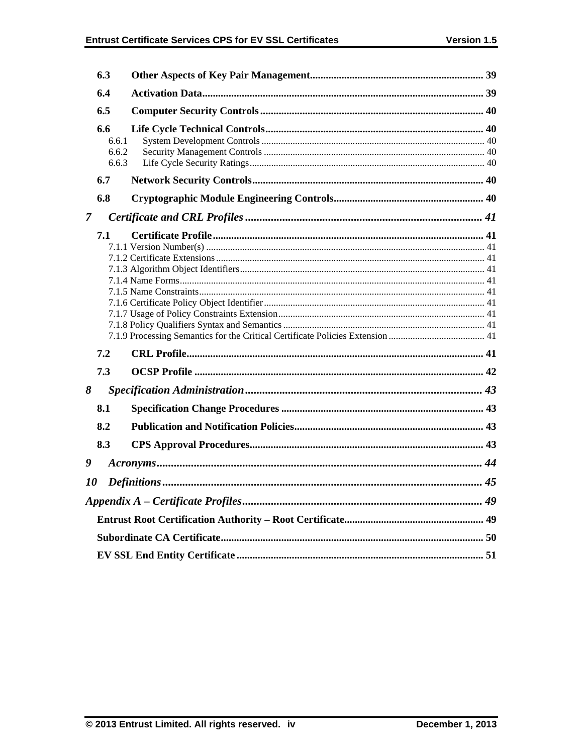**6.3 Other Aspects of Key Pair Management ........ 39**

**6.4 Activation Data ........ 39**

**6.5 Computer Security Controls ........ 40**

**6.6 Life Cycle Technical Controls ........ 40**

- 6.6.1 System Development Controls ........ 40
- 6.6.2 Security Management Controls ........ 40
- 6.6.3 Life Cycle Security Ratings ........ 40

**6.7 Network Security Controls ........ 40**

**6.8 Cryptographic Module Engineering Controls ........ 40**

***7 Certificate and CRL Profiles ........ 41***

**7.1 Certificate Profile ........ 41**

- 7.1.1 Version Number(s) ........ 41
- 7.1.2 Certificate Extensions ........ 41
- 7.1.3 Algorithm Object Identifiers ........ 41
- 7.1.4 Name Forms ........ 41
- 7.1.5 Name Constraints ........ 41
- 7.1.6 Certificate Policy Object Identifier ........ 41
- 7.1.7 Usage of Policy Constraints Extension ........ 41
- 7.1.8 Policy Qualifiers Syntax and Semantics ........ 41
- 7.1.9 Processing Semantics for the Critical Certificate Policies Extension ........ 41

**7.2 CRL Profile ........ 41**

**7.3 OCSP Profile ........ 42**

***8 Specification Administration ........ 43***

**8.1 Specification Change Procedures ........ 43**

**8.2 Publication and Notification Policies ........ 43**

**8.3 CPS Approval Procedures ........ 43**

***9 Acronyms ........ 44***

***10 Definitions ........ 45***

***Appendix A – Certificate Profiles ........ 49***

**Entrust Root Certification Authority – Root Certificate ........ 49**

**Subordinate CA Certificate ........ 50**

**EV SSL End Entity Certificate ........ 51**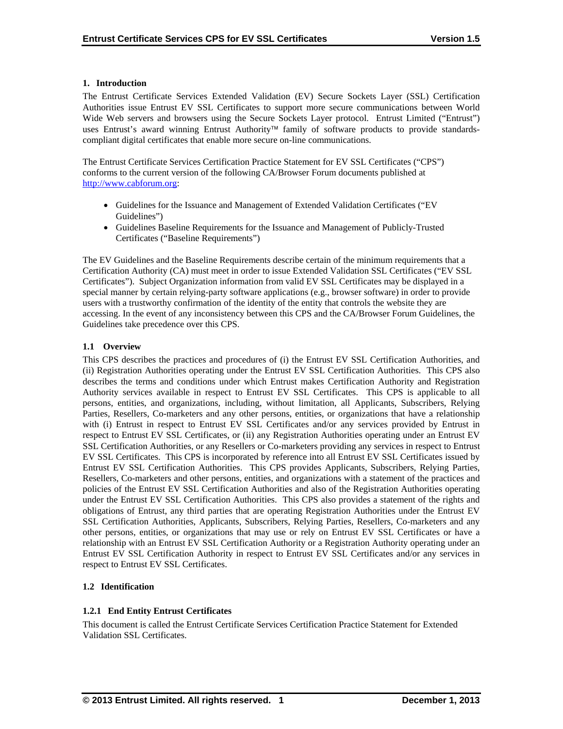# 1. Introduction

The Entrust Certificate Services Extended Validation (EV) Secure Sockets Layer (SSL) Certification Authorities issue Entrust EV SSL Certificates to support more secure communications between World Wide Web servers and browsers using the Secure Sockets Layer protocol. Entrust Limited ("Entrust") uses Entrust's award winning Entrust Authority™ family of software products to provide standards-compliant digital certificates that enable more secure on-line communications.

The Entrust Certificate Services Certification Practice Statement for EV SSL Certificates ("CPS") conforms to the current version of the following CA/Browser Forum documents published at http://www.cabforum.org:

- Guidelines for the Issuance and Management of Extended Validation Certificates ("EV Guidelines")
- Guidelines Baseline Requirements for the Issuance and Management of Publicly-Trusted Certificates ("Baseline Requirements")

The EV Guidelines and the Baseline Requirements describe certain of the minimum requirements that a Certification Authority (CA) must meet in order to issue Extended Validation SSL Certificates ("EV SSL Certificates"). Subject Organization information from valid EV SSL Certificates may be displayed in a special manner by certain relying-party software applications (e.g., browser software) in order to provide users with a trustworthy confirmation of the identity of the entity that controls the website they are accessing. In the event of any inconsistency between this CPS and the CA/Browser Forum Guidelines, the Guidelines take precedence over this CPS.

## 1.1 Overview

This CPS describes the practices and procedures of (i) the Entrust EV SSL Certification Authorities, and (ii) Registration Authorities operating under the Entrust EV SSL Certification Authorities. This CPS also describes the terms and conditions under which Entrust makes Certification Authority and Registration Authority services available in respect to Entrust EV SSL Certificates. This CPS is applicable to all persons, entities, and organizations, including, without limitation, all Applicants, Subscribers, Relying Parties, Resellers, Co-marketers and any other persons, entities, or organizations that have a relationship with (i) Entrust in respect to Entrust EV SSL Certificates and/or any services provided by Entrust in respect to Entrust EV SSL Certificates, or (ii) any Registration Authorities operating under an Entrust EV SSL Certification Authorities, or any Resellers or Co-marketers providing any services in respect to Entrust EV SSL Certificates. This CPS is incorporated by reference into all Entrust EV SSL Certificates issued by Entrust EV SSL Certification Authorities. This CPS provides Applicants, Subscribers, Relying Parties, Resellers, Co-marketers and other persons, entities, and organizations with a statement of the practices and policies of the Entrust EV SSL Certification Authorities and also of the Registration Authorities operating under the Entrust EV SSL Certification Authorities. This CPS also provides a statement of the rights and obligations of Entrust, any third parties that are operating Registration Authorities under the Entrust EV SSL Certification Authorities, Applicants, Subscribers, Relying Parties, Resellers, Co-marketers and any other persons, entities, or organizations that may use or rely on Entrust EV SSL Certificates or have a relationship with an Entrust EV SSL Certification Authority or a Registration Authority operating under an Entrust EV SSL Certification Authority in respect to Entrust EV SSL Certificates and/or any services in respect to Entrust EV SSL Certificates.

## 1.2 Identification

### 1.2.1 End Entity Entrust Certificates

This document is called the Entrust Certificate Services Certification Practice Statement for Extended Validation SSL Certificates.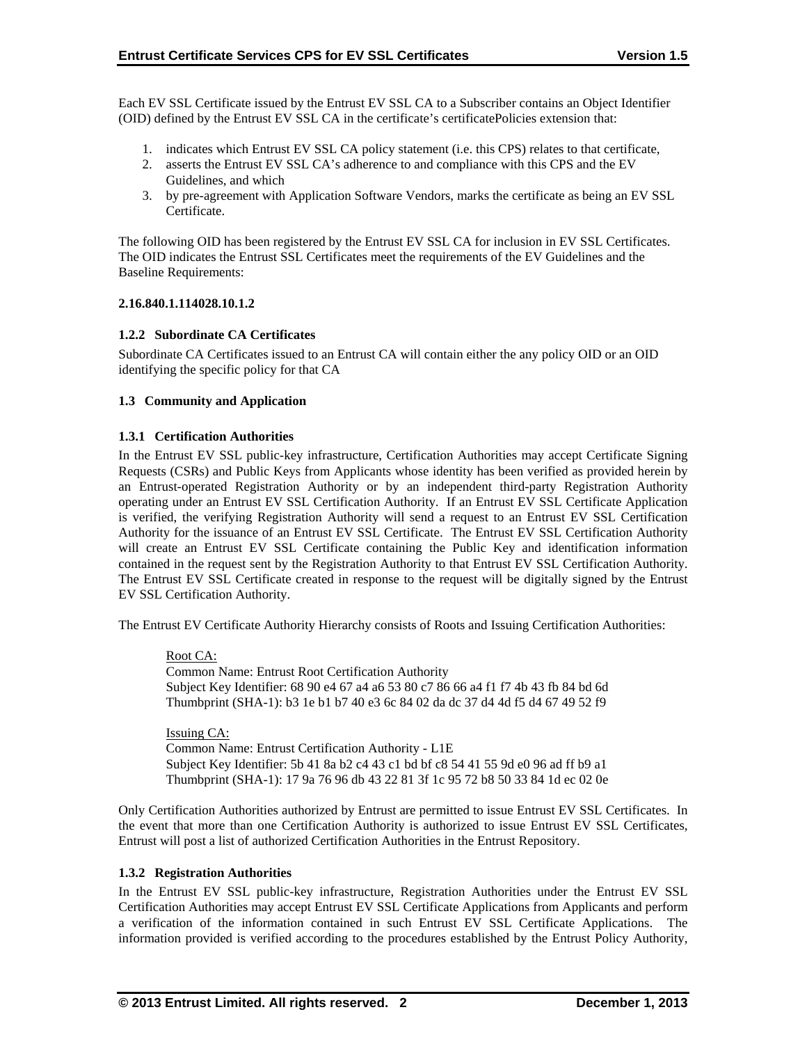Each EV SSL Certificate issued by the Entrust EV SSL CA to a Subscriber contains an Object Identifier (OID) defined by the Entrust EV SSL CA in the certificate's certificatePolicies extension that:

1. indicates which Entrust EV SSL CA policy statement (i.e. this CPS) relates to that certificate,
2. asserts the Entrust EV SSL CA's adherence to and compliance with this CPS and the EV Guidelines, and which
3. by pre-agreement with Application Software Vendors, marks the certificate as being an EV SSL Certificate.

The following OID has been registered by the Entrust EV SSL CA for inclusion in EV SSL Certificates. The OID indicates the Entrust SSL Certificates meet the requirements of the EV Guidelines and the Baseline Requirements:

**2.16.840.1.114028.10.1.2**

### 1.2.2 Subordinate CA Certificates

Subordinate CA Certificates issued to an Entrust CA will contain either the any policy OID or an OID identifying the specific policy for that CA

## 1.3 Community and Application

### 1.3.1 Certification Authorities

In the Entrust EV SSL public-key infrastructure, Certification Authorities may accept Certificate Signing Requests (CSRs) and Public Keys from Applicants whose identity has been verified as provided herein by an Entrust-operated Registration Authority or by an independent third-party Registration Authority operating under an Entrust EV SSL Certification Authority. If an Entrust EV SSL Certificate Application is verified, the verifying Registration Authority will send a request to an Entrust EV SSL Certification Authority for the issuance of an Entrust EV SSL Certificate. The Entrust EV SSL Certification Authority will create an Entrust EV SSL Certificate containing the Public Key and identification information contained in the request sent by the Registration Authority to that Entrust EV SSL Certification Authority. The Entrust EV SSL Certificate created in response to the request will be digitally signed by the Entrust EV SSL Certification Authority.

The Entrust EV Certificate Authority Hierarchy consists of Roots and Issuing Certification Authorities:

Root CA:
Common Name: Entrust Root Certification Authority
Subject Key Identifier: 68 90 e4 67 a4 a6 53 80 c7 86 66 a4 f1 f7 4b 43 fb 84 bd 6d
Thumbprint (SHA-1): b3 1e b1 b7 40 e3 6c 84 02 da dc 37 d4 4d f5 d4 67 49 52 f9

Issuing CA:
Common Name: Entrust Certification Authority - L1E
Subject Key Identifier: 5b 41 8a b2 c4 43 c1 bd bf c8 54 41 55 9d e0 96 ad ff b9 a1
Thumbprint (SHA-1): 17 9a 76 96 db 43 22 81 3f 1c 95 72 b8 50 33 84 1d ec 02 0e

Only Certification Authorities authorized by Entrust are permitted to issue Entrust EV SSL Certificates. In the event that more than one Certification Authority is authorized to issue Entrust EV SSL Certificates, Entrust will post a list of authorized Certification Authorities in the Entrust Repository.

### 1.3.2 Registration Authorities

In the Entrust EV SSL public-key infrastructure, Registration Authorities under the Entrust EV SSL Certification Authorities may accept Entrust EV SSL Certificate Applications from Applicants and perform a verification of the information contained in such Entrust EV SSL Certificate Applications. The information provided is verified according to the procedures established by the Entrust Policy Authority,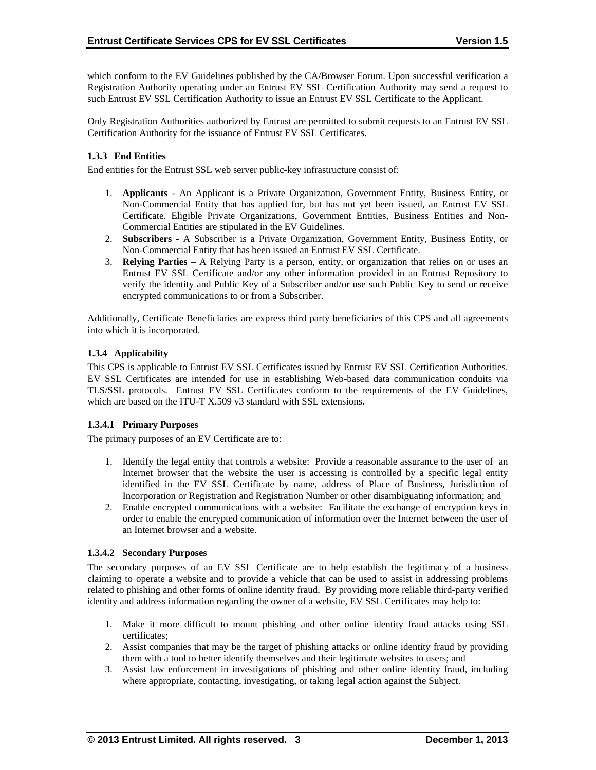which conform to the EV Guidelines published by the CA/Browser Forum. Upon successful verification a Registration Authority operating under an Entrust EV SSL Certification Authority may send a request to such Entrust EV SSL Certification Authority to issue an Entrust EV SSL Certificate to the Applicant.

Only Registration Authorities authorized by Entrust are permitted to submit requests to an Entrust EV SSL Certification Authority for the issuance of Entrust EV SSL Certificates.

#### 1.3.3 End Entities

End entities for the Entrust SSL web server public-key infrastructure consist of:

1. **Applicants** - An Applicant is a Private Organization, Government Entity, Business Entity, or Non-Commercial Entity that has applied for, but has not yet been issued, an Entrust EV SSL Certificate. Eligible Private Organizations, Government Entities, Business Entities and Non-Commercial Entities are stipulated in the EV Guidelines.
2. **Subscribers** - A Subscriber is a Private Organization, Government Entity, Business Entity, or Non-Commercial Entity that has been issued an Entrust EV SSL Certificate.
3. **Relying Parties** – A Relying Party is a person, entity, or organization that relies on or uses an Entrust EV SSL Certificate and/or any other information provided in an Entrust Repository to verify the identity and Public Key of a Subscriber and/or use such Public Key to send or receive encrypted communications to or from a Subscriber.

Additionally, Certificate Beneficiaries are express third party beneficiaries of this CPS and all agreements into which it is incorporated.

#### 1.3.4 Applicability

This CPS is applicable to Entrust EV SSL Certificates issued by Entrust EV SSL Certification Authorities. EV SSL Certificates are intended for use in establishing Web-based data communication conduits via TLS/SSL protocols. Entrust EV SSL Certificates conform to the requirements of the EV Guidelines, which are based on the ITU-T X.509 v3 standard with SSL extensions.

##### 1.3.4.1 Primary Purposes

The primary purposes of an EV Certificate are to:

1. Identify the legal entity that controls a website: Provide a reasonable assurance to the user of an Internet browser that the website the user is accessing is controlled by a specific legal entity identified in the EV SSL Certificate by name, address of Place of Business, Jurisdiction of Incorporation or Registration and Registration Number or other disambiguating information; and
2. Enable encrypted communications with a website: Facilitate the exchange of encryption keys in order to enable the encrypted communication of information over the Internet between the user of an Internet browser and a website.

##### 1.3.4.2 Secondary Purposes

The secondary purposes of an EV SSL Certificate are to help establish the legitimacy of a business claiming to operate a website and to provide a vehicle that can be used to assist in addressing problems related to phishing and other forms of online identity fraud. By providing more reliable third-party verified identity and address information regarding the owner of a website, EV SSL Certificates may help to:

1. Make it more difficult to mount phishing and other online identity fraud attacks using SSL certificates;
2. Assist companies that may be the target of phishing attacks or online identity fraud by providing them with a tool to better identify themselves and their legitimate websites to users; and
3. Assist law enforcement in investigations of phishing and other online identity fraud, including where appropriate, contacting, investigating, or taking legal action against the Subject.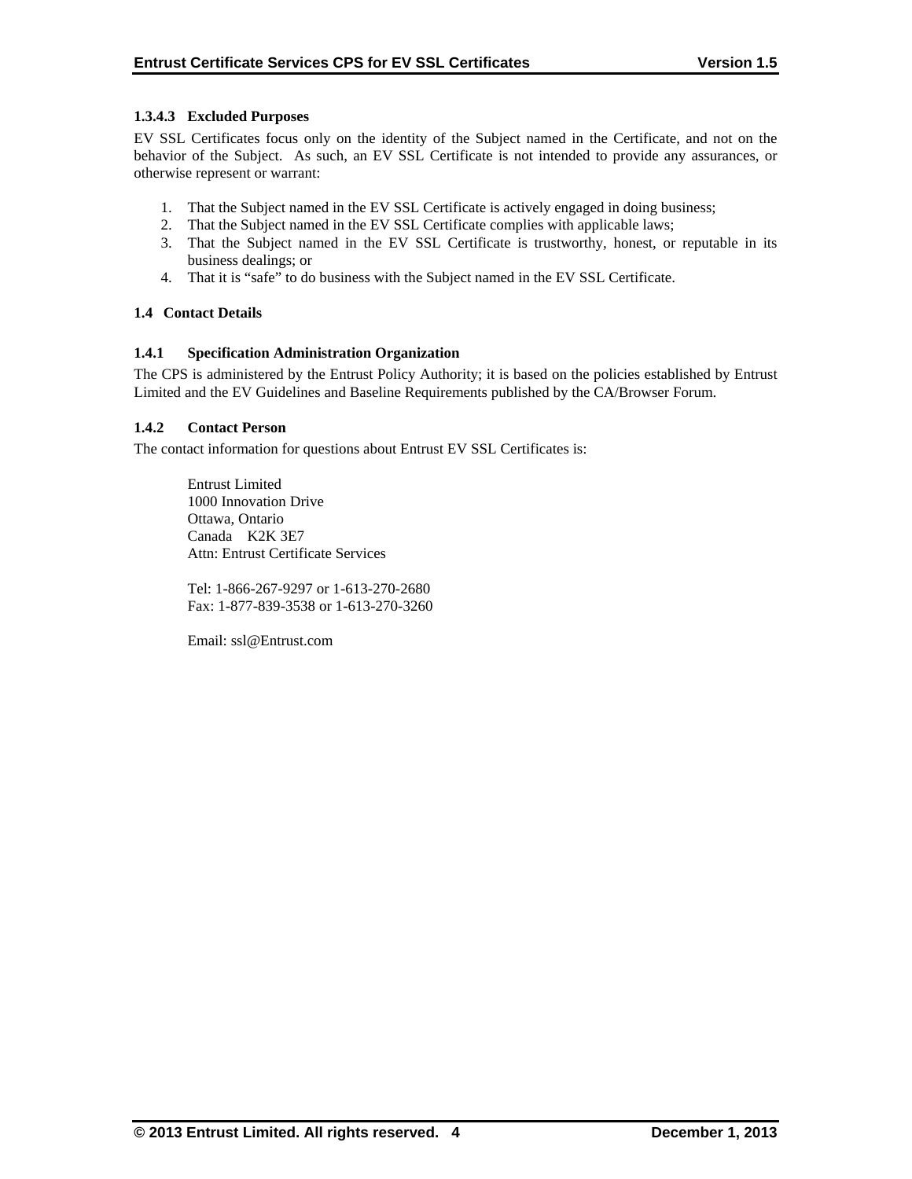#### 1.3.4.3 Excluded Purposes

EV SSL Certificates focus only on the identity of the Subject named in the Certificate, and not on the behavior of the Subject. As such, an EV SSL Certificate is not intended to provide any assurances, or otherwise represent or warrant:

1. That the Subject named in the EV SSL Certificate is actively engaged in doing business;
2. That the Subject named in the EV SSL Certificate complies with applicable laws;
3. That the Subject named in the EV SSL Certificate is trustworthy, honest, or reputable in its business dealings; or
4. That it is "safe" to do business with the Subject named in the EV SSL Certificate.

## 1.4 Contact Details

### 1.4.1 Specification Administration Organization

The CPS is administered by the Entrust Policy Authority; it is based on the policies established by Entrust Limited and the EV Guidelines and Baseline Requirements published by the CA/Browser Forum.

### 1.4.2 Contact Person

The contact information for questions about Entrust EV SSL Certificates is:

Entrust Limited
1000 Innovation Drive
Ottawa, Ontario
Canada K2K 3E7
Attn: Entrust Certificate Services

Tel: 1-866-267-9297 or 1-613-270-2680
Fax: 1-877-839-3538 or 1-613-270-3260

Email: ssl@Entrust.com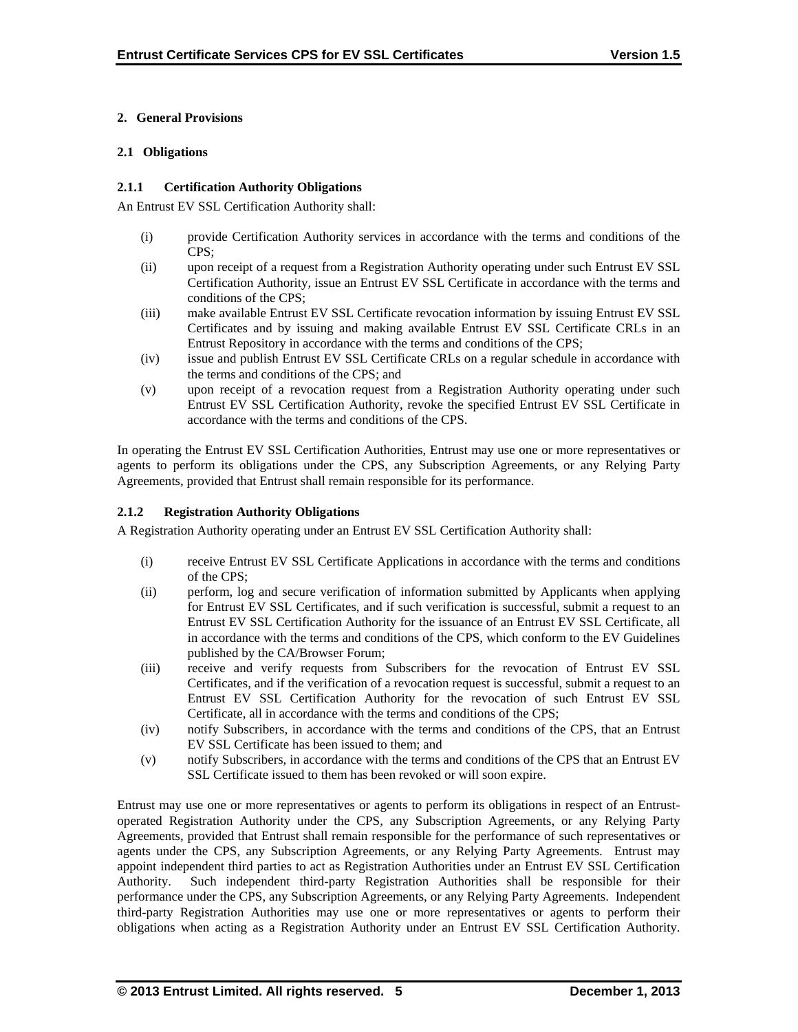## 2. General Provisions

### 2.1 Obligations

#### 2.1.1 Certification Authority Obligations

An Entrust EV SSL Certification Authority shall:

(i) provide Certification Authority services in accordance with the terms and conditions of the CPS;

(ii) upon receipt of a request from a Registration Authority operating under such Entrust EV SSL Certification Authority, issue an Entrust EV SSL Certificate in accordance with the terms and conditions of the CPS;

(iii) make available Entrust EV SSL Certificate revocation information by issuing Entrust EV SSL Certificates and by issuing and making available Entrust EV SSL Certificate CRLs in an Entrust Repository in accordance with the terms and conditions of the CPS;

(iv) issue and publish Entrust EV SSL Certificate CRLs on a regular schedule in accordance with the terms and conditions of the CPS; and

(v) upon receipt of a revocation request from a Registration Authority operating under such Entrust EV SSL Certification Authority, revoke the specified Entrust EV SSL Certificate in accordance with the terms and conditions of the CPS.

In operating the Entrust EV SSL Certification Authorities, Entrust may use one or more representatives or agents to perform its obligations under the CPS, any Subscription Agreements, or any Relying Party Agreements, provided that Entrust shall remain responsible for its performance.

#### 2.1.2 Registration Authority Obligations

A Registration Authority operating under an Entrust EV SSL Certification Authority shall:

(i) receive Entrust EV SSL Certificate Applications in accordance with the terms and conditions of the CPS;

(ii) perform, log and secure verification of information submitted by Applicants when applying for Entrust EV SSL Certificates, and if such verification is successful, submit a request to an Entrust EV SSL Certification Authority for the issuance of an Entrust EV SSL Certificate, all in accordance with the terms and conditions of the CPS, which conform to the EV Guidelines published by the CA/Browser Forum;

(iii) receive and verify requests from Subscribers for the revocation of Entrust EV SSL Certificates, and if the verification of a revocation request is successful, submit a request to an Entrust EV SSL Certification Authority for the revocation of such Entrust EV SSL Certificate, all in accordance with the terms and conditions of the CPS;

(iv) notify Subscribers, in accordance with the terms and conditions of the CPS, that an Entrust EV SSL Certificate has been issued to them; and

(v) notify Subscribers, in accordance with the terms and conditions of the CPS that an Entrust EV SSL Certificate issued to them has been revoked or will soon expire.

Entrust may use one or more representatives or agents to perform its obligations in respect of an Entrust-operated Registration Authority under the CPS, any Subscription Agreements, or any Relying Party Agreements, provided that Entrust shall remain responsible for the performance of such representatives or agents under the CPS, any Subscription Agreements, or any Relying Party Agreements. Entrust may appoint independent third parties to act as Registration Authorities under an Entrust EV SSL Certification Authority. Such independent third-party Registration Authorities shall be responsible for their performance under the CPS, any Subscription Agreements, or any Relying Party Agreements. Independent third-party Registration Authorities may use one or more representatives or agents to perform their obligations when acting as a Registration Authority under an Entrust EV SSL Certification Authority.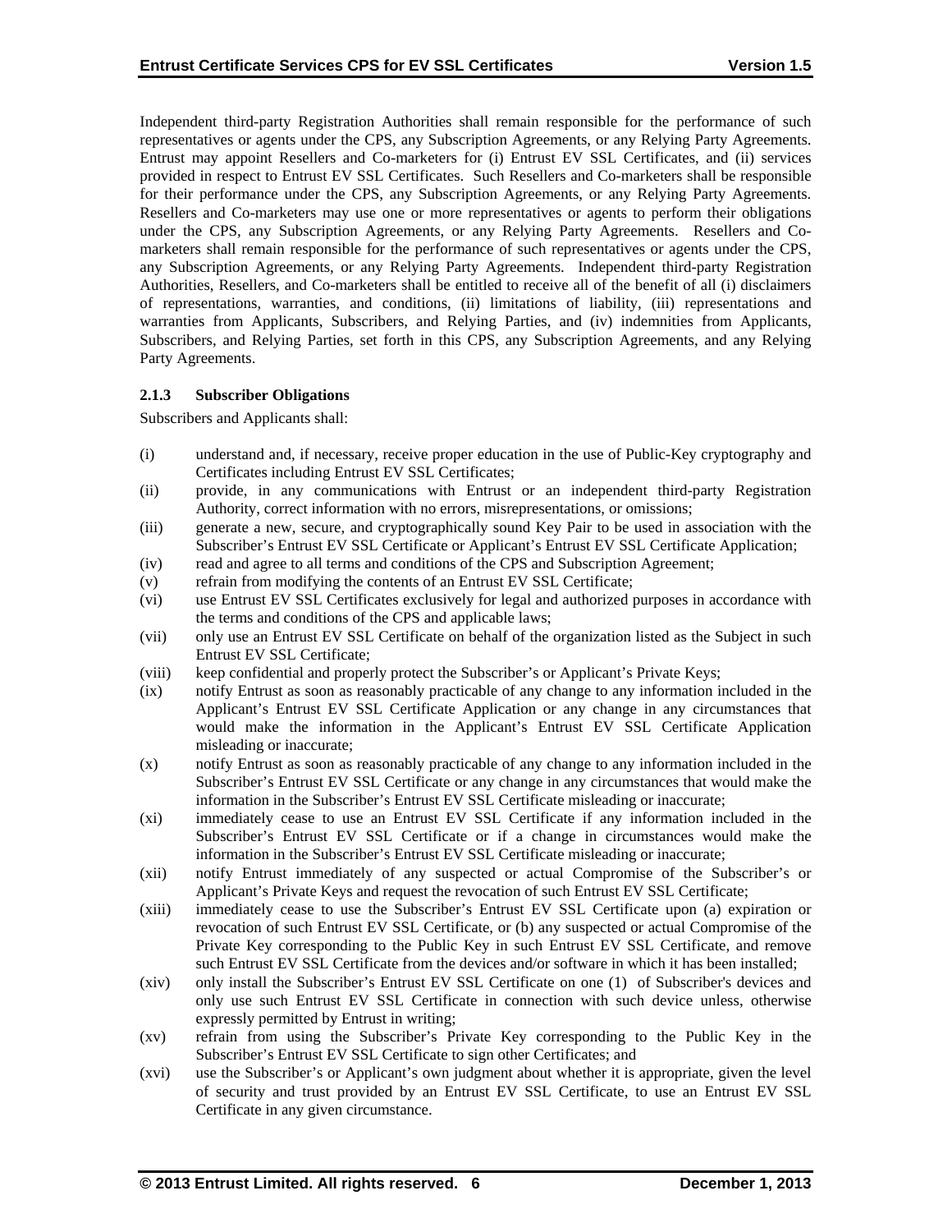Independent third-party Registration Authorities shall remain responsible for the performance of such representatives or agents under the CPS, any Subscription Agreements, or any Relying Party Agreements. Entrust may appoint Resellers and Co-marketers for (i) Entrust EV SSL Certificates, and (ii) services provided in respect to Entrust EV SSL Certificates. Such Resellers and Co-marketers shall be responsible for their performance under the CPS, any Subscription Agreements, or any Relying Party Agreements. Resellers and Co-marketers may use one or more representatives or agents to perform their obligations under the CPS, any Subscription Agreements, or any Relying Party Agreements. Resellers and Co-marketers shall remain responsible for the performance of such representatives or agents under the CPS, any Subscription Agreements, or any Relying Party Agreements. Independent third-party Registration Authorities, Resellers, and Co-marketers shall be entitled to receive all of the benefit of all (i) disclaimers of representations, warranties, and conditions, (ii) limitations of liability, (iii) representations and warranties from Applicants, Subscribers, and Relying Parties, and (iv) indemnities from Applicants, Subscribers, and Relying Parties, set forth in this CPS, any Subscription Agreements, and any Relying Party Agreements.

### 2.1.3 Subscriber Obligations

Subscribers and Applicants shall:

(i) understand and, if necessary, receive proper education in the use of Public-Key cryptography and Certificates including Entrust EV SSL Certificates;

(ii) provide, in any communications with Entrust or an independent third-party Registration Authority, correct information with no errors, misrepresentations, or omissions;

(iii) generate a new, secure, and cryptographically sound Key Pair to be used in association with the Subscriber's Entrust EV SSL Certificate or Applicant's Entrust EV SSL Certificate Application;

(iv) read and agree to all terms and conditions of the CPS and Subscription Agreement;

(v) refrain from modifying the contents of an Entrust EV SSL Certificate;

(vi) use Entrust EV SSL Certificates exclusively for legal and authorized purposes in accordance with the terms and conditions of the CPS and applicable laws;

(vii) only use an Entrust EV SSL Certificate on behalf of the organization listed as the Subject in such Entrust EV SSL Certificate;

(viii) keep confidential and properly protect the Subscriber's or Applicant's Private Keys;

(ix) notify Entrust as soon as reasonably practicable of any change to any information included in the Applicant's Entrust EV SSL Certificate Application or any change in any circumstances that would make the information in the Applicant's Entrust EV SSL Certificate Application misleading or inaccurate;

(x) notify Entrust as soon as reasonably practicable of any change to any information included in the Subscriber's Entrust EV SSL Certificate or any change in any circumstances that would make the information in the Subscriber's Entrust EV SSL Certificate misleading or inaccurate;

(xi) immediately cease to use an Entrust EV SSL Certificate if any information included in the Subscriber's Entrust EV SSL Certificate or if a change in circumstances would make the information in the Subscriber's Entrust EV SSL Certificate misleading or inaccurate;

(xii) notify Entrust immediately of any suspected or actual Compromise of the Subscriber's or Applicant's Private Keys and request the revocation of such Entrust EV SSL Certificate;

(xiii) immediately cease to use the Subscriber's Entrust EV SSL Certificate upon (a) expiration or revocation of such Entrust EV SSL Certificate, or (b) any suspected or actual Compromise of the Private Key corresponding to the Public Key in such Entrust EV SSL Certificate, and remove such Entrust EV SSL Certificate from the devices and/or software in which it has been installed;

(xiv) only install the Subscriber's Entrust EV SSL Certificate on one (1) of Subscriber's devices and only use such Entrust EV SSL Certificate in connection with such device unless, otherwise expressly permitted by Entrust in writing;

(xv) refrain from using the Subscriber's Private Key corresponding to the Public Key in the Subscriber's Entrust EV SSL Certificate to sign other Certificates; and

(xvi) use the Subscriber's or Applicant's own judgment about whether it is appropriate, given the level of security and trust provided by an Entrust EV SSL Certificate, to use an Entrust EV SSL Certificate in any given circumstance.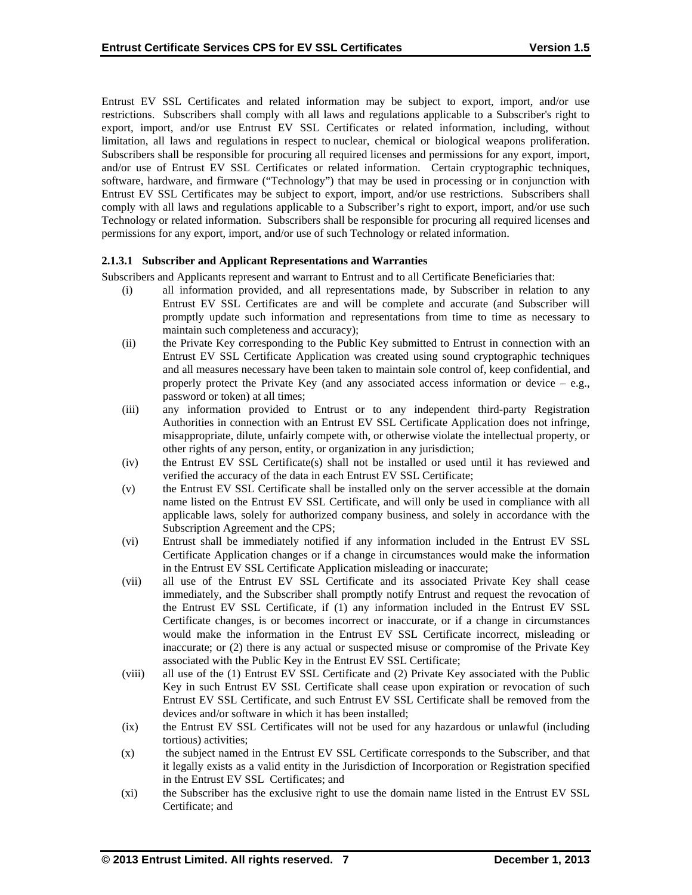Entrust EV SSL Certificates and related information may be subject to export, import, and/or use restrictions. Subscribers shall comply with all laws and regulations applicable to a Subscriber's right to export, import, and/or use Entrust EV SSL Certificates or related information, including, without limitation, all laws and regulations in respect to nuclear, chemical or biological weapons proliferation. Subscribers shall be responsible for procuring all required licenses and permissions for any export, import, and/or use of Entrust EV SSL Certificates or related information. Certain cryptographic techniques, software, hardware, and firmware ("Technology") that may be used in processing or in conjunction with Entrust EV SSL Certificates may be subject to export, import, and/or use restrictions. Subscribers shall comply with all laws and regulations applicable to a Subscriber's right to export, import, and/or use such Technology or related information. Subscribers shall be responsible for procuring all required licenses and permissions for any export, import, and/or use of such Technology or related information.

#### 2.1.3.1 Subscriber and Applicant Representations and Warranties

Subscribers and Applicants represent and warrant to Entrust and to all Certificate Beneficiaries that:

(i) all information provided, and all representations made, by Subscriber in relation to any Entrust EV SSL Certificates are and will be complete and accurate (and Subscriber will promptly update such information and representations from time to time as necessary to maintain such completeness and accuracy);

(ii) the Private Key corresponding to the Public Key submitted to Entrust in connection with an Entrust EV SSL Certificate Application was created using sound cryptographic techniques and all measures necessary have been taken to maintain sole control of, keep confidential, and properly protect the Private Key (and any associated access information or device – e.g., password or token) at all times;

(iii) any information provided to Entrust or to any independent third-party Registration Authorities in connection with an Entrust EV SSL Certificate Application does not infringe, misappropriate, dilute, unfairly compete with, or otherwise violate the intellectual property, or other rights of any person, entity, or organization in any jurisdiction;

(iv) the Entrust EV SSL Certificate(s) shall not be installed or used until it has reviewed and verified the accuracy of the data in each Entrust EV SSL Certificate;

(v) the Entrust EV SSL Certificate shall be installed only on the server accessible at the domain name listed on the Entrust EV SSL Certificate, and will only be used in compliance with all applicable laws, solely for authorized company business, and solely in accordance with the Subscription Agreement and the CPS;

(vi) Entrust shall be immediately notified if any information included in the Entrust EV SSL Certificate Application changes or if a change in circumstances would make the information in the Entrust EV SSL Certificate Application misleading or inaccurate;

(vii) all use of the Entrust EV SSL Certificate and its associated Private Key shall cease immediately, and the Subscriber shall promptly notify Entrust and request the revocation of the Entrust EV SSL Certificate, if (1) any information included in the Entrust EV SSL Certificate changes, is or becomes incorrect or inaccurate, or if a change in circumstances would make the information in the Entrust EV SSL Certificate incorrect, misleading or inaccurate; or (2) there is any actual or suspected misuse or compromise of the Private Key associated with the Public Key in the Entrust EV SSL Certificate;

(viii) all use of the (1) Entrust EV SSL Certificate and (2) Private Key associated with the Public Key in such Entrust EV SSL Certificate shall cease upon expiration or revocation of such Entrust EV SSL Certificate, and such Entrust EV SSL Certificate shall be removed from the devices and/or software in which it has been installed;

(ix) the Entrust EV SSL Certificates will not be used for any hazardous or unlawful (including tortious) activities;

(x) the subject named in the Entrust EV SSL Certificate corresponds to the Subscriber, and that it legally exists as a valid entity in the Jurisdiction of Incorporation or Registration specified in the Entrust EV SSL Certificates; and

(xi) the Subscriber has the exclusive right to use the domain name listed in the Entrust EV SSL Certificate; and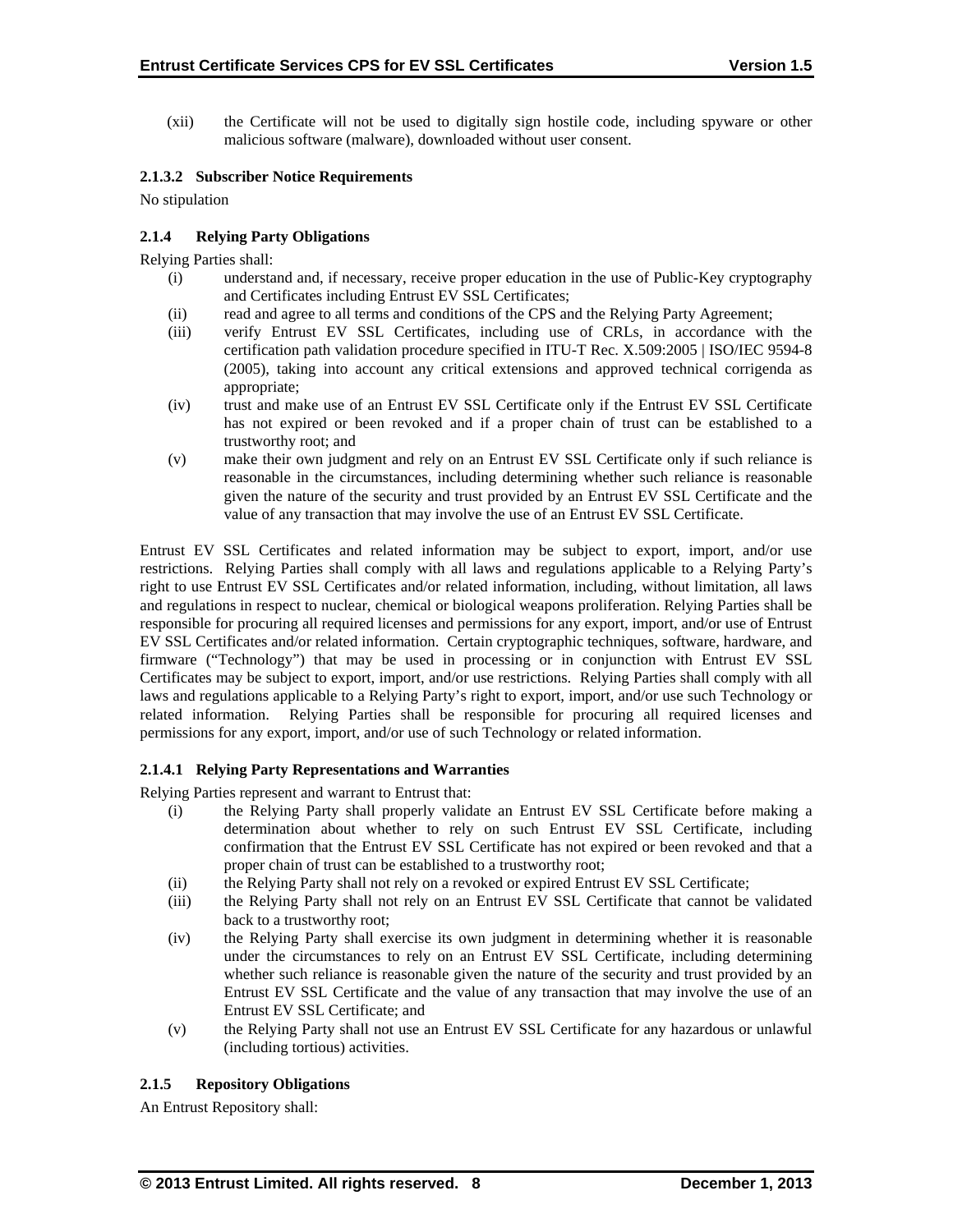(xii) the Certificate will not be used to digitally sign hostile code, including spyware or other malicious software (malware), downloaded without user consent.

#### 2.1.3.2 Subscriber Notice Requirements

No stipulation

### 2.1.4 Relying Party Obligations

Relying Parties shall:

- (i) understand and, if necessary, receive proper education in the use of Public-Key cryptography and Certificates including Entrust EV SSL Certificates;
- (ii) read and agree to all terms and conditions of the CPS and the Relying Party Agreement;
- (iii) verify Entrust EV SSL Certificates, including use of CRLs, in accordance with the certification path validation procedure specified in ITU-T Rec. X.509:2005 | ISO/IEC 9594-8 (2005), taking into account any critical extensions and approved technical corrigenda as appropriate;
- (iv) trust and make use of an Entrust EV SSL Certificate only if the Entrust EV SSL Certificate has not expired or been revoked and if a proper chain of trust can be established to a trustworthy root; and
- (v) make their own judgment and rely on an Entrust EV SSL Certificate only if such reliance is reasonable in the circumstances, including determining whether such reliance is reasonable given the nature of the security and trust provided by an Entrust EV SSL Certificate and the value of any transaction that may involve the use of an Entrust EV SSL Certificate.

Entrust EV SSL Certificates and related information may be subject to export, import, and/or use restrictions. Relying Parties shall comply with all laws and regulations applicable to a Relying Party's right to use Entrust EV SSL Certificates and/or related information, including, without limitation, all laws and regulations in respect to nuclear, chemical or biological weapons proliferation. Relying Parties shall be responsible for procuring all required licenses and permissions for any export, import, and/or use of Entrust EV SSL Certificates and/or related information. Certain cryptographic techniques, software, hardware, and firmware ("Technology") that may be used in processing or in conjunction with Entrust EV SSL Certificates may be subject to export, import, and/or use restrictions. Relying Parties shall comply with all laws and regulations applicable to a Relying Party's right to export, import, and/or use such Technology or related information. Relying Parties shall be responsible for procuring all required licenses and permissions for any export, import, and/or use of such Technology or related information.

#### 2.1.4.1 Relying Party Representations and Warranties

Relying Parties represent and warrant to Entrust that:

- (i) the Relying Party shall properly validate an Entrust EV SSL Certificate before making a determination about whether to rely on such Entrust EV SSL Certificate, including confirmation that the Entrust EV SSL Certificate has not expired or been revoked and that a proper chain of trust can be established to a trustworthy root;
- (ii) the Relying Party shall not rely on a revoked or expired Entrust EV SSL Certificate;
- (iii) the Relying Party shall not rely on an Entrust EV SSL Certificate that cannot be validated back to a trustworthy root;
- (iv) the Relying Party shall exercise its own judgment in determining whether it is reasonable under the circumstances to rely on an Entrust EV SSL Certificate, including determining whether such reliance is reasonable given the nature of the security and trust provided by an Entrust EV SSL Certificate and the value of any transaction that may involve the use of an Entrust EV SSL Certificate; and
- (v) the Relying Party shall not use an Entrust EV SSL Certificate for any hazardous or unlawful (including tortious) activities.

### 2.1.5 Repository Obligations

An Entrust Repository shall: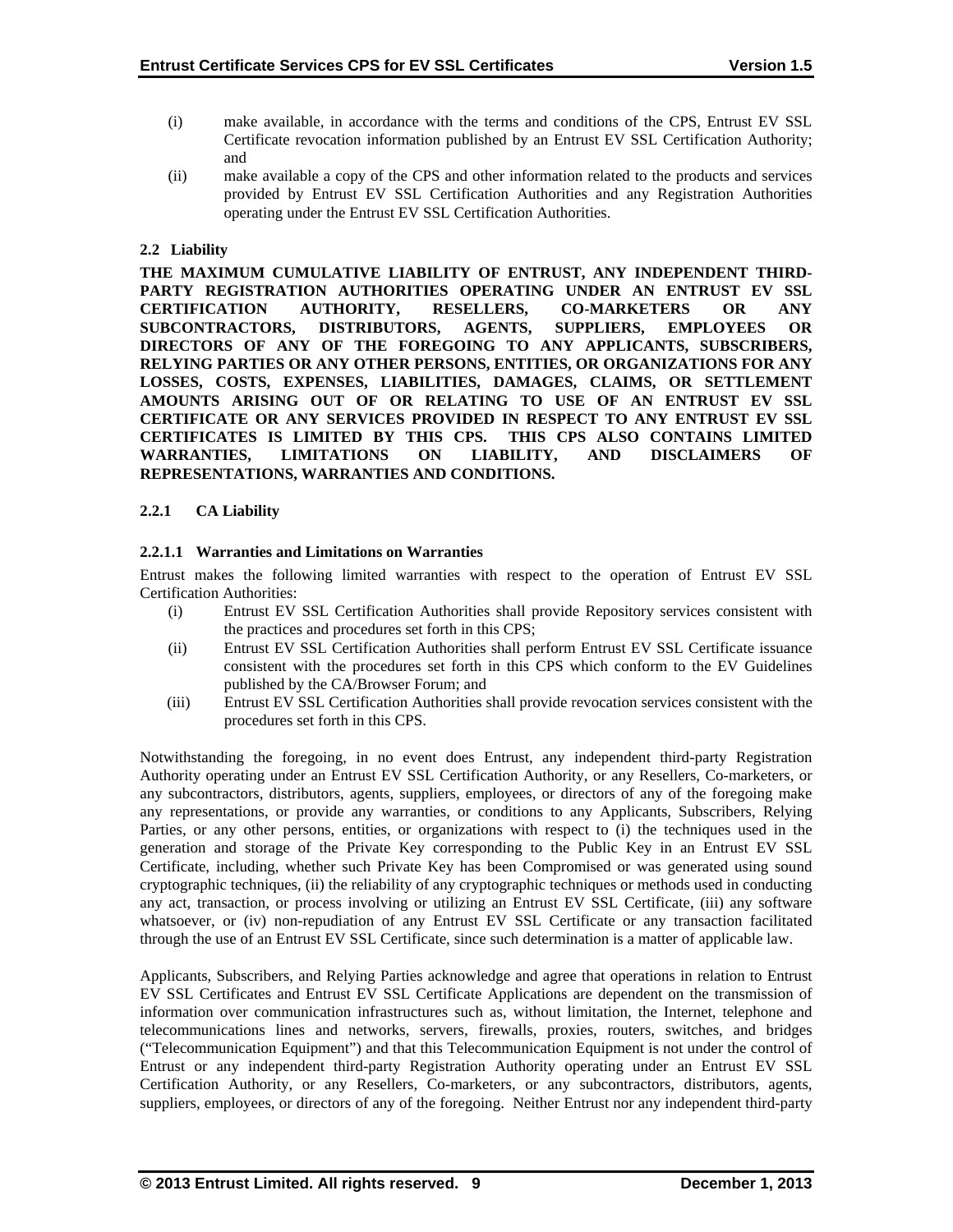(i) make available, in accordance with the terms and conditions of the CPS, Entrust EV SSL Certificate revocation information published by an Entrust EV SSL Certification Authority; and

(ii) make available a copy of the CPS and other information related to the products and services provided by Entrust EV SSL Certification Authorities and any Registration Authorities operating under the Entrust EV SSL Certification Authorities.

### 2.2 Liability

**THE MAXIMUM CUMULATIVE LIABILITY OF ENTRUST, ANY INDEPENDENT THIRD-PARTY REGISTRATION AUTHORITIES OPERATING UNDER AN ENTRUST EV SSL CERTIFICATION AUTHORITY, RESELLERS, CO-MARKETERS OR ANY SUBCONTRACTORS, DISTRIBUTORS, AGENTS, SUPPLIERS, EMPLOYEES OR DIRECTORS OF ANY OF THE FOREGOING TO ANY APPLICANTS, SUBSCRIBERS, RELYING PARTIES OR ANY OTHER PERSONS, ENTITIES, OR ORGANIZATIONS FOR ANY LOSSES, COSTS, EXPENSES, LIABILITIES, DAMAGES, CLAIMS, OR SETTLEMENT AMOUNTS ARISING OUT OF OR RELATING TO USE OF AN ENTRUST EV SSL CERTIFICATE OR ANY SERVICES PROVIDED IN RESPECT TO ANY ENTRUST EV SSL CERTIFICATES IS LIMITED BY THIS CPS. THIS CPS ALSO CONTAINS LIMITED WARRANTIES, LIMITATIONS ON LIABILITY, AND DISCLAIMERS OF REPRESENTATIONS, WARRANTIES AND CONDITIONS.**

#### 2.2.1 CA Liability

##### 2.2.1.1 Warranties and Limitations on Warranties

Entrust makes the following limited warranties with respect to the operation of Entrust EV SSL Certification Authorities:

(i) Entrust EV SSL Certification Authorities shall provide Repository services consistent with the practices and procedures set forth in this CPS;

(ii) Entrust EV SSL Certification Authorities shall perform Entrust EV SSL Certificate issuance consistent with the procedures set forth in this CPS which conform to the EV Guidelines published by the CA/Browser Forum; and

(iii) Entrust EV SSL Certification Authorities shall provide revocation services consistent with the procedures set forth in this CPS.

Notwithstanding the foregoing, in no event does Entrust, any independent third-party Registration Authority operating under an Entrust EV SSL Certification Authority, or any Resellers, Co-marketers, or any subcontractors, distributors, agents, suppliers, employees, or directors of any of the foregoing make any representations, or provide any warranties, or conditions to any Applicants, Subscribers, Relying Parties, or any other persons, entities, or organizations with respect to (i) the techniques used in the generation and storage of the Private Key corresponding to the Public Key in an Entrust EV SSL Certificate, including, whether such Private Key has been Compromised or was generated using sound cryptographic techniques, (ii) the reliability of any cryptographic techniques or methods used in conducting any act, transaction, or process involving or utilizing an Entrust EV SSL Certificate, (iii) any software whatsoever, or (iv) non-repudiation of any Entrust EV SSL Certificate or any transaction facilitated through the use of an Entrust EV SSL Certificate, since such determination is a matter of applicable law.

Applicants, Subscribers, and Relying Parties acknowledge and agree that operations in relation to Entrust EV SSL Certificates and Entrust EV SSL Certificate Applications are dependent on the transmission of information over communication infrastructures such as, without limitation, the Internet, telephone and telecommunications lines and networks, servers, firewalls, proxies, routers, switches, and bridges ("Telecommunication Equipment") and that this Telecommunication Equipment is not under the control of Entrust or any independent third-party Registration Authority operating under an Entrust EV SSL Certification Authority, or any Resellers, Co-marketers, or any subcontractors, distributors, agents, suppliers, employees, or directors of any of the foregoing. Neither Entrust nor any independent third-party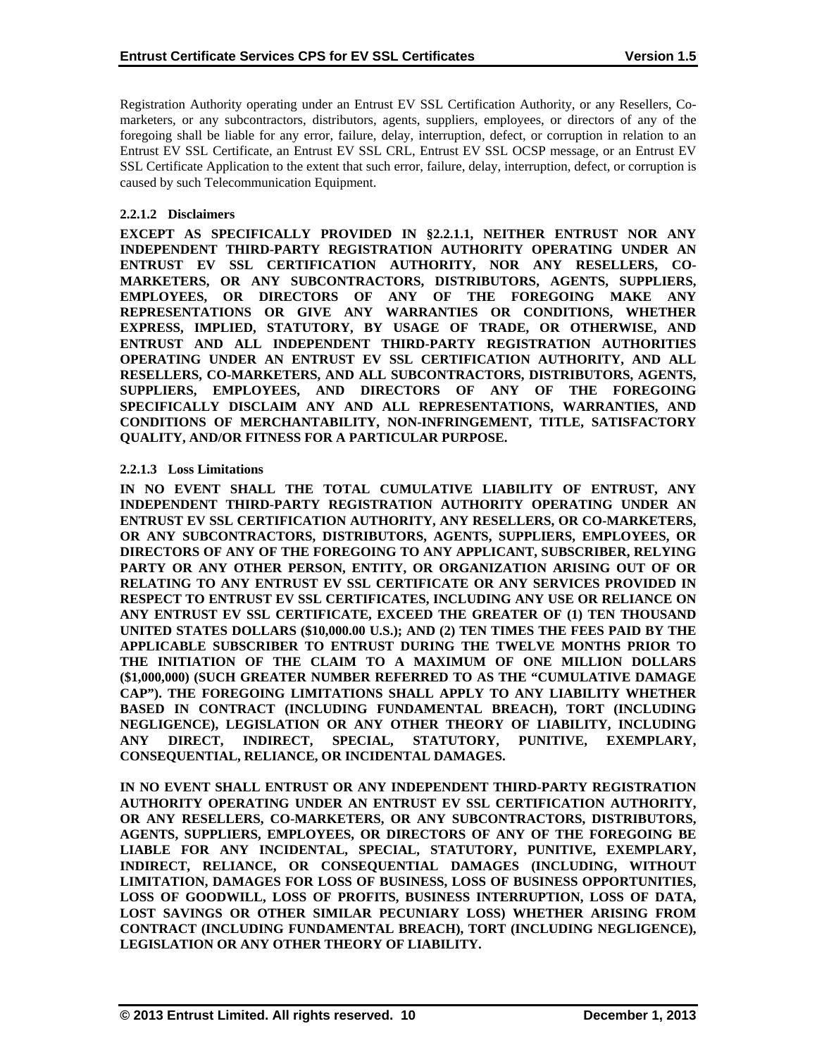Registration Authority operating under an Entrust EV SSL Certification Authority, or any Resellers, Co-marketers, or any subcontractors, distributors, agents, suppliers, employees, or directors of any of the foregoing shall be liable for any error, failure, delay, interruption, defect, or corruption in relation to an Entrust EV SSL Certificate, an Entrust EV SSL CRL, Entrust EV SSL OCSP message, or an Entrust EV SSL Certificate Application to the extent that such error, failure, delay, interruption, defect, or corruption is caused by such Telecommunication Equipment.

#### 2.2.1.2 Disclaimers

**EXCEPT AS SPECIFICALLY PROVIDED IN §2.2.1.1, NEITHER ENTRUST NOR ANY INDEPENDENT THIRD-PARTY REGISTRATION AUTHORITY OPERATING UNDER AN ENTRUST EV SSL CERTIFICATION AUTHORITY, NOR ANY RESELLERS, CO-MARKETERS, OR ANY SUBCONTRACTORS, DISTRIBUTORS, AGENTS, SUPPLIERS, EMPLOYEES, OR DIRECTORS OF ANY OF THE FOREGOING MAKE ANY REPRESENTATIONS OR GIVE ANY WARRANTIES OR CONDITIONS, WHETHER EXPRESS, IMPLIED, STATUTORY, BY USAGE OF TRADE, OR OTHERWISE, AND ENTRUST AND ALL INDEPENDENT THIRD-PARTY REGISTRATION AUTHORITIES OPERATING UNDER AN ENTRUST EV SSL CERTIFICATION AUTHORITY, AND ALL RESELLERS, CO-MARKETERS, AND ALL SUBCONTRACTORS, DISTRIBUTORS, AGENTS, SUPPLIERS, EMPLOYEES, AND DIRECTORS OF ANY OF THE FOREGOING SPECIFICALLY DISCLAIM ANY AND ALL REPRESENTATIONS, WARRANTIES, AND CONDITIONS OF MERCHANTABILITY, NON-INFRINGEMENT, TITLE, SATISFACTORY QUALITY, AND/OR FITNESS FOR A PARTICULAR PURPOSE.**

#### 2.2.1.3 Loss Limitations

**IN NO EVENT SHALL THE TOTAL CUMULATIVE LIABILITY OF ENTRUST, ANY INDEPENDENT THIRD-PARTY REGISTRATION AUTHORITY OPERATING UNDER AN ENTRUST EV SSL CERTIFICATION AUTHORITY, ANY RESELLERS, OR CO-MARKETERS, OR ANY SUBCONTRACTORS, DISTRIBUTORS, AGENTS, SUPPLIERS, EMPLOYEES, OR DIRECTORS OF ANY OF THE FOREGOING TO ANY APPLICANT, SUBSCRIBER, RELYING PARTY OR ANY OTHER PERSON, ENTITY, OR ORGANIZATION ARISING OUT OF OR RELATING TO ANY ENTRUST EV SSL CERTIFICATE OR ANY SERVICES PROVIDED IN RESPECT TO ENTRUST EV SSL CERTIFICATES, INCLUDING ANY USE OR RELIANCE ON ANY ENTRUST EV SSL CERTIFICATE, EXCEED THE GREATER OF (1) TEN THOUSAND UNITED STATES DOLLARS ($10,000.00 U.S.); AND (2) TEN TIMES THE FEES PAID BY THE APPLICABLE SUBSCRIBER TO ENTRUST DURING THE TWELVE MONTHS PRIOR TO THE INITIATION OF THE CLAIM TO A MAXIMUM OF ONE MILLION DOLLARS ($1,000,000) (SUCH GREATER NUMBER REFERRED TO AS THE "CUMULATIVE DAMAGE CAP"). THE FOREGOING LIMITATIONS SHALL APPLY TO ANY LIABILITY WHETHER BASED IN CONTRACT (INCLUDING FUNDAMENTAL BREACH), TORT (INCLUDING NEGLIGENCE), LEGISLATION OR ANY OTHER THEORY OF LIABILITY, INCLUDING ANY DIRECT, INDIRECT, SPECIAL, STATUTORY, PUNITIVE, EXEMPLARY, CONSEQUENTIAL, RELIANCE, OR INCIDENTAL DAMAGES.**

**IN NO EVENT SHALL ENTRUST OR ANY INDEPENDENT THIRD-PARTY REGISTRATION AUTHORITY OPERATING UNDER AN ENTRUST EV SSL CERTIFICATION AUTHORITY, OR ANY RESELLERS, CO-MARKETERS, OR ANY SUBCONTRACTORS, DISTRIBUTORS, AGENTS, SUPPLIERS, EMPLOYEES, OR DIRECTORS OF ANY OF THE FOREGOING BE LIABLE FOR ANY INCIDENTAL, SPECIAL, STATUTORY, PUNITIVE, EXEMPLARY, INDIRECT, RELIANCE, OR CONSEQUENTIAL DAMAGES (INCLUDING, WITHOUT LIMITATION, DAMAGES FOR LOSS OF BUSINESS, LOSS OF BUSINESS OPPORTUNITIES, LOSS OF GOODWILL, LOSS OF PROFITS, BUSINESS INTERRUPTION, LOSS OF DATA, LOST SAVINGS OR OTHER SIMILAR PECUNIARY LOSS) WHETHER ARISING FROM CONTRACT (INCLUDING FUNDAMENTAL BREACH), TORT (INCLUDING NEGLIGENCE), LEGISLATION OR ANY OTHER THEORY OF LIABILITY.**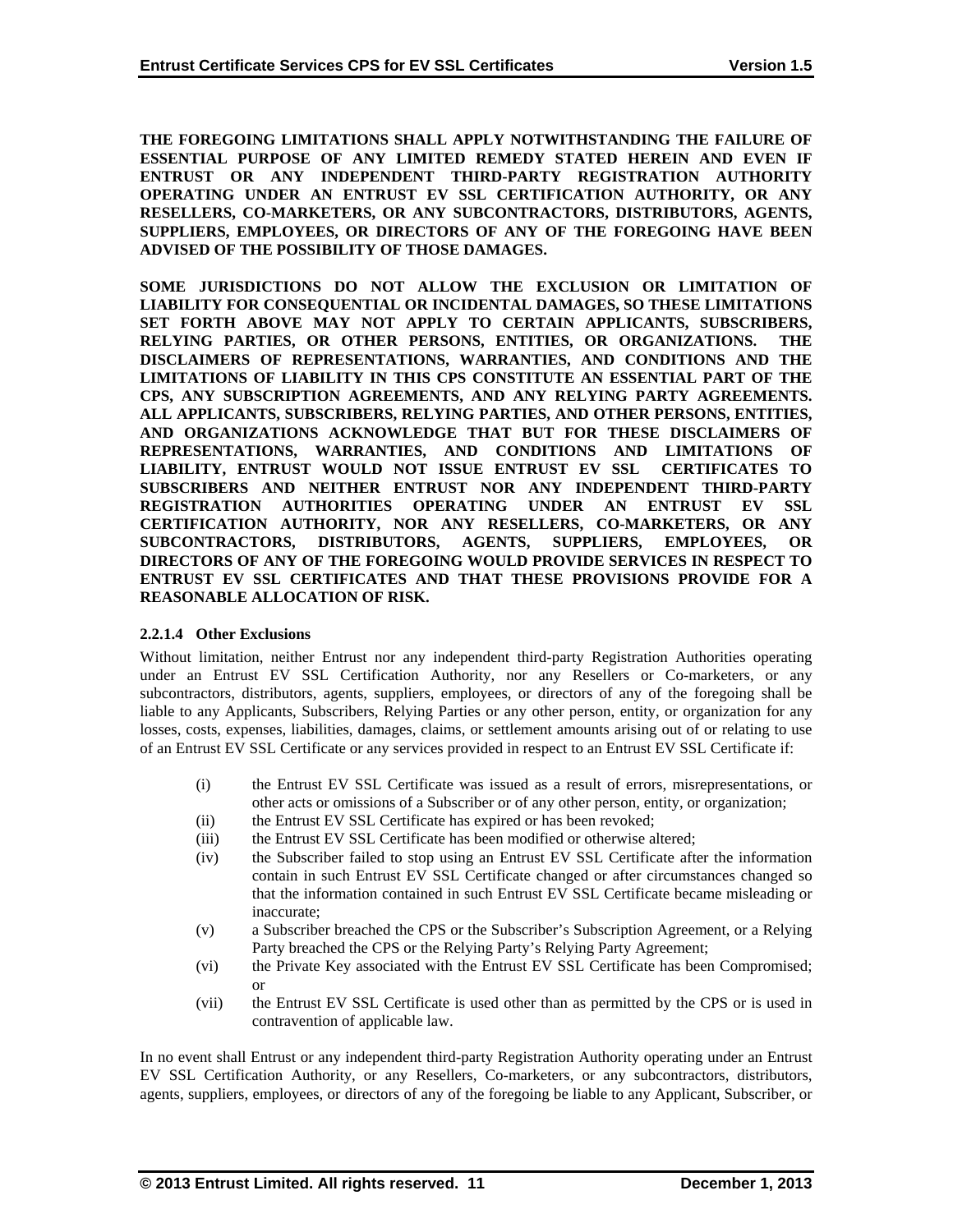**THE FOREGOING LIMITATIONS SHALL APPLY NOTWITHSTANDING THE FAILURE OF ESSENTIAL PURPOSE OF ANY LIMITED REMEDY STATED HEREIN AND EVEN IF ENTRUST OR ANY INDEPENDENT THIRD-PARTY REGISTRATION AUTHORITY OPERATING UNDER AN ENTRUST EV SSL CERTIFICATION AUTHORITY, OR ANY RESELLERS, CO-MARKETERS, OR ANY SUBCONTRACTORS, DISTRIBUTORS, AGENTS, SUPPLIERS, EMPLOYEES, OR DIRECTORS OF ANY OF THE FOREGOING HAVE BEEN ADVISED OF THE POSSIBILITY OF THOSE DAMAGES.**

**SOME JURISDICTIONS DO NOT ALLOW THE EXCLUSION OR LIMITATION OF LIABILITY FOR CONSEQUENTIAL OR INCIDENTAL DAMAGES, SO THESE LIMITATIONS SET FORTH ABOVE MAY NOT APPLY TO CERTAIN APPLICANTS, SUBSCRIBERS, RELYING PARTIES, OR OTHER PERSONS, ENTITIES, OR ORGANIZATIONS. THE DISCLAIMERS OF REPRESENTATIONS, WARRANTIES, AND CONDITIONS AND THE LIMITATIONS OF LIABILITY IN THIS CPS CONSTITUTE AN ESSENTIAL PART OF THE CPS, ANY SUBSCRIPTION AGREEMENTS, AND ANY RELYING PARTY AGREEMENTS. ALL APPLICANTS, SUBSCRIBERS, RELYING PARTIES, AND OTHER PERSONS, ENTITIES, AND ORGANIZATIONS ACKNOWLEDGE THAT BUT FOR THESE DISCLAIMERS OF REPRESENTATIONS, WARRANTIES, AND CONDITIONS AND LIMITATIONS OF LIABILITY, ENTRUST WOULD NOT ISSUE ENTRUST EV SSL CERTIFICATES TO SUBSCRIBERS AND NEITHER ENTRUST NOR ANY INDEPENDENT THIRD-PARTY REGISTRATION AUTHORITIES OPERATING UNDER AN ENTRUST EV SSL CERTIFICATION AUTHORITY, NOR ANY RESELLERS, CO-MARKETERS, OR ANY SUBCONTRACTORS, DISTRIBUTORS, AGENTS, SUPPLIERS, EMPLOYEES, OR DIRECTORS OF ANY OF THE FOREGOING WOULD PROVIDE SERVICES IN RESPECT TO ENTRUST EV SSL CERTIFICATES AND THAT THESE PROVISIONS PROVIDE FOR A REASONABLE ALLOCATION OF RISK.**

#### 2.2.1.4 Other Exclusions

Without limitation, neither Entrust nor any independent third-party Registration Authorities operating under an Entrust EV SSL Certification Authority, nor any Resellers or Co-marketers, or any subcontractors, distributors, agents, suppliers, employees, or directors of any of the foregoing shall be liable to any Applicants, Subscribers, Relying Parties or any other person, entity, or organization for any losses, costs, expenses, liabilities, damages, claims, or settlement amounts arising out of or relating to use of an Entrust EV SSL Certificate or any services provided in respect to an Entrust EV SSL Certificate if:

(i) the Entrust EV SSL Certificate was issued as a result of errors, misrepresentations, or other acts or omissions of a Subscriber or of any other person, entity, or organization;

(ii) the Entrust EV SSL Certificate has expired or has been revoked;

(iii) the Entrust EV SSL Certificate has been modified or otherwise altered;

(iv) the Subscriber failed to stop using an Entrust EV SSL Certificate after the information contain in such Entrust EV SSL Certificate changed or after circumstances changed so that the information contained in such Entrust EV SSL Certificate became misleading or inaccurate;

(v) a Subscriber breached the CPS or the Subscriber's Subscription Agreement, or a Relying Party breached the CPS or the Relying Party's Relying Party Agreement;

(vi) the Private Key associated with the Entrust EV SSL Certificate has been Compromised; or

(vii) the Entrust EV SSL Certificate is used other than as permitted by the CPS or is used in contravention of applicable law.

In no event shall Entrust or any independent third-party Registration Authority operating under an Entrust EV SSL Certification Authority, or any Resellers, Co-marketers, or any subcontractors, distributors, agents, suppliers, employees, or directors of any of the foregoing be liable to any Applicant, Subscriber, or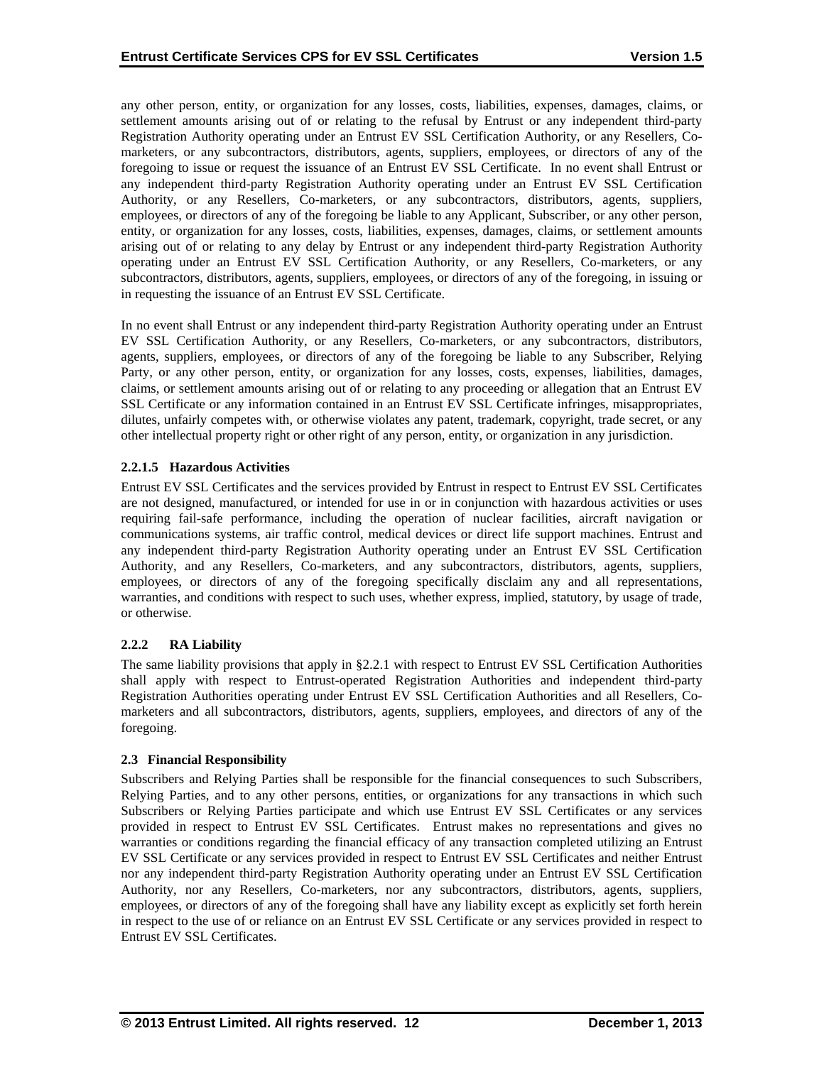any other person, entity, or organization for any losses, costs, liabilities, expenses, damages, claims, or settlement amounts arising out of or relating to the refusal by Entrust or any independent third-party Registration Authority operating under an Entrust EV SSL Certification Authority, or any Resellers, Co-marketers, or any subcontractors, distributors, agents, suppliers, employees, or directors of any of the foregoing to issue or request the issuance of an Entrust EV SSL Certificate. In no event shall Entrust or any independent third-party Registration Authority operating under an Entrust EV SSL Certification Authority, or any Resellers, Co-marketers, or any subcontractors, distributors, agents, suppliers, employees, or directors of any of the foregoing be liable to any Applicant, Subscriber, or any other person, entity, or organization for any losses, costs, liabilities, expenses, damages, claims, or settlement amounts arising out of or relating to any delay by Entrust or any independent third-party Registration Authority operating under an Entrust EV SSL Certification Authority, or any Resellers, Co-marketers, or any subcontractors, distributors, agents, suppliers, employees, or directors of any of the foregoing, in issuing or in requesting the issuance of an Entrust EV SSL Certificate.

In no event shall Entrust or any independent third-party Registration Authority operating under an Entrust EV SSL Certification Authority, or any Resellers, Co-marketers, or any subcontractors, distributors, agents, suppliers, employees, or directors of any of the foregoing be liable to any Subscriber, Relying Party, or any other person, entity, or organization for any losses, costs, expenses, liabilities, damages, claims, or settlement amounts arising out of or relating to any proceeding or allegation that an Entrust EV SSL Certificate or any information contained in an Entrust EV SSL Certificate infringes, misappropriates, dilutes, unfairly competes with, or otherwise violates any patent, trademark, copyright, trade secret, or any other intellectual property right or other right of any person, entity, or organization in any jurisdiction.

#### 2.2.1.5 Hazardous Activities

Entrust EV SSL Certificates and the services provided by Entrust in respect to Entrust EV SSL Certificates are not designed, manufactured, or intended for use in or in conjunction with hazardous activities or uses requiring fail-safe performance, including the operation of nuclear facilities, aircraft navigation or communications systems, air traffic control, medical devices or direct life support machines. Entrust and any independent third-party Registration Authority operating under an Entrust EV SSL Certification Authority, and any Resellers, Co-marketers, and any subcontractors, distributors, agents, suppliers, employees, or directors of any of the foregoing specifically disclaim any and all representations, warranties, and conditions with respect to such uses, whether express, implied, statutory, by usage of trade, or otherwise.

### 2.2.2 RA Liability

The same liability provisions that apply in §2.2.1 with respect to Entrust EV SSL Certification Authorities shall apply with respect to Entrust-operated Registration Authorities and independent third-party Registration Authorities operating under Entrust EV SSL Certification Authorities and all Resellers, Co-marketers and all subcontractors, distributors, agents, suppliers, employees, and directors of any of the foregoing.

## 2.3 Financial Responsibility

Subscribers and Relying Parties shall be responsible for the financial consequences to such Subscribers, Relying Parties, and to any other persons, entities, or organizations for any transactions in which such Subscribers or Relying Parties participate and which use Entrust EV SSL Certificates or any services provided in respect to Entrust EV SSL Certificates. Entrust makes no representations and gives no warranties or conditions regarding the financial efficacy of any transaction completed utilizing an Entrust EV SSL Certificate or any services provided in respect to Entrust EV SSL Certificates and neither Entrust nor any independent third-party Registration Authority operating under an Entrust EV SSL Certification Authority, nor any Resellers, Co-marketers, nor any subcontractors, distributors, agents, suppliers, employees, or directors of any of the foregoing shall have any liability except as explicitly set forth herein in respect to the use of or reliance on an Entrust EV SSL Certificate or any services provided in respect to Entrust EV SSL Certificates.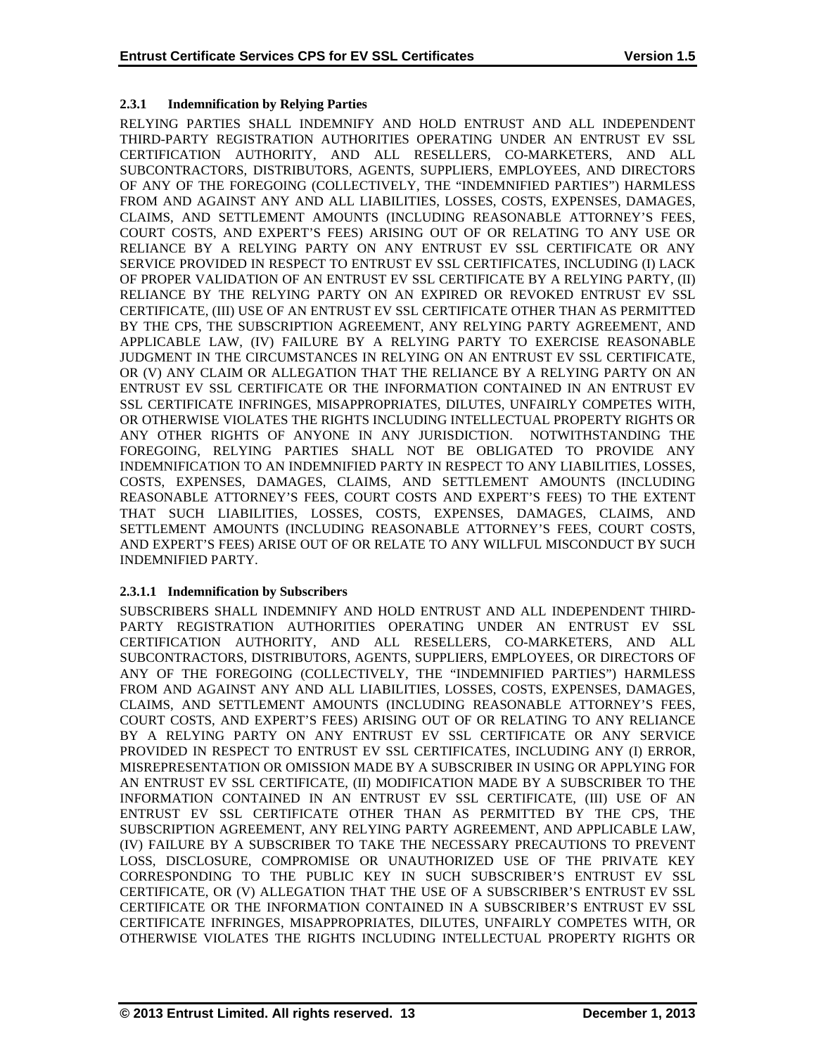### 2.3.1 Indemnification by Relying Parties

RELYING PARTIES SHALL INDEMNIFY AND HOLD ENTRUST AND ALL INDEPENDENT THIRD-PARTY REGISTRATION AUTHORITIES OPERATING UNDER AN ENTRUST EV SSL CERTIFICATION AUTHORITY, AND ALL RESELLERS, CO-MARKETERS, AND ALL SUBCONTRACTORS, DISTRIBUTORS, AGENTS, SUPPLIERS, EMPLOYEES, AND DIRECTORS OF ANY OF THE FOREGOING (COLLECTIVELY, THE "INDEMNIFIED PARTIES") HARMLESS FROM AND AGAINST ANY AND ALL LIABILITIES, LOSSES, COSTS, EXPENSES, DAMAGES, CLAIMS, AND SETTLEMENT AMOUNTS (INCLUDING REASONABLE ATTORNEY'S FEES, COURT COSTS, AND EXPERT'S FEES) ARISING OUT OF OR RELATING TO ANY USE OR RELIANCE BY A RELYING PARTY ON ANY ENTRUST EV SSL CERTIFICATE OR ANY SERVICE PROVIDED IN RESPECT TO ENTRUST EV SSL CERTIFICATES, INCLUDING (I) LACK OF PROPER VALIDATION OF AN ENTRUST EV SSL CERTIFICATE BY A RELYING PARTY, (II) RELIANCE BY THE RELYING PARTY ON AN EXPIRED OR REVOKED ENTRUST EV SSL CERTIFICATE, (III) USE OF AN ENTRUST EV SSL CERTIFICATE OTHER THAN AS PERMITTED BY THE CPS, THE SUBSCRIPTION AGREEMENT, ANY RELYING PARTY AGREEMENT, AND APPLICABLE LAW, (IV) FAILURE BY A RELYING PARTY TO EXERCISE REASONABLE JUDGMENT IN THE CIRCUMSTANCES IN RELYING ON AN ENTRUST EV SSL CERTIFICATE, OR (V) ANY CLAIM OR ALLEGATION THAT THE RELIANCE BY A RELYING PARTY ON AN ENTRUST EV SSL CERTIFICATE OR THE INFORMATION CONTAINED IN AN ENTRUST EV SSL CERTIFICATE INFRINGES, MISAPPROPRIATES, DILUTES, UNFAIRLY COMPETES WITH, OR OTHERWISE VIOLATES THE RIGHTS INCLUDING INTELLECTUAL PROPERTY RIGHTS OR ANY OTHER RIGHTS OF ANYONE IN ANY JURISDICTION. NOTWITHSTANDING THE FOREGOING, RELYING PARTIES SHALL NOT BE OBLIGATED TO PROVIDE ANY INDEMNIFICATION TO AN INDEMNIFIED PARTY IN RESPECT TO ANY LIABILITIES, LOSSES, COSTS, EXPENSES, DAMAGES, CLAIMS, AND SETTLEMENT AMOUNTS (INCLUDING REASONABLE ATTORNEY'S FEES, COURT COSTS AND EXPERT'S FEES) TO THE EXTENT THAT SUCH LIABILITIES, LOSSES, COSTS, EXPENSES, DAMAGES, CLAIMS, AND SETTLEMENT AMOUNTS (INCLUDING REASONABLE ATTORNEY'S FEES, COURT COSTS, AND EXPERT'S FEES) ARISE OUT OF OR RELATE TO ANY WILLFUL MISCONDUCT BY SUCH INDEMNIFIED PARTY.

#### 2.3.1.1 Indemnification by Subscribers

SUBSCRIBERS SHALL INDEMNIFY AND HOLD ENTRUST AND ALL INDEPENDENT THIRD-PARTY REGISTRATION AUTHORITIES OPERATING UNDER AN ENTRUST EV SSL CERTIFICATION AUTHORITY, AND ALL RESELLERS, CO-MARKETERS, AND ALL SUBCONTRACTORS, DISTRIBUTORS, AGENTS, SUPPLIERS, EMPLOYEES, OR DIRECTORS OF ANY OF THE FOREGOING (COLLECTIVELY, THE "INDEMNIFIED PARTIES") HARMLESS FROM AND AGAINST ANY AND ALL LIABILITIES, LOSSES, COSTS, EXPENSES, DAMAGES, CLAIMS, AND SETTLEMENT AMOUNTS (INCLUDING REASONABLE ATTORNEY'S FEES, COURT COSTS, AND EXPERT'S FEES) ARISING OUT OF OR RELATING TO ANY RELIANCE BY A RELYING PARTY ON ANY ENTRUST EV SSL CERTIFICATE OR ANY SERVICE PROVIDED IN RESPECT TO ENTRUST EV SSL CERTIFICATES, INCLUDING ANY (I) ERROR, MISREPRESENTATION OR OMISSION MADE BY A SUBSCRIBER IN USING OR APPLYING FOR AN ENTRUST EV SSL CERTIFICATE, (II) MODIFICATION MADE BY A SUBSCRIBER TO THE INFORMATION CONTAINED IN AN ENTRUST EV SSL CERTIFICATE, (III) USE OF AN ENTRUST EV SSL CERTIFICATE OTHER THAN AS PERMITTED BY THE CPS, THE SUBSCRIPTION AGREEMENT, ANY RELYING PARTY AGREEMENT, AND APPLICABLE LAW, (IV) FAILURE BY A SUBSCRIBER TO TAKE THE NECESSARY PRECAUTIONS TO PREVENT LOSS, DISCLOSURE, COMPROMISE OR UNAUTHORIZED USE OF THE PRIVATE KEY CORRESPONDING TO THE PUBLIC KEY IN SUCH SUBSCRIBER'S ENTRUST EV SSL CERTIFICATE, OR (V) ALLEGATION THAT THE USE OF A SUBSCRIBER'S ENTRUST EV SSL CERTIFICATE OR THE INFORMATION CONTAINED IN A SUBSCRIBER'S ENTRUST EV SSL CERTIFICATE INFRINGES, MISAPPROPRIATES, DILUTES, UNFAIRLY COMPETES WITH, OR OTHERWISE VIOLATES THE RIGHTS INCLUDING INTELLECTUAL PROPERTY RIGHTS OR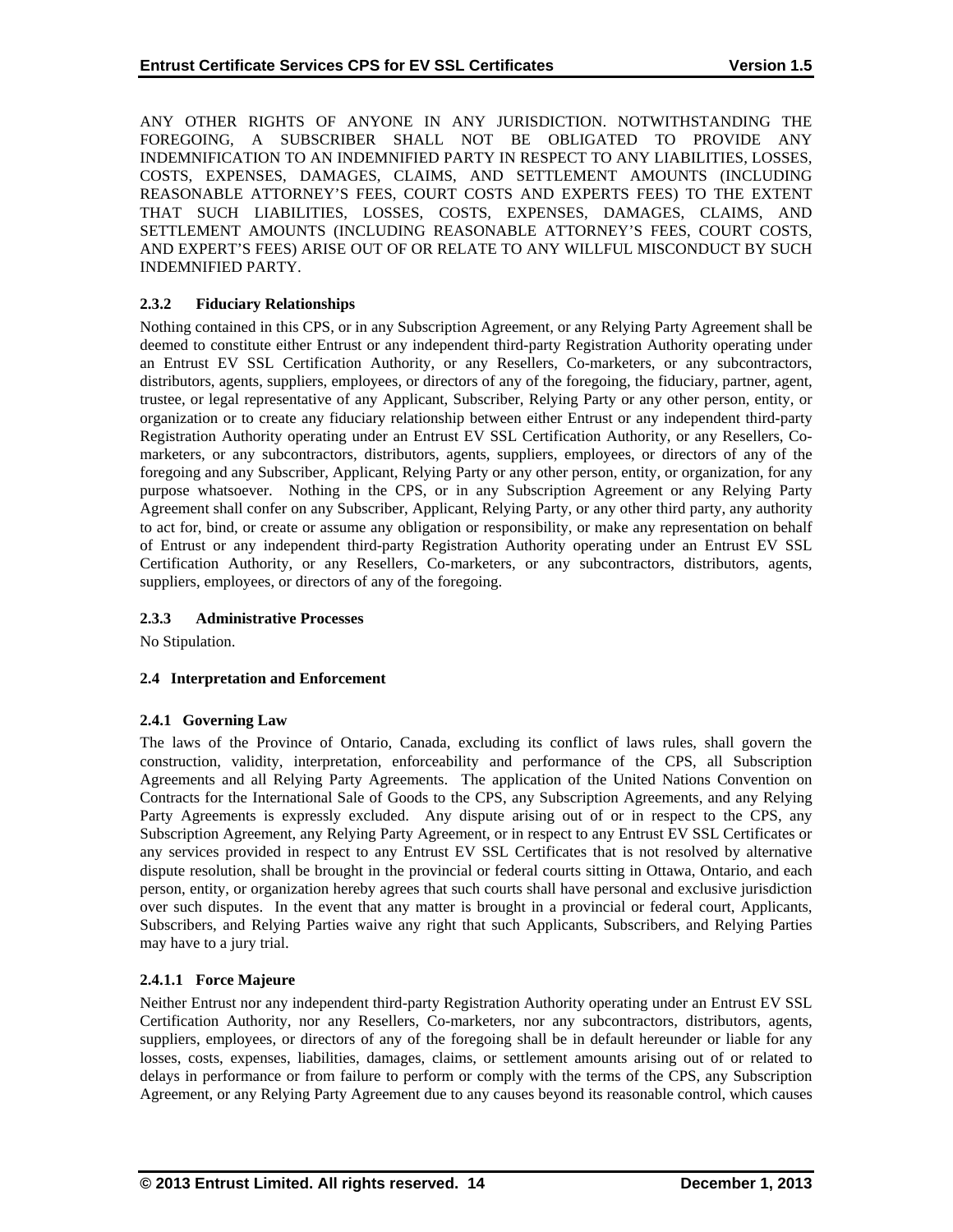ANY OTHER RIGHTS OF ANYONE IN ANY JURISDICTION. NOTWITHSTANDING THE FOREGOING, A SUBSCRIBER SHALL NOT BE OBLIGATED TO PROVIDE ANY INDEMNIFICATION TO AN INDEMNIFIED PARTY IN RESPECT TO ANY LIABILITIES, LOSSES, COSTS, EXPENSES, DAMAGES, CLAIMS, AND SETTLEMENT AMOUNTS (INCLUDING REASONABLE ATTORNEY'S FEES, COURT COSTS AND EXPERTS FEES) TO THE EXTENT THAT SUCH LIABILITIES, LOSSES, COSTS, EXPENSES, DAMAGES, CLAIMS, AND SETTLEMENT AMOUNTS (INCLUDING REASONABLE ATTORNEY'S FEES, COURT COSTS, AND EXPERT'S FEES) ARISE OUT OF OR RELATE TO ANY WILLFUL MISCONDUCT BY SUCH INDEMNIFIED PARTY.

### 2.3.2 Fiduciary Relationships

Nothing contained in this CPS, or in any Subscription Agreement, or any Relying Party Agreement shall be deemed to constitute either Entrust or any independent third-party Registration Authority operating under an Entrust EV SSL Certification Authority, or any Resellers, Co-marketers, or any subcontractors, distributors, agents, suppliers, employees, or directors of any of the foregoing, the fiduciary, partner, agent, trustee, or legal representative of any Applicant, Subscriber, Relying Party or any other person, entity, or organization or to create any fiduciary relationship between either Entrust or any independent third-party Registration Authority operating under an Entrust EV SSL Certification Authority, or any Resellers, Co-marketers, or any subcontractors, distributors, agents, suppliers, employees, or directors of any of the foregoing and any Subscriber, Applicant, Relying Party or any other person, entity, or organization, for any purpose whatsoever. Nothing in the CPS, or in any Subscription Agreement or any Relying Party Agreement shall confer on any Subscriber, Applicant, Relying Party, or any other third party, any authority to act for, bind, or create or assume any obligation or responsibility, or make any representation on behalf of Entrust or any independent third-party Registration Authority operating under an Entrust EV SSL Certification Authority, or any Resellers, Co-marketers, or any subcontractors, distributors, agents, suppliers, employees, or directors of any of the foregoing.

### 2.3.3 Administrative Processes

No Stipulation.

## 2.4 Interpretation and Enforcement

### 2.4.1 Governing Law

The laws of the Province of Ontario, Canada, excluding its conflict of laws rules, shall govern the construction, validity, interpretation, enforceability and performance of the CPS, all Subscription Agreements and all Relying Party Agreements. The application of the United Nations Convention on Contracts for the International Sale of Goods to the CPS, any Subscription Agreements, and any Relying Party Agreements is expressly excluded. Any dispute arising out of or in respect to the CPS, any Subscription Agreement, any Relying Party Agreement, or in respect to any Entrust EV SSL Certificates or any services provided in respect to any Entrust EV SSL Certificates that is not resolved by alternative dispute resolution, shall be brought in the provincial or federal courts sitting in Ottawa, Ontario, and each person, entity, or organization hereby agrees that such courts shall have personal and exclusive jurisdiction over such disputes. In the event that any matter is brought in a provincial or federal court, Applicants, Subscribers, and Relying Parties waive any right that such Applicants, Subscribers, and Relying Parties may have to a jury trial.

#### 2.4.1.1 Force Majeure

Neither Entrust nor any independent third-party Registration Authority operating under an Entrust EV SSL Certification Authority, nor any Resellers, Co-marketers, nor any subcontractors, distributors, agents, suppliers, employees, or directors of any of the foregoing shall be in default hereunder or liable for any losses, costs, expenses, liabilities, damages, claims, or settlement amounts arising out of or related to delays in performance or from failure to perform or comply with the terms of the CPS, any Subscription Agreement, or any Relying Party Agreement due to any causes beyond its reasonable control, which causes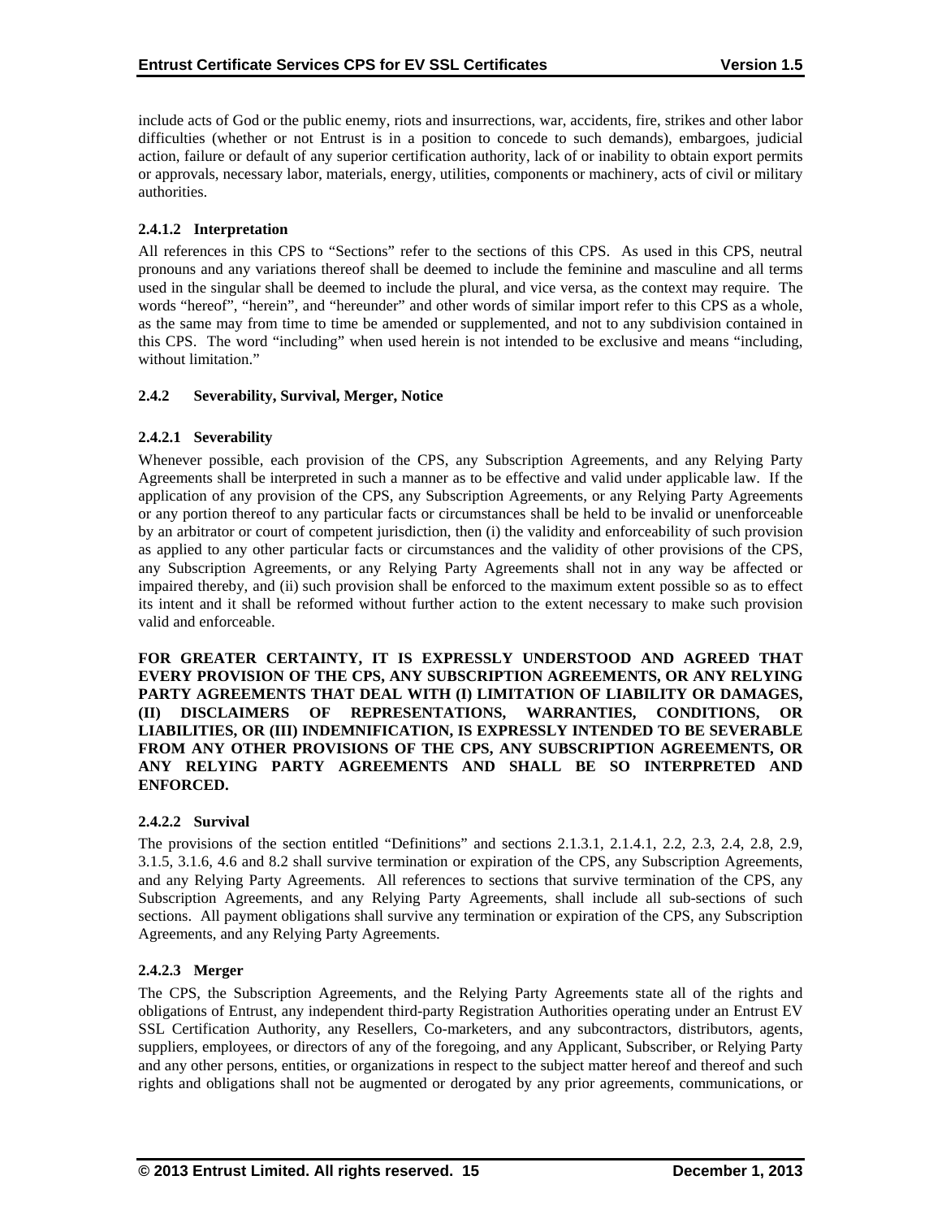include acts of God or the public enemy, riots and insurrections, war, accidents, fire, strikes and other labor difficulties (whether or not Entrust is in a position to concede to such demands), embargoes, judicial action, failure or default of any superior certification authority, lack of or inability to obtain export permits or approvals, necessary labor, materials, energy, utilities, components or machinery, acts of civil or military authorities.

#### 2.4.1.2 Interpretation

All references in this CPS to "Sections" refer to the sections of this CPS. As used in this CPS, neutral pronouns and any variations thereof shall be deemed to include the feminine and masculine and all terms used in the singular shall be deemed to include the plural, and vice versa, as the context may require. The words "hereof", "herein", and "hereunder" and other words of similar import refer to this CPS as a whole, as the same may from time to time be amended or supplemented, and not to any subdivision contained in this CPS. The word "including" when used herein is not intended to be exclusive and means "including, without limitation."

### 2.4.2 Severability, Survival, Merger, Notice

#### 2.4.2.1 Severability

Whenever possible, each provision of the CPS, any Subscription Agreements, and any Relying Party Agreements shall be interpreted in such a manner as to be effective and valid under applicable law. If the application of any provision of the CPS, any Subscription Agreements, or any Relying Party Agreements or any portion thereof to any particular facts or circumstances shall be held to be invalid or unenforceable by an arbitrator or court of competent jurisdiction, then (i) the validity and enforceability of such provision as applied to any other particular facts or circumstances and the validity of other provisions of the CPS, any Subscription Agreements, or any Relying Party Agreements shall not in any way be affected or impaired thereby, and (ii) such provision shall be enforced to the maximum extent possible so as to effect its intent and it shall be reformed without further action to the extent necessary to make such provision valid and enforceable.

**FOR GREATER CERTAINTY, IT IS EXPRESSLY UNDERSTOOD AND AGREED THAT EVERY PROVISION OF THE CPS, ANY SUBSCRIPTION AGREEMENTS, OR ANY RELYING PARTY AGREEMENTS THAT DEAL WITH (I) LIMITATION OF LIABILITY OR DAMAGES, (II) DISCLAIMERS OF REPRESENTATIONS, WARRANTIES, CONDITIONS, OR LIABILITIES, OR (III) INDEMNIFICATION, IS EXPRESSLY INTENDED TO BE SEVERABLE FROM ANY OTHER PROVISIONS OF THE CPS, ANY SUBSCRIPTION AGREEMENTS, OR ANY RELYING PARTY AGREEMENTS AND SHALL BE SO INTERPRETED AND ENFORCED.**

#### 2.4.2.2 Survival

The provisions of the section entitled "Definitions" and sections 2.1.3.1, 2.1.4.1, 2.2, 2.3, 2.4, 2.8, 2.9, 3.1.5, 3.1.6, 4.6 and 8.2 shall survive termination or expiration of the CPS, any Subscription Agreements, and any Relying Party Agreements. All references to sections that survive termination of the CPS, any Subscription Agreements, and any Relying Party Agreements, shall include all sub-sections of such sections. All payment obligations shall survive any termination or expiration of the CPS, any Subscription Agreements, and any Relying Party Agreements.

#### 2.4.2.3 Merger

The CPS, the Subscription Agreements, and the Relying Party Agreements state all of the rights and obligations of Entrust, any independent third-party Registration Authorities operating under an Entrust EV SSL Certification Authority, any Resellers, Co-marketers, and any subcontractors, distributors, agents, suppliers, employees, or directors of any of the foregoing, and any Applicant, Subscriber, or Relying Party and any other persons, entities, or organizations in respect to the subject matter hereof and thereof and such rights and obligations shall not be augmented or derogated by any prior agreements, communications, or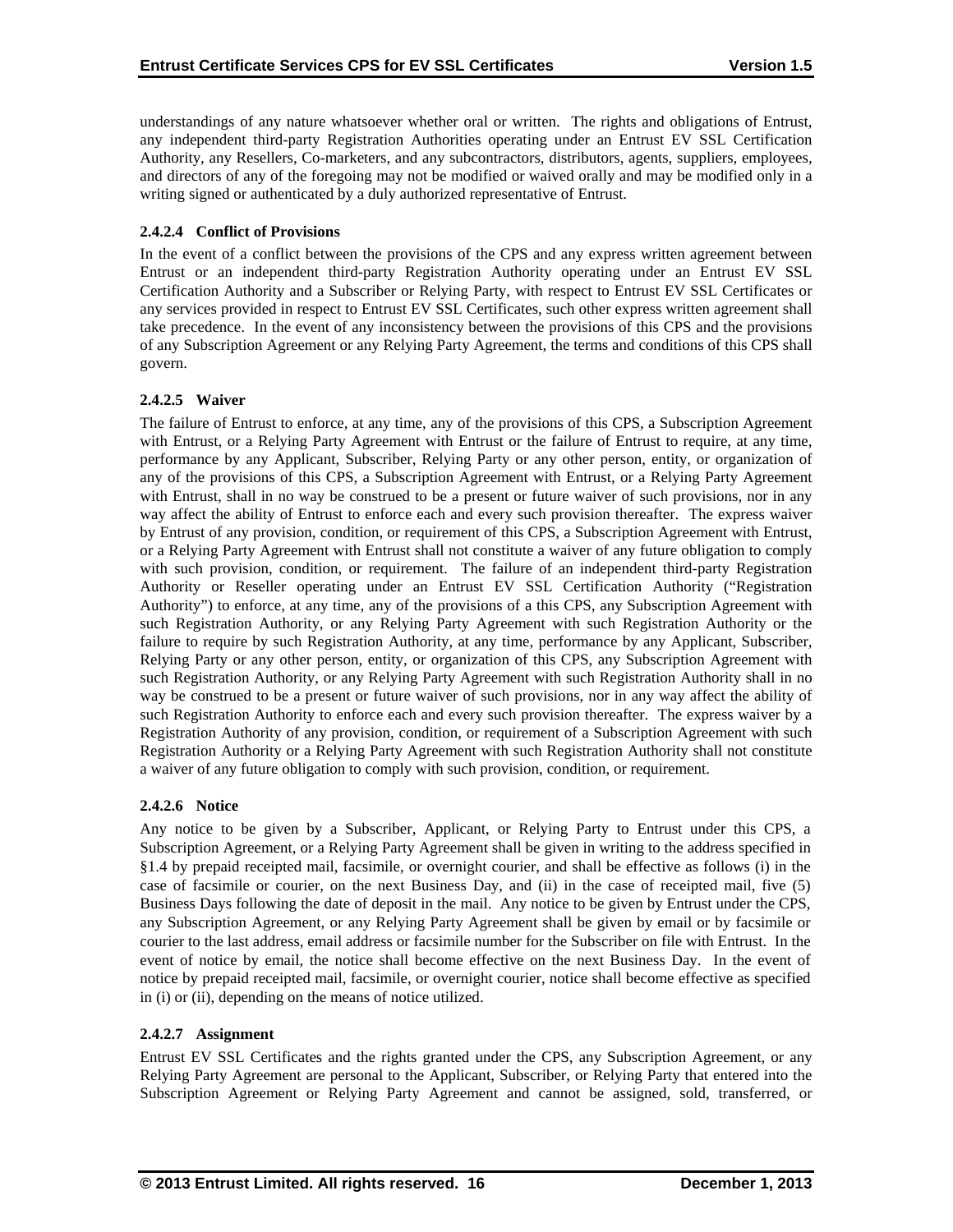understandings of any nature whatsoever whether oral or written. The rights and obligations of Entrust, any independent third-party Registration Authorities operating under an Entrust EV SSL Certification Authority, any Resellers, Co-marketers, and any subcontractors, distributors, agents, suppliers, employees, and directors of any of the foregoing may not be modified or waived orally and may be modified only in a writing signed or authenticated by a duly authorized representative of Entrust.

#### 2.4.2.4 Conflict of Provisions

In the event of a conflict between the provisions of the CPS and any express written agreement between Entrust or an independent third-party Registration Authority operating under an Entrust EV SSL Certification Authority and a Subscriber or Relying Party, with respect to Entrust EV SSL Certificates or any services provided in respect to Entrust EV SSL Certificates, such other express written agreement shall take precedence. In the event of any inconsistency between the provisions of this CPS and the provisions of any Subscription Agreement or any Relying Party Agreement, the terms and conditions of this CPS shall govern.

#### 2.4.2.5 Waiver

The failure of Entrust to enforce, at any time, any of the provisions of this CPS, a Subscription Agreement with Entrust, or a Relying Party Agreement with Entrust or the failure of Entrust to require, at any time, performance by any Applicant, Subscriber, Relying Party or any other person, entity, or organization of any of the provisions of this CPS, a Subscription Agreement with Entrust, or a Relying Party Agreement with Entrust, shall in no way be construed to be a present or future waiver of such provisions, nor in any way affect the ability of Entrust to enforce each and every such provision thereafter. The express waiver by Entrust of any provision, condition, or requirement of this CPS, a Subscription Agreement with Entrust, or a Relying Party Agreement with Entrust shall not constitute a waiver of any future obligation to comply with such provision, condition, or requirement. The failure of an independent third-party Registration Authority or Reseller operating under an Entrust EV SSL Certification Authority ("Registration Authority") to enforce, at any time, any of the provisions of a this CPS, any Subscription Agreement with such Registration Authority, or any Relying Party Agreement with such Registration Authority or the failure to require by such Registration Authority, at any time, performance by any Applicant, Subscriber, Relying Party or any other person, entity, or organization of this CPS, any Subscription Agreement with such Registration Authority, or any Relying Party Agreement with such Registration Authority shall in no way be construed to be a present or future waiver of such provisions, nor in any way affect the ability of such Registration Authority to enforce each and every such provision thereafter. The express waiver by a Registration Authority of any provision, condition, or requirement of a Subscription Agreement with such Registration Authority or a Relying Party Agreement with such Registration Authority shall not constitute a waiver of any future obligation to comply with such provision, condition, or requirement.

#### 2.4.2.6 Notice

Any notice to be given by a Subscriber, Applicant, or Relying Party to Entrust under this CPS, a Subscription Agreement, or a Relying Party Agreement shall be given in writing to the address specified in §1.4 by prepaid receipted mail, facsimile, or overnight courier, and shall be effective as follows (i) in the case of facsimile or courier, on the next Business Day, and (ii) in the case of receipted mail, five (5) Business Days following the date of deposit in the mail. Any notice to be given by Entrust under the CPS, any Subscription Agreement, or any Relying Party Agreement shall be given by email or by facsimile or courier to the last address, email address or facsimile number for the Subscriber on file with Entrust. In the event of notice by email, the notice shall become effective on the next Business Day. In the event of notice by prepaid receipted mail, facsimile, or overnight courier, notice shall become effective as specified in (i) or (ii), depending on the means of notice utilized.

#### 2.4.2.7 Assignment

Entrust EV SSL Certificates and the rights granted under the CPS, any Subscription Agreement, or any Relying Party Agreement are personal to the Applicant, Subscriber, or Relying Party that entered into the Subscription Agreement or Relying Party Agreement and cannot be assigned, sold, transferred, or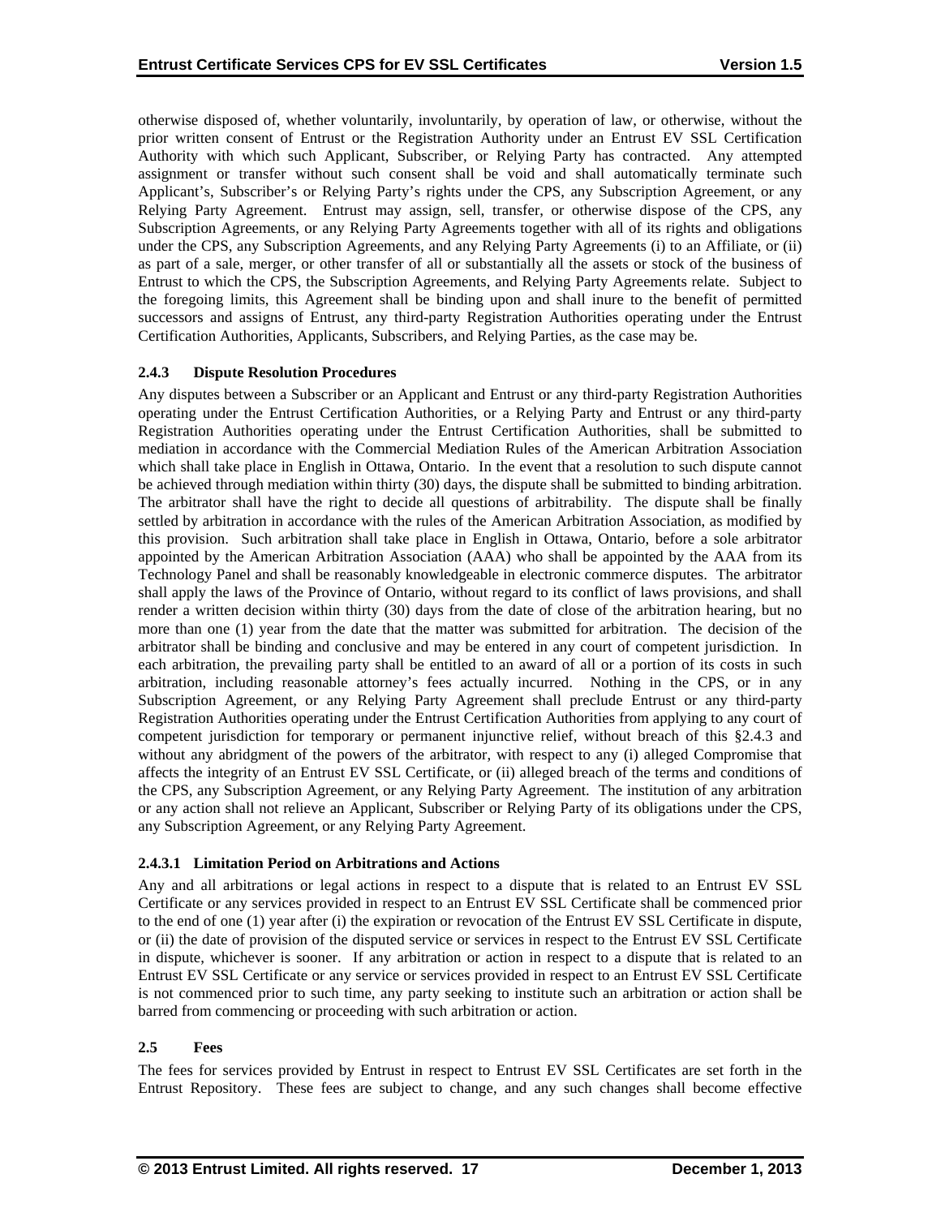otherwise disposed of, whether voluntarily, involuntarily, by operation of law, or otherwise, without the prior written consent of Entrust or the Registration Authority under an Entrust EV SSL Certification Authority with which such Applicant, Subscriber, or Relying Party has contracted. Any attempted assignment or transfer without such consent shall be void and shall automatically terminate such Applicant's, Subscriber's or Relying Party's rights under the CPS, any Subscription Agreement, or any Relying Party Agreement. Entrust may assign, sell, transfer, or otherwise dispose of the CPS, any Subscription Agreements, or any Relying Party Agreements together with all of its rights and obligations under the CPS, any Subscription Agreements, and any Relying Party Agreements (i) to an Affiliate, or (ii) as part of a sale, merger, or other transfer of all or substantially all the assets or stock of the business of Entrust to which the CPS, the Subscription Agreements, and Relying Party Agreements relate. Subject to the foregoing limits, this Agreement shall be binding upon and shall inure to the benefit of permitted successors and assigns of Entrust, any third-party Registration Authorities operating under the Entrust Certification Authorities, Applicants, Subscribers, and Relying Parties, as the case may be.

### 2.4.3 Dispute Resolution Procedures

Any disputes between a Subscriber or an Applicant and Entrust or any third-party Registration Authorities operating under the Entrust Certification Authorities, or a Relying Party and Entrust or any third-party Registration Authorities operating under the Entrust Certification Authorities, shall be submitted to mediation in accordance with the Commercial Mediation Rules of the American Arbitration Association which shall take place in English in Ottawa, Ontario. In the event that a resolution to such dispute cannot be achieved through mediation within thirty (30) days, the dispute shall be submitted to binding arbitration. The arbitrator shall have the right to decide all questions of arbitrability. The dispute shall be finally settled by arbitration in accordance with the rules of the American Arbitration Association, as modified by this provision. Such arbitration shall take place in English in Ottawa, Ontario, before a sole arbitrator appointed by the American Arbitration Association (AAA) who shall be appointed by the AAA from its Technology Panel and shall be reasonably knowledgeable in electronic commerce disputes. The arbitrator shall apply the laws of the Province of Ontario, without regard to its conflict of laws provisions, and shall render a written decision within thirty (30) days from the date of close of the arbitration hearing, but no more than one (1) year from the date that the matter was submitted for arbitration. The decision of the arbitrator shall be binding and conclusive and may be entered in any court of competent jurisdiction. In each arbitration, the prevailing party shall be entitled to an award of all or a portion of its costs in such arbitration, including reasonable attorney's fees actually incurred. Nothing in the CPS, or in any Subscription Agreement, or any Relying Party Agreement shall preclude Entrust or any third-party Registration Authorities operating under the Entrust Certification Authorities from applying to any court of competent jurisdiction for temporary or permanent injunctive relief, without breach of this §2.4.3 and without any abridgment of the powers of the arbitrator, with respect to any (i) alleged Compromise that affects the integrity of an Entrust EV SSL Certificate, or (ii) alleged breach of the terms and conditions of the CPS, any Subscription Agreement, or any Relying Party Agreement. The institution of any arbitration or any action shall not relieve an Applicant, Subscriber or Relying Party of its obligations under the CPS, any Subscription Agreement, or any Relying Party Agreement.

#### 2.4.3.1 Limitation Period on Arbitrations and Actions

Any and all arbitrations or legal actions in respect to a dispute that is related to an Entrust EV SSL Certificate or any services provided in respect to an Entrust EV SSL Certificate shall be commenced prior to the end of one (1) year after (i) the expiration or revocation of the Entrust EV SSL Certificate in dispute, or (ii) the date of provision of the disputed service or services in respect to the Entrust EV SSL Certificate in dispute, whichever is sooner. If any arbitration or action in respect to a dispute that is related to an Entrust EV SSL Certificate or any service or services provided in respect to an Entrust EV SSL Certificate is not commenced prior to such time, any party seeking to institute such an arbitration or action shall be barred from commencing or proceeding with such arbitration or action.

## 2.5 Fees

The fees for services provided by Entrust in respect to Entrust EV SSL Certificates are set forth in the Entrust Repository. These fees are subject to change, and any such changes shall become effective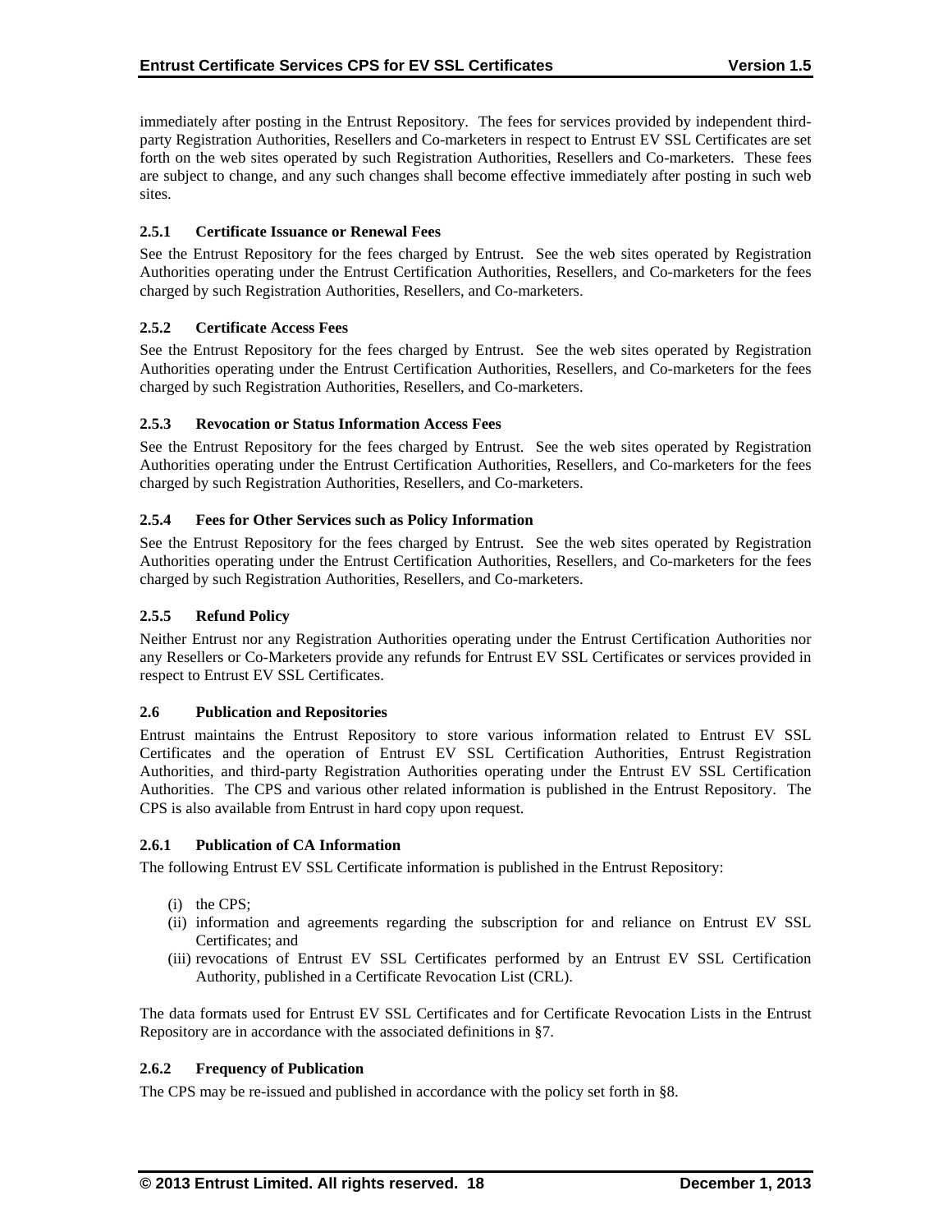immediately after posting in the Entrust Repository. The fees for services provided by independent third-party Registration Authorities, Resellers and Co-marketers in respect to Entrust EV SSL Certificates are set forth on the web sites operated by such Registration Authorities, Resellers and Co-marketers. These fees are subject to change, and any such changes shall become effective immediately after posting in such web sites.

### 2.5.1 Certificate Issuance or Renewal Fees

See the Entrust Repository for the fees charged by Entrust. See the web sites operated by Registration Authorities operating under the Entrust Certification Authorities, Resellers, and Co-marketers for the fees charged by such Registration Authorities, Resellers, and Co-marketers.

### 2.5.2 Certificate Access Fees

See the Entrust Repository for the fees charged by Entrust. See the web sites operated by Registration Authorities operating under the Entrust Certification Authorities, Resellers, and Co-marketers for the fees charged by such Registration Authorities, Resellers, and Co-marketers.

### 2.5.3 Revocation or Status Information Access Fees

See the Entrust Repository for the fees charged by Entrust. See the web sites operated by Registration Authorities operating under the Entrust Certification Authorities, Resellers, and Co-marketers for the fees charged by such Registration Authorities, Resellers, and Co-marketers.

### 2.5.4 Fees for Other Services such as Policy Information

See the Entrust Repository for the fees charged by Entrust. See the web sites operated by Registration Authorities operating under the Entrust Certification Authorities, Resellers, and Co-marketers for the fees charged by such Registration Authorities, Resellers, and Co-marketers.

### 2.5.5 Refund Policy

Neither Entrust nor any Registration Authorities operating under the Entrust Certification Authorities nor any Resellers or Co-Marketers provide any refunds for Entrust EV SSL Certificates or services provided in respect to Entrust EV SSL Certificates.

## 2.6 Publication and Repositories

Entrust maintains the Entrust Repository to store various information related to Entrust EV SSL Certificates and the operation of Entrust EV SSL Certification Authorities, Entrust Registration Authorities, and third-party Registration Authorities operating under the Entrust EV SSL Certification Authorities. The CPS and various other related information is published in the Entrust Repository. The CPS is also available from Entrust in hard copy upon request.

### 2.6.1 Publication of CA Information

The following Entrust EV SSL Certificate information is published in the Entrust Repository:

(i) the CPS;
(ii) information and agreements regarding the subscription for and reliance on Entrust EV SSL Certificates; and
(iii) revocations of Entrust EV SSL Certificates performed by an Entrust EV SSL Certification Authority, published in a Certificate Revocation List (CRL).

The data formats used for Entrust EV SSL Certificates and for Certificate Revocation Lists in the Entrust Repository are in accordance with the associated definitions in §7.

### 2.6.2 Frequency of Publication

The CPS may be re-issued and published in accordance with the policy set forth in §8.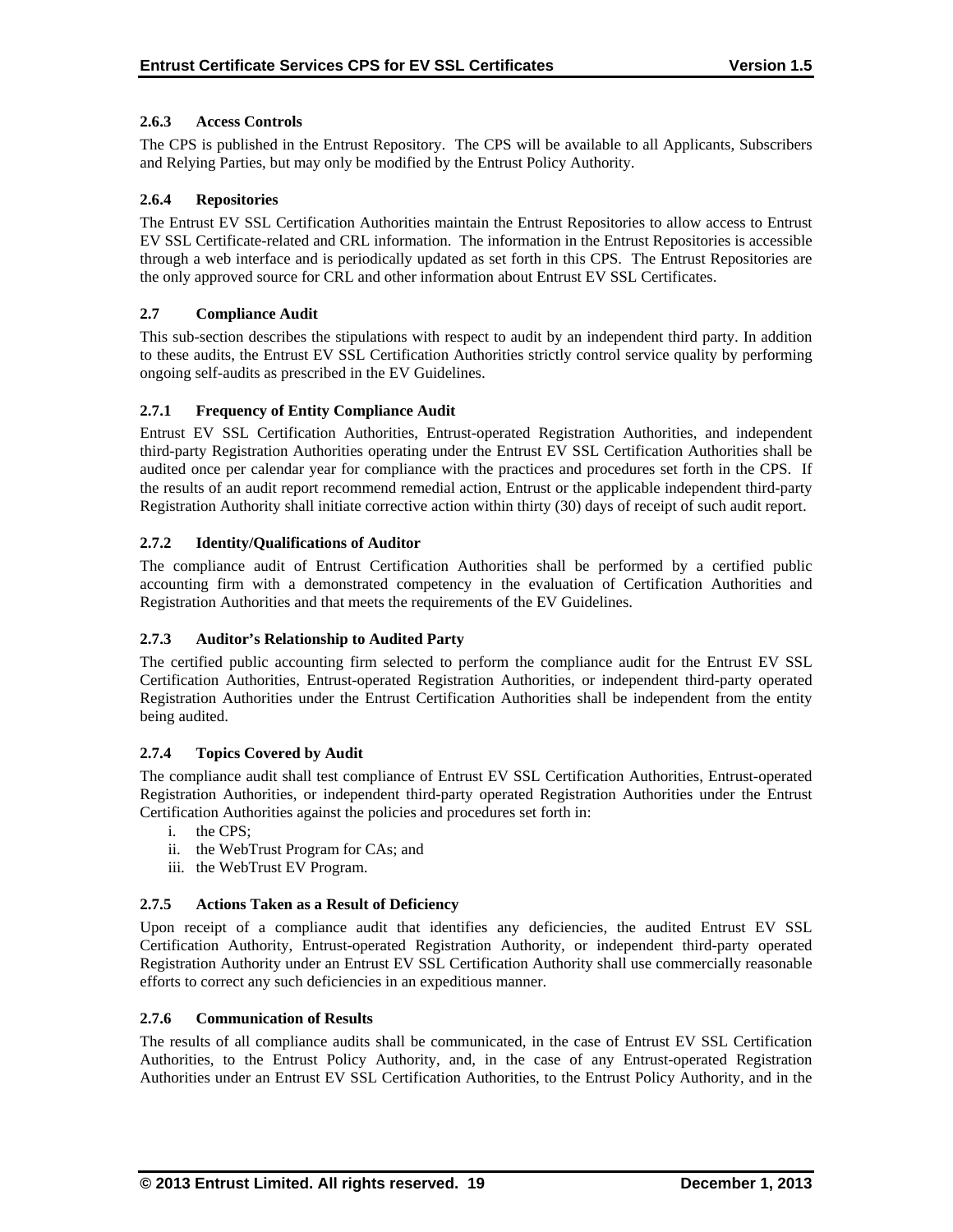#### 2.6.3 Access Controls

The CPS is published in the Entrust Repository. The CPS will be available to all Applicants, Subscribers and Relying Parties, but may only be modified by the Entrust Policy Authority.

#### 2.6.4 Repositories

The Entrust EV SSL Certification Authorities maintain the Entrust Repositories to allow access to Entrust EV SSL Certificate-related and CRL information. The information in the Entrust Repositories is accessible through a web interface and is periodically updated as set forth in this CPS. The Entrust Repositories are the only approved source for CRL and other information about Entrust EV SSL Certificates.

### 2.7 Compliance Audit

This sub-section describes the stipulations with respect to audit by an independent third party. In addition to these audits, the Entrust EV SSL Certification Authorities strictly control service quality by performing ongoing self-audits as prescribed in the EV Guidelines.

#### 2.7.1 Frequency of Entity Compliance Audit

Entrust EV SSL Certification Authorities, Entrust-operated Registration Authorities, and independent third-party Registration Authorities operating under the Entrust EV SSL Certification Authorities shall be audited once per calendar year for compliance with the practices and procedures set forth in the CPS. If the results of an audit report recommend remedial action, Entrust or the applicable independent third-party Registration Authority shall initiate corrective action within thirty (30) days of receipt of such audit report.

#### 2.7.2 Identity/Qualifications of Auditor

The compliance audit of Entrust Certification Authorities shall be performed by a certified public accounting firm with a demonstrated competency in the evaluation of Certification Authorities and Registration Authorities and that meets the requirements of the EV Guidelines.

#### 2.7.3 Auditor's Relationship to Audited Party

The certified public accounting firm selected to perform the compliance audit for the Entrust EV SSL Certification Authorities, Entrust-operated Registration Authorities, or independent third-party operated Registration Authorities under the Entrust Certification Authorities shall be independent from the entity being audited.

#### 2.7.4 Topics Covered by Audit

The compliance audit shall test compliance of Entrust EV SSL Certification Authorities, Entrust-operated Registration Authorities, or independent third-party operated Registration Authorities under the Entrust Certification Authorities against the policies and procedures set forth in:

i. the CPS;
ii. the WebTrust Program for CAs; and
iii. the WebTrust EV Program.

#### 2.7.5 Actions Taken as a Result of Deficiency

Upon receipt of a compliance audit that identifies any deficiencies, the audited Entrust EV SSL Certification Authority, Entrust-operated Registration Authority, or independent third-party operated Registration Authority under an Entrust EV SSL Certification Authority shall use commercially reasonable efforts to correct any such deficiencies in an expeditious manner.

#### 2.7.6 Communication of Results

The results of all compliance audits shall be communicated, in the case of Entrust EV SSL Certification Authorities, to the Entrust Policy Authority, and, in the case of any Entrust-operated Registration Authorities under an Entrust EV SSL Certification Authorities, to the Entrust Policy Authority, and in the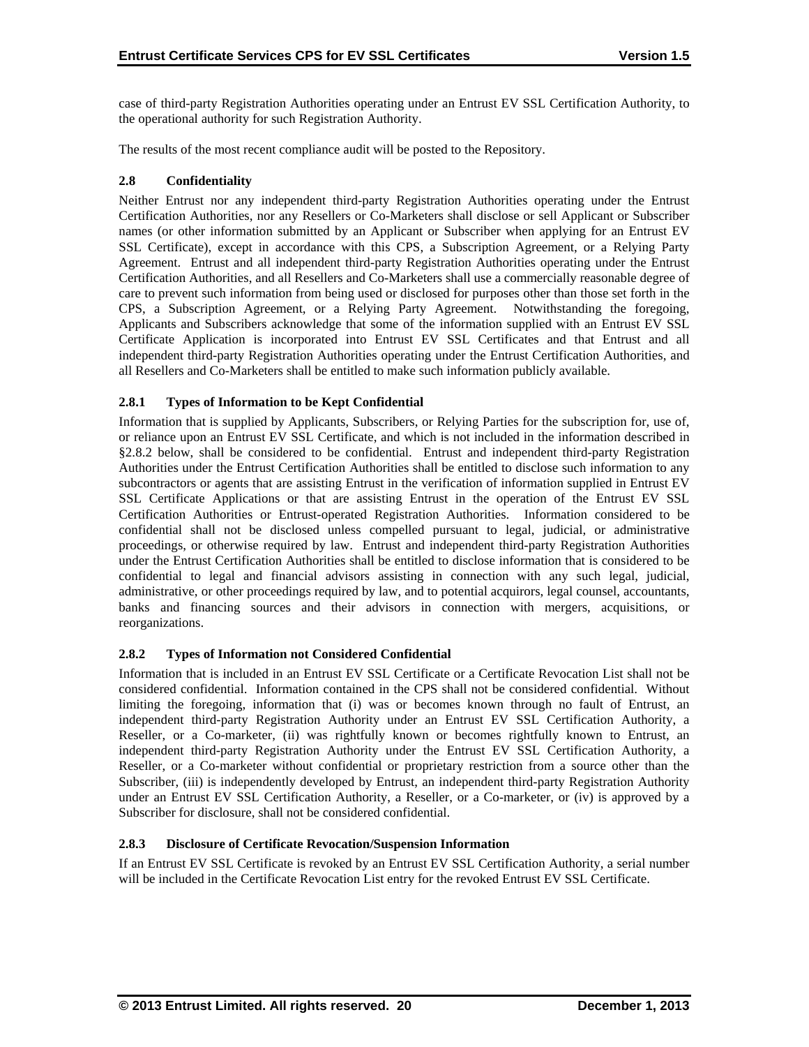case of third-party Registration Authorities operating under an Entrust EV SSL Certification Authority, to the operational authority for such Registration Authority.

The results of the most recent compliance audit will be posted to the Repository.

### 2.8 Confidentiality

Neither Entrust nor any independent third-party Registration Authorities operating under the Entrust Certification Authorities, nor any Resellers or Co-Marketers shall disclose or sell Applicant or Subscriber names (or other information submitted by an Applicant or Subscriber when applying for an Entrust EV SSL Certificate), except in accordance with this CPS, a Subscription Agreement, or a Relying Party Agreement. Entrust and all independent third-party Registration Authorities operating under the Entrust Certification Authorities, and all Resellers and Co-Marketers shall use a commercially reasonable degree of care to prevent such information from being used or disclosed for purposes other than those set forth in the CPS, a Subscription Agreement, or a Relying Party Agreement. Notwithstanding the foregoing, Applicants and Subscribers acknowledge that some of the information supplied with an Entrust EV SSL Certificate Application is incorporated into Entrust EV SSL Certificates and that Entrust and all independent third-party Registration Authorities operating under the Entrust Certification Authorities, and all Resellers and Co-Marketers shall be entitled to make such information publicly available.

#### 2.8.1 Types of Information to be Kept Confidential

Information that is supplied by Applicants, Subscribers, or Relying Parties for the subscription for, use of, or reliance upon an Entrust EV SSL Certificate, and which is not included in the information described in §2.8.2 below, shall be considered to be confidential. Entrust and independent third-party Registration Authorities under the Entrust Certification Authorities shall be entitled to disclose such information to any subcontractors or agents that are assisting Entrust in the verification of information supplied in Entrust EV SSL Certificate Applications or that are assisting Entrust in the operation of the Entrust EV SSL Certification Authorities or Entrust-operated Registration Authorities. Information considered to be confidential shall not be disclosed unless compelled pursuant to legal, judicial, or administrative proceedings, or otherwise required by law. Entrust and independent third-party Registration Authorities under the Entrust Certification Authorities shall be entitled to disclose information that is considered to be confidential to legal and financial advisors assisting in connection with any such legal, judicial, administrative, or other proceedings required by law, and to potential acquirors, legal counsel, accountants, banks and financing sources and their advisors in connection with mergers, acquisitions, or reorganizations.

#### 2.8.2 Types of Information not Considered Confidential

Information that is included in an Entrust EV SSL Certificate or a Certificate Revocation List shall not be considered confidential. Information contained in the CPS shall not be considered confidential. Without limiting the foregoing, information that (i) was or becomes known through no fault of Entrust, an independent third-party Registration Authority under an Entrust EV SSL Certification Authority, a Reseller, or a Co-marketer, (ii) was rightfully known or becomes rightfully known to Entrust, an independent third-party Registration Authority under the Entrust EV SSL Certification Authority, a Reseller, or a Co-marketer without confidential or proprietary restriction from a source other than the Subscriber, (iii) is independently developed by Entrust, an independent third-party Registration Authority under an Entrust EV SSL Certification Authority, a Reseller, or a Co-marketer, or (iv) is approved by a Subscriber for disclosure, shall not be considered confidential.

#### 2.8.3 Disclosure of Certificate Revocation/Suspension Information

If an Entrust EV SSL Certificate is revoked by an Entrust EV SSL Certification Authority, a serial number will be included in the Certificate Revocation List entry for the revoked Entrust EV SSL Certificate.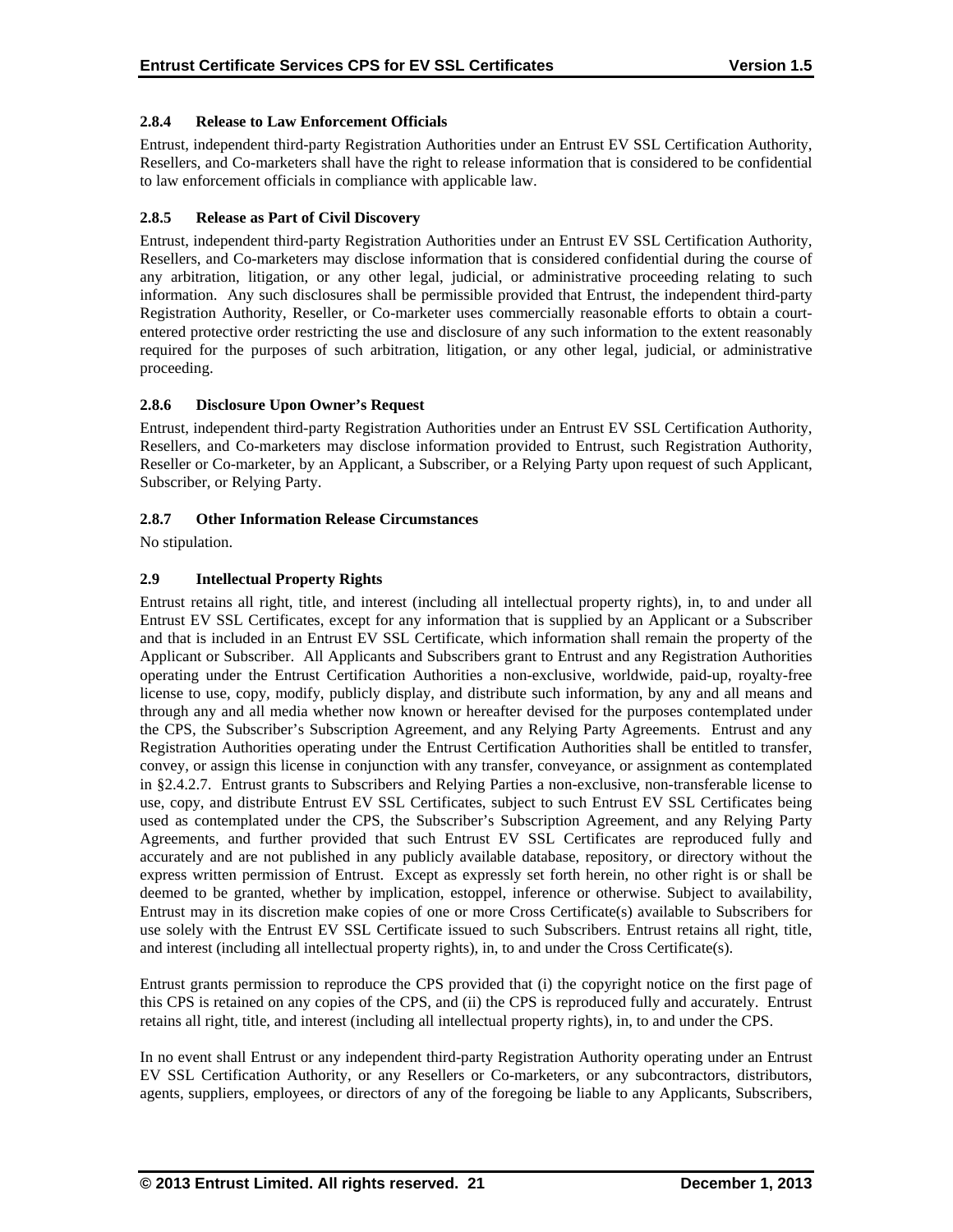### 2.8.4 Release to Law Enforcement Officials

Entrust, independent third-party Registration Authorities under an Entrust EV SSL Certification Authority, Resellers, and Co-marketers shall have the right to release information that is considered to be confidential to law enforcement officials in compliance with applicable law.

### 2.8.5 Release as Part of Civil Discovery

Entrust, independent third-party Registration Authorities under an Entrust EV SSL Certification Authority, Resellers, and Co-marketers may disclose information that is considered confidential during the course of any arbitration, litigation, or any other legal, judicial, or administrative proceeding relating to such information. Any such disclosures shall be permissible provided that Entrust, the independent third-party Registration Authority, Reseller, or Co-marketer uses commercially reasonable efforts to obtain a court-entered protective order restricting the use and disclosure of any such information to the extent reasonably required for the purposes of such arbitration, litigation, or any other legal, judicial, or administrative proceeding.

### 2.8.6 Disclosure Upon Owner's Request

Entrust, independent third-party Registration Authorities under an Entrust EV SSL Certification Authority, Resellers, and Co-marketers may disclose information provided to Entrust, such Registration Authority, Reseller or Co-marketer, by an Applicant, a Subscriber, or a Relying Party upon request of such Applicant, Subscriber, or Relying Party.

### 2.8.7 Other Information Release Circumstances

No stipulation.

## 2.9 Intellectual Property Rights

Entrust retains all right, title, and interest (including all intellectual property rights), in, to and under all Entrust EV SSL Certificates, except for any information that is supplied by an Applicant or a Subscriber and that is included in an Entrust EV SSL Certificate, which information shall remain the property of the Applicant or Subscriber. All Applicants and Subscribers grant to Entrust and any Registration Authorities operating under the Entrust Certification Authorities a non-exclusive, worldwide, paid-up, royalty-free license to use, copy, modify, publicly display, and distribute such information, by any and all means and through any and all media whether now known or hereafter devised for the purposes contemplated under the CPS, the Subscriber's Subscription Agreement, and any Relying Party Agreements. Entrust and any Registration Authorities operating under the Entrust Certification Authorities shall be entitled to transfer, convey, or assign this license in conjunction with any transfer, conveyance, or assignment as contemplated in §2.4.2.7. Entrust grants to Subscribers and Relying Parties a non-exclusive, non-transferable license to use, copy, and distribute Entrust EV SSL Certificates, subject to such Entrust EV SSL Certificates being used as contemplated under the CPS, the Subscriber's Subscription Agreement, and any Relying Party Agreements, and further provided that such Entrust EV SSL Certificates are reproduced fully and accurately and are not published in any publicly available database, repository, or directory without the express written permission of Entrust. Except as expressly set forth herein, no other right is or shall be deemed to be granted, whether by implication, estoppel, inference or otherwise. Subject to availability, Entrust may in its discretion make copies of one or more Cross Certificate(s) available to Subscribers for use solely with the Entrust EV SSL Certificate issued to such Subscribers. Entrust retains all right, title, and interest (including all intellectual property rights), in, to and under the Cross Certificate(s).

Entrust grants permission to reproduce the CPS provided that (i) the copyright notice on the first page of this CPS is retained on any copies of the CPS, and (ii) the CPS is reproduced fully and accurately. Entrust retains all right, title, and interest (including all intellectual property rights), in, to and under the CPS.

In no event shall Entrust or any independent third-party Registration Authority operating under an Entrust EV SSL Certification Authority, or any Resellers or Co-marketers, or any subcontractors, distributors, agents, suppliers, employees, or directors of any of the foregoing be liable to any Applicants, Subscribers,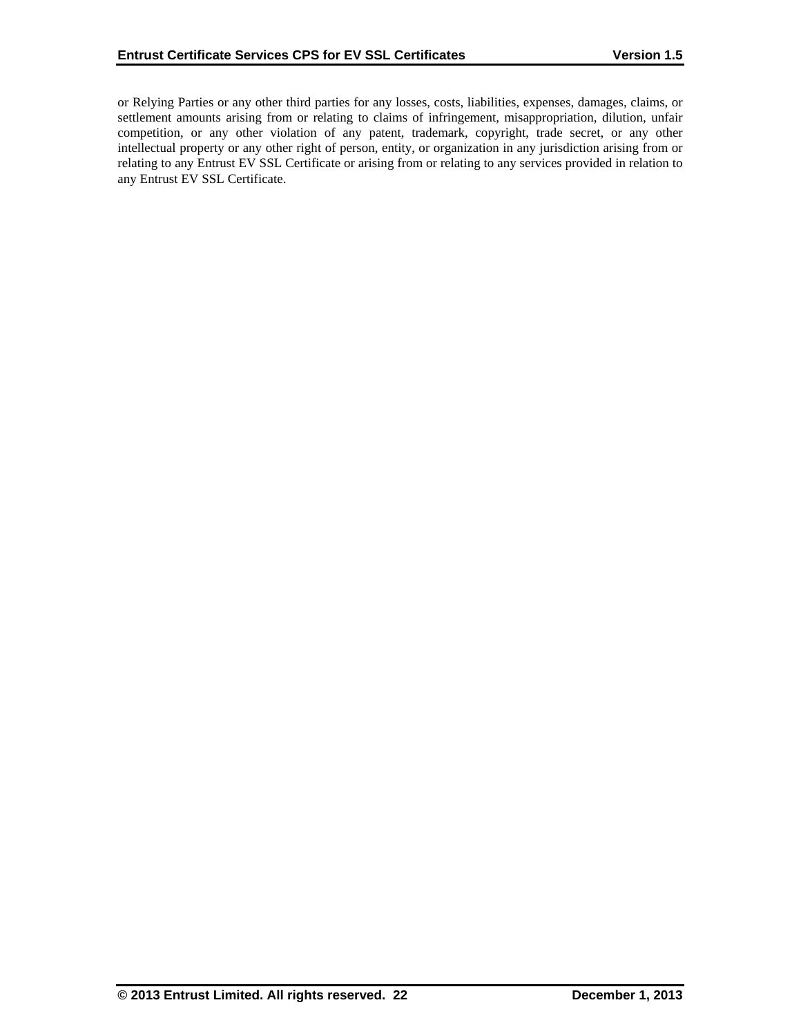or Relying Parties or any other third parties for any losses, costs, liabilities, expenses, damages, claims, or settlement amounts arising from or relating to claims of infringement, misappropriation, dilution, unfair competition, or any other violation of any patent, trademark, copyright, trade secret, or any other intellectual property or any other right of person, entity, or organization in any jurisdiction arising from or relating to any Entrust EV SSL Certificate or arising from or relating to any services provided in relation to any Entrust EV SSL Certificate.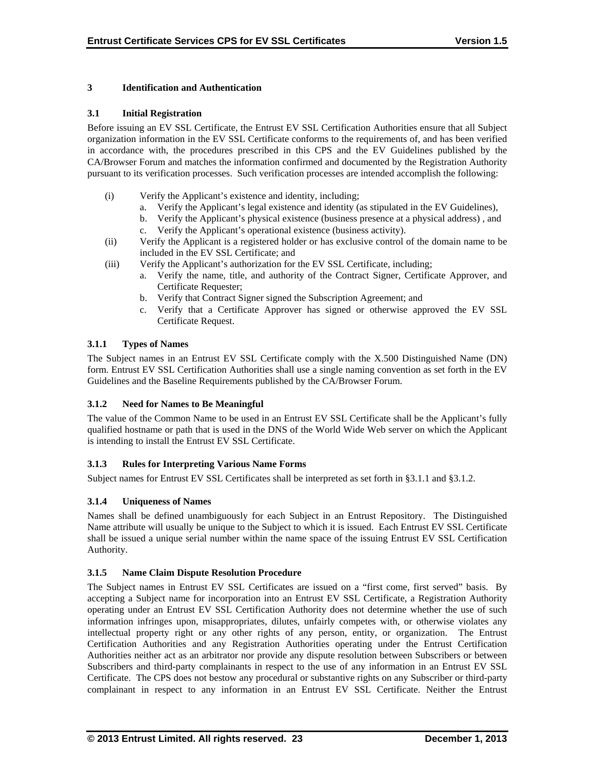# 3 Identification and Authentication

## 3.1 Initial Registration

Before issuing an EV SSL Certificate, the Entrust EV SSL Certification Authorities ensure that all Subject organization information in the EV SSL Certificate conforms to the requirements of, and has been verified in accordance with, the procedures prescribed in this CPS and the EV Guidelines published by the CA/Browser Forum and matches the information confirmed and documented by the Registration Authority pursuant to its verification processes. Such verification processes are intended accomplish the following:

(i) Verify the Applicant's existence and identity, including;
   a. Verify the Applicant's legal existence and identity (as stipulated in the EV Guidelines),
   b. Verify the Applicant's physical existence (business presence at a physical address) , and
   c. Verify the Applicant's operational existence (business activity).

(ii) Verify the Applicant is a registered holder or has exclusive control of the domain name to be included in the EV SSL Certificate; and

(iii) Verify the Applicant's authorization for the EV SSL Certificate, including;
   a. Verify the name, title, and authority of the Contract Signer, Certificate Approver, and Certificate Requester;
   b. Verify that Contract Signer signed the Subscription Agreement; and
   c. Verify that a Certificate Approver has signed or otherwise approved the EV SSL Certificate Request.

### 3.1.1 Types of Names

The Subject names in an Entrust EV SSL Certificate comply with the X.500 Distinguished Name (DN) form. Entrust EV SSL Certification Authorities shall use a single naming convention as set forth in the EV Guidelines and the Baseline Requirements published by the CA/Browser Forum.

### 3.1.2 Need for Names to Be Meaningful

The value of the Common Name to be used in an Entrust EV SSL Certificate shall be the Applicant's fully qualified hostname or path that is used in the DNS of the World Wide Web server on which the Applicant is intending to install the Entrust EV SSL Certificate.

### 3.1.3 Rules for Interpreting Various Name Forms

Subject names for Entrust EV SSL Certificates shall be interpreted as set forth in §3.1.1 and §3.1.2.

### 3.1.4 Uniqueness of Names

Names shall be defined unambiguously for each Subject in an Entrust Repository. The Distinguished Name attribute will usually be unique to the Subject to which it is issued. Each Entrust EV SSL Certificate shall be issued a unique serial number within the name space of the issuing Entrust EV SSL Certification Authority.

### 3.1.5 Name Claim Dispute Resolution Procedure

The Subject names in Entrust EV SSL Certificates are issued on a "first come, first served" basis. By accepting a Subject name for incorporation into an Entrust EV SSL Certificate, a Registration Authority operating under an Entrust EV SSL Certification Authority does not determine whether the use of such information infringes upon, misappropriates, dilutes, unfairly competes with, or otherwise violates any intellectual property right or any other rights of any person, entity, or organization. The Entrust Certification Authorities and any Registration Authorities operating under the Entrust Certification Authorities neither act as an arbitrator nor provide any dispute resolution between Subscribers or between Subscribers and third-party complainants in respect to the use of any information in an Entrust EV SSL Certificate. The CPS does not bestow any procedural or substantive rights on any Subscriber or third-party complainant in respect to any information in an Entrust EV SSL Certificate. Neither the Entrust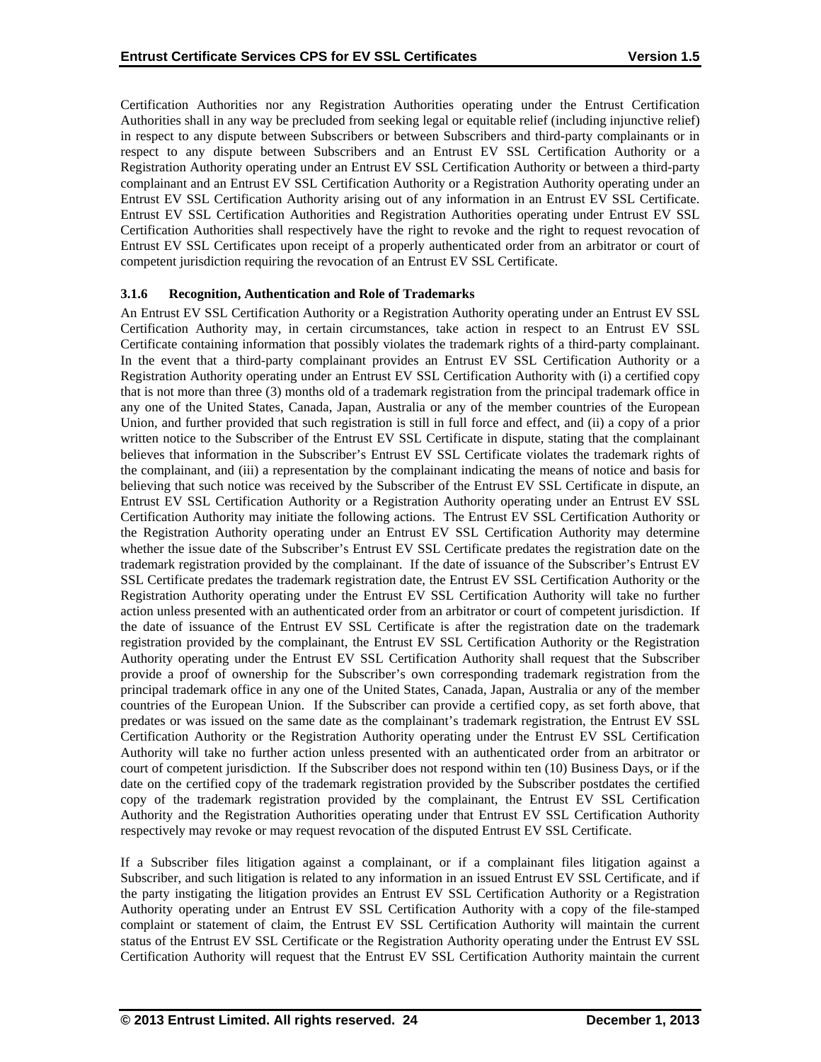Certification Authorities nor any Registration Authorities operating under the Entrust Certification Authorities shall in any way be precluded from seeking legal or equitable relief (including injunctive relief) in respect to any dispute between Subscribers or between Subscribers and third-party complainants or in respect to any dispute between Subscribers and an Entrust EV SSL Certification Authority or a Registration Authority operating under an Entrust EV SSL Certification Authority or between a third-party complainant and an Entrust EV SSL Certification Authority or a Registration Authority operating under an Entrust EV SSL Certification Authority arising out of any information in an Entrust EV SSL Certificate. Entrust EV SSL Certification Authorities and Registration Authorities operating under Entrust EV SSL Certification Authorities shall respectively have the right to revoke and the right to request revocation of Entrust EV SSL Certificates upon receipt of a properly authenticated order from an arbitrator or court of competent jurisdiction requiring the revocation of an Entrust EV SSL Certificate.

#### 3.1.6 Recognition, Authentication and Role of Trademarks

An Entrust EV SSL Certification Authority or a Registration Authority operating under an Entrust EV SSL Certification Authority may, in certain circumstances, take action in respect to an Entrust EV SSL Certificate containing information that possibly violates the trademark rights of a third-party complainant. In the event that a third-party complainant provides an Entrust EV SSL Certification Authority or a Registration Authority operating under an Entrust EV SSL Certification Authority with (i) a certified copy that is not more than three (3) months old of a trademark registration from the principal trademark office in any one of the United States, Canada, Japan, Australia or any of the member countries of the European Union, and further provided that such registration is still in full force and effect, and (ii) a copy of a prior written notice to the Subscriber of the Entrust EV SSL Certificate in dispute, stating that the complainant believes that information in the Subscriber's Entrust EV SSL Certificate violates the trademark rights of the complainant, and (iii) a representation by the complainant indicating the means of notice and basis for believing that such notice was received by the Subscriber of the Entrust EV SSL Certificate in dispute, an Entrust EV SSL Certification Authority or a Registration Authority operating under an Entrust EV SSL Certification Authority may initiate the following actions. The Entrust EV SSL Certification Authority or the Registration Authority operating under an Entrust EV SSL Certification Authority may determine whether the issue date of the Subscriber's Entrust EV SSL Certificate predates the registration date on the trademark registration provided by the complainant. If the date of issuance of the Subscriber's Entrust EV SSL Certificate predates the trademark registration date, the Entrust EV SSL Certification Authority or the Registration Authority operating under the Entrust EV SSL Certification Authority will take no further action unless presented with an authenticated order from an arbitrator or court of competent jurisdiction. If the date of issuance of the Entrust EV SSL Certificate is after the registration date on the trademark registration provided by the complainant, the Entrust EV SSL Certification Authority or the Registration Authority operating under the Entrust EV SSL Certification Authority shall request that the Subscriber provide a proof of ownership for the Subscriber's own corresponding trademark registration from the principal trademark office in any one of the United States, Canada, Japan, Australia or any of the member countries of the European Union. If the Subscriber can provide a certified copy, as set forth above, that predates or was issued on the same date as the complainant's trademark registration, the Entrust EV SSL Certification Authority or the Registration Authority operating under the Entrust EV SSL Certification Authority will take no further action unless presented with an authenticated order from an arbitrator or court of competent jurisdiction. If the Subscriber does not respond within ten (10) Business Days, or if the date on the certified copy of the trademark registration provided by the Subscriber postdates the certified copy of the trademark registration provided by the complainant, the Entrust EV SSL Certification Authority and the Registration Authorities operating under that Entrust EV SSL Certification Authority respectively may revoke or may request revocation of the disputed Entrust EV SSL Certificate.

If a Subscriber files litigation against a complainant, or if a complainant files litigation against a Subscriber, and such litigation is related to any information in an issued Entrust EV SSL Certificate, and if the party instigating the litigation provides an Entrust EV SSL Certification Authority or a Registration Authority operating under an Entrust EV SSL Certification Authority with a copy of the file-stamped complaint or statement of claim, the Entrust EV SSL Certification Authority will maintain the current status of the Entrust EV SSL Certificate or the Registration Authority operating under the Entrust EV SSL Certification Authority will request that the Entrust EV SSL Certification Authority maintain the current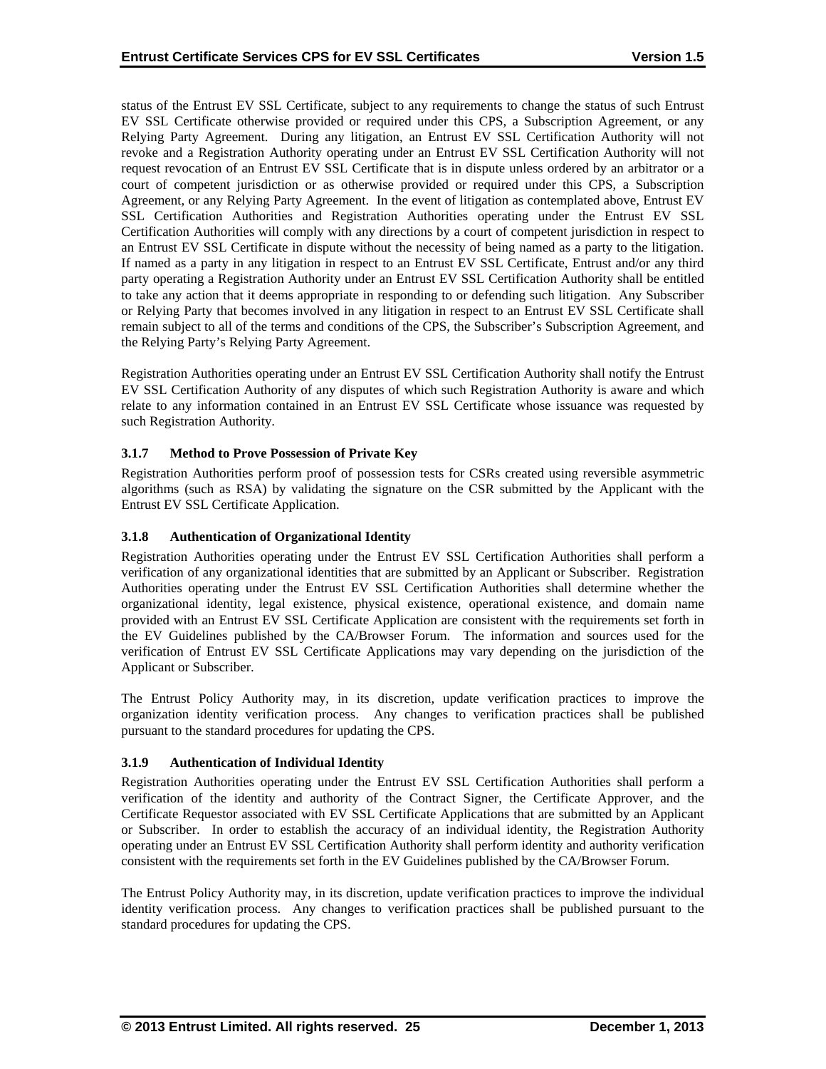status of the Entrust EV SSL Certificate, subject to any requirements to change the status of such Entrust EV SSL Certificate otherwise provided or required under this CPS, a Subscription Agreement, or any Relying Party Agreement. During any litigation, an Entrust EV SSL Certification Authority will not revoke and a Registration Authority operating under an Entrust EV SSL Certification Authority will not request revocation of an Entrust EV SSL Certificate that is in dispute unless ordered by an arbitrator or a court of competent jurisdiction or as otherwise provided or required under this CPS, a Subscription Agreement, or any Relying Party Agreement. In the event of litigation as contemplated above, Entrust EV SSL Certification Authorities and Registration Authorities operating under the Entrust EV SSL Certification Authorities will comply with any directions by a court of competent jurisdiction in respect to an Entrust EV SSL Certificate in dispute without the necessity of being named as a party to the litigation. If named as a party in any litigation in respect to an Entrust EV SSL Certificate, Entrust and/or any third party operating a Registration Authority under an Entrust EV SSL Certification Authority shall be entitled to take any action that it deems appropriate in responding to or defending such litigation. Any Subscriber or Relying Party that becomes involved in any litigation in respect to an Entrust EV SSL Certificate shall remain subject to all of the terms and conditions of the CPS, the Subscriber's Subscription Agreement, and the Relying Party's Relying Party Agreement.

Registration Authorities operating under an Entrust EV SSL Certification Authority shall notify the Entrust EV SSL Certification Authority of any disputes of which such Registration Authority is aware and which relate to any information contained in an Entrust EV SSL Certificate whose issuance was requested by such Registration Authority.

### 3.1.7 Method to Prove Possession of Private Key

Registration Authorities perform proof of possession tests for CSRs created using reversible asymmetric algorithms (such as RSA) by validating the signature on the CSR submitted by the Applicant with the Entrust EV SSL Certificate Application.

### 3.1.8 Authentication of Organizational Identity

Registration Authorities operating under the Entrust EV SSL Certification Authorities shall perform a verification of any organizational identities that are submitted by an Applicant or Subscriber. Registration Authorities operating under the Entrust EV SSL Certification Authorities shall determine whether the organizational identity, legal existence, physical existence, operational existence, and domain name provided with an Entrust EV SSL Certificate Application are consistent with the requirements set forth in the EV Guidelines published by the CA/Browser Forum. The information and sources used for the verification of Entrust EV SSL Certificate Applications may vary depending on the jurisdiction of the Applicant or Subscriber.

The Entrust Policy Authority may, in its discretion, update verification practices to improve the organization identity verification process. Any changes to verification practices shall be published pursuant to the standard procedures for updating the CPS.

### 3.1.9 Authentication of Individual Identity

Registration Authorities operating under the Entrust EV SSL Certification Authorities shall perform a verification of the identity and authority of the Contract Signer, the Certificate Approver, and the Certificate Requestor associated with EV SSL Certificate Applications that are submitted by an Applicant or Subscriber. In order to establish the accuracy of an individual identity, the Registration Authority operating under an Entrust EV SSL Certification Authority shall perform identity and authority verification consistent with the requirements set forth in the EV Guidelines published by the CA/Browser Forum.

The Entrust Policy Authority may, in its discretion, update verification practices to improve the individual identity verification process. Any changes to verification practices shall be published pursuant to the standard procedures for updating the CPS.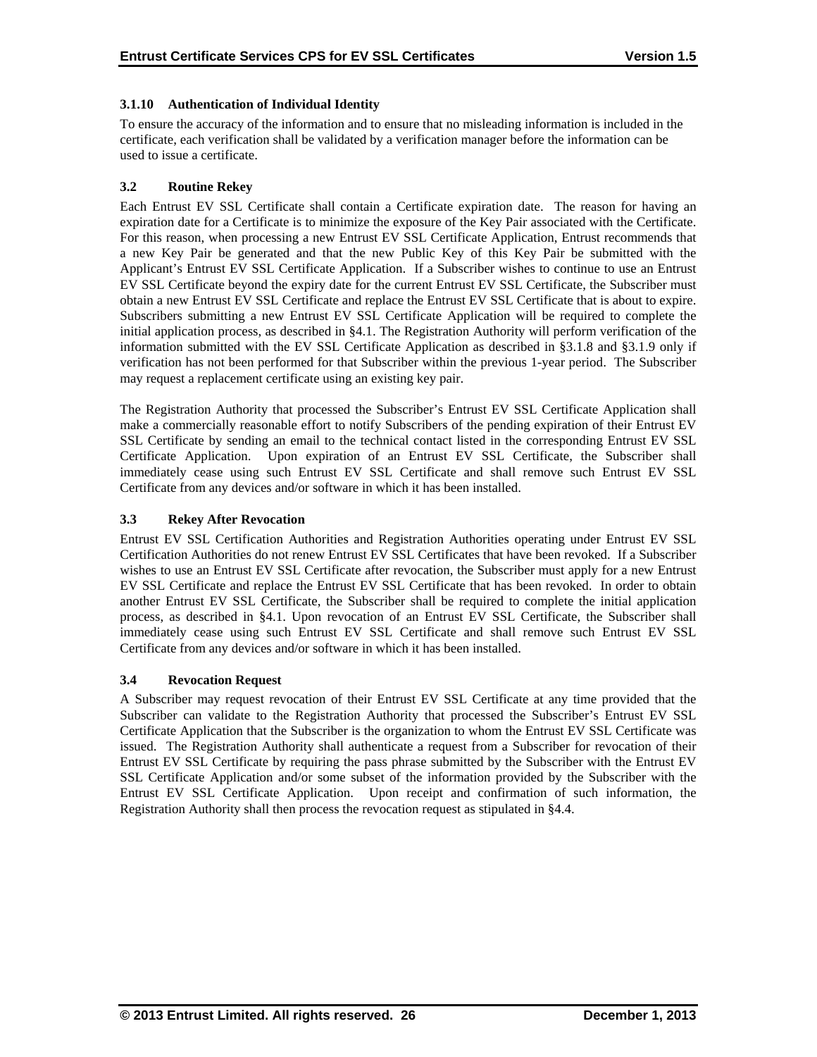### 3.1.10 Authentication of Individual Identity

To ensure the accuracy of the information and to ensure that no misleading information is included in the certificate, each verification shall be validated by a verification manager before the information can be used to issue a certificate.

## 3.2 Routine Rekey

Each Entrust EV SSL Certificate shall contain a Certificate expiration date. The reason for having an expiration date for a Certificate is to minimize the exposure of the Key Pair associated with the Certificate. For this reason, when processing a new Entrust EV SSL Certificate Application, Entrust recommends that a new Key Pair be generated and that the new Public Key of this Key Pair be submitted with the Applicant's Entrust EV SSL Certificate Application. If a Subscriber wishes to continue to use an Entrust EV SSL Certificate beyond the expiry date for the current Entrust EV SSL Certificate, the Subscriber must obtain a new Entrust EV SSL Certificate and replace the Entrust EV SSL Certificate that is about to expire. Subscribers submitting a new Entrust EV SSL Certificate Application will be required to complete the initial application process, as described in §4.1. The Registration Authority will perform verification of the information submitted with the EV SSL Certificate Application as described in §3.1.8 and §3.1.9 only if verification has not been performed for that Subscriber within the previous 1-year period. The Subscriber may request a replacement certificate using an existing key pair.

The Registration Authority that processed the Subscriber's Entrust EV SSL Certificate Application shall make a commercially reasonable effort to notify Subscribers of the pending expiration of their Entrust EV SSL Certificate by sending an email to the technical contact listed in the corresponding Entrust EV SSL Certificate Application. Upon expiration of an Entrust EV SSL Certificate, the Subscriber shall immediately cease using such Entrust EV SSL Certificate and shall remove such Entrust EV SSL Certificate from any devices and/or software in which it has been installed.

## 3.3 Rekey After Revocation

Entrust EV SSL Certification Authorities and Registration Authorities operating under Entrust EV SSL Certification Authorities do not renew Entrust EV SSL Certificates that have been revoked. If a Subscriber wishes to use an Entrust EV SSL Certificate after revocation, the Subscriber must apply for a new Entrust EV SSL Certificate and replace the Entrust EV SSL Certificate that has been revoked. In order to obtain another Entrust EV SSL Certificate, the Subscriber shall be required to complete the initial application process, as described in §4.1. Upon revocation of an Entrust EV SSL Certificate, the Subscriber shall immediately cease using such Entrust EV SSL Certificate and shall remove such Entrust EV SSL Certificate from any devices and/or software in which it has been installed.

## 3.4 Revocation Request

A Subscriber may request revocation of their Entrust EV SSL Certificate at any time provided that the Subscriber can validate to the Registration Authority that processed the Subscriber's Entrust EV SSL Certificate Application that the Subscriber is the organization to whom the Entrust EV SSL Certificate was issued. The Registration Authority shall authenticate a request from a Subscriber for revocation of their Entrust EV SSL Certificate by requiring the pass phrase submitted by the Subscriber with the Entrust EV SSL Certificate Application and/or some subset of the information provided by the Subscriber with the Entrust EV SSL Certificate Application. Upon receipt and confirmation of such information, the Registration Authority shall then process the revocation request as stipulated in §4.4.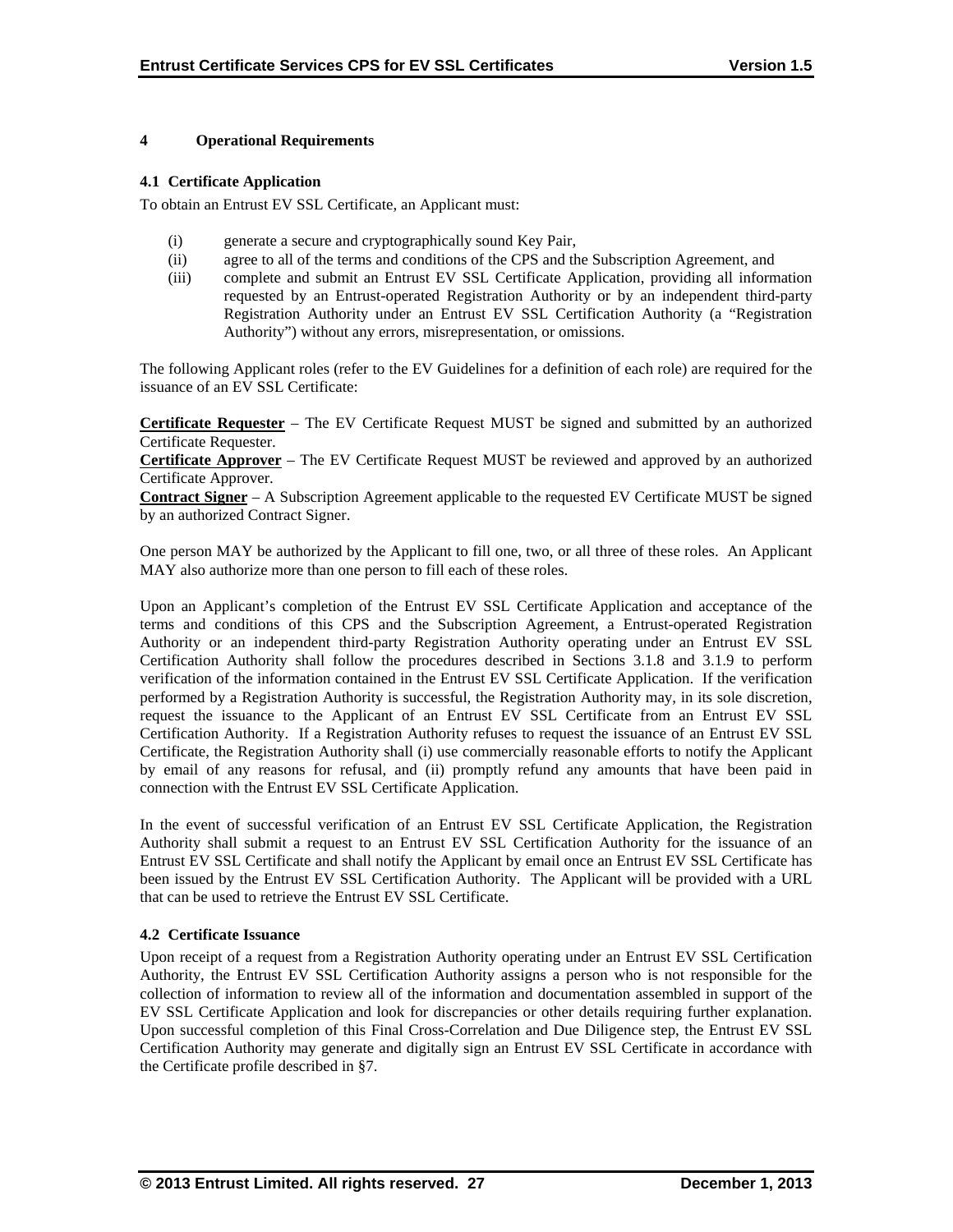# 4 Operational Requirements

## 4.1 Certificate Application

To obtain an Entrust EV SSL Certificate, an Applicant must:

(i) generate a secure and cryptographically sound Key Pair,
(ii) agree to all of the terms and conditions of the CPS and the Subscription Agreement, and
(iii) complete and submit an Entrust EV SSL Certificate Application, providing all information requested by an Entrust-operated Registration Authority or by an independent third-party Registration Authority under an Entrust EV SSL Certification Authority (a "Registration Authority") without any errors, misrepresentation, or omissions.

The following Applicant roles (refer to the EV Guidelines for a definition of each role) are required for the issuance of an EV SSL Certificate:

**Certificate Requester** – The EV Certificate Request MUST be signed and submitted by an authorized Certificate Requester.
**Certificate Approver** – The EV Certificate Request MUST be reviewed and approved by an authorized Certificate Approver.
**Contract Signer** – A Subscription Agreement applicable to the requested EV Certificate MUST be signed by an authorized Contract Signer.

One person MAY be authorized by the Applicant to fill one, two, or all three of these roles. An Applicant MAY also authorize more than one person to fill each of these roles.

Upon an Applicant's completion of the Entrust EV SSL Certificate Application and acceptance of the terms and conditions of this CPS and the Subscription Agreement, a Entrust-operated Registration Authority or an independent third-party Registration Authority operating under an Entrust EV SSL Certification Authority shall follow the procedures described in Sections 3.1.8 and 3.1.9 to perform verification of the information contained in the Entrust EV SSL Certificate Application. If the verification performed by a Registration Authority is successful, the Registration Authority may, in its sole discretion, request the issuance to the Applicant of an Entrust EV SSL Certificate from an Entrust EV SSL Certification Authority. If a Registration Authority refuses to request the issuance of an Entrust EV SSL Certificate, the Registration Authority shall (i) use commercially reasonable efforts to notify the Applicant by email of any reasons for refusal, and (ii) promptly refund any amounts that have been paid in connection with the Entrust EV SSL Certificate Application.

In the event of successful verification of an Entrust EV SSL Certificate Application, the Registration Authority shall submit a request to an Entrust EV SSL Certification Authority for the issuance of an Entrust EV SSL Certificate and shall notify the Applicant by email once an Entrust EV SSL Certificate has been issued by the Entrust EV SSL Certification Authority. The Applicant will be provided with a URL that can be used to retrieve the Entrust EV SSL Certificate.

## 4.2 Certificate Issuance

Upon receipt of a request from a Registration Authority operating under an Entrust EV SSL Certification Authority, the Entrust EV SSL Certification Authority assigns a person who is not responsible for the collection of information to review all of the information and documentation assembled in support of the EV SSL Certificate Application and look for discrepancies or other details requiring further explanation. Upon successful completion of this Final Cross-Correlation and Due Diligence step, the Entrust EV SSL Certification Authority may generate and digitally sign an Entrust EV SSL Certificate in accordance with the Certificate profile described in §7.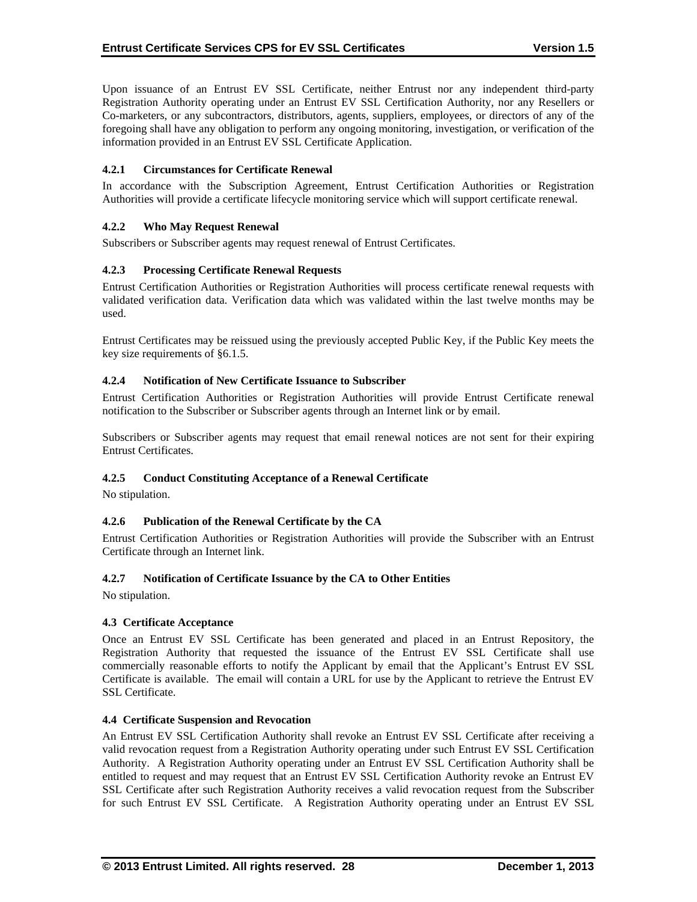Upon issuance of an Entrust EV SSL Certificate, neither Entrust nor any independent third-party Registration Authority operating under an Entrust EV SSL Certification Authority, nor any Resellers or Co-marketers, or any subcontractors, distributors, agents, suppliers, employees, or directors of any of the foregoing shall have any obligation to perform any ongoing monitoring, investigation, or verification of the information provided in an Entrust EV SSL Certificate Application.

#### 4.2.1 Circumstances for Certificate Renewal

In accordance with the Subscription Agreement, Entrust Certification Authorities or Registration Authorities will provide a certificate lifecycle monitoring service which will support certificate renewal.

#### 4.2.2 Who May Request Renewal

Subscribers or Subscriber agents may request renewal of Entrust Certificates.

#### 4.2.3 Processing Certificate Renewal Requests

Entrust Certification Authorities or Registration Authorities will process certificate renewal requests with validated verification data. Verification data which was validated within the last twelve months may be used.

Entrust Certificates may be reissued using the previously accepted Public Key, if the Public Key meets the key size requirements of §6.1.5.

#### 4.2.4 Notification of New Certificate Issuance to Subscriber

Entrust Certification Authorities or Registration Authorities will provide Entrust Certificate renewal notification to the Subscriber or Subscriber agents through an Internet link or by email.

Subscribers or Subscriber agents may request that email renewal notices are not sent for their expiring Entrust Certificates.

#### 4.2.5 Conduct Constituting Acceptance of a Renewal Certificate

No stipulation.

#### 4.2.6 Publication of the Renewal Certificate by the CA

Entrust Certification Authorities or Registration Authorities will provide the Subscriber with an Entrust Certificate through an Internet link.

#### 4.2.7 Notification of Certificate Issuance by the CA to Other Entities

No stipulation.

### 4.3 Certificate Acceptance

Once an Entrust EV SSL Certificate has been generated and placed in an Entrust Repository, the Registration Authority that requested the issuance of the Entrust EV SSL Certificate shall use commercially reasonable efforts to notify the Applicant by email that the Applicant's Entrust EV SSL Certificate is available. The email will contain a URL for use by the Applicant to retrieve the Entrust EV SSL Certificate.

### 4.4 Certificate Suspension and Revocation

An Entrust EV SSL Certification Authority shall revoke an Entrust EV SSL Certificate after receiving a valid revocation request from a Registration Authority operating under such Entrust EV SSL Certification Authority. A Registration Authority operating under an Entrust EV SSL Certification Authority shall be entitled to request and may request that an Entrust EV SSL Certification Authority revoke an Entrust EV SSL Certificate after such Registration Authority receives a valid revocation request from the Subscriber for such Entrust EV SSL Certificate. A Registration Authority operating under an Entrust EV SSL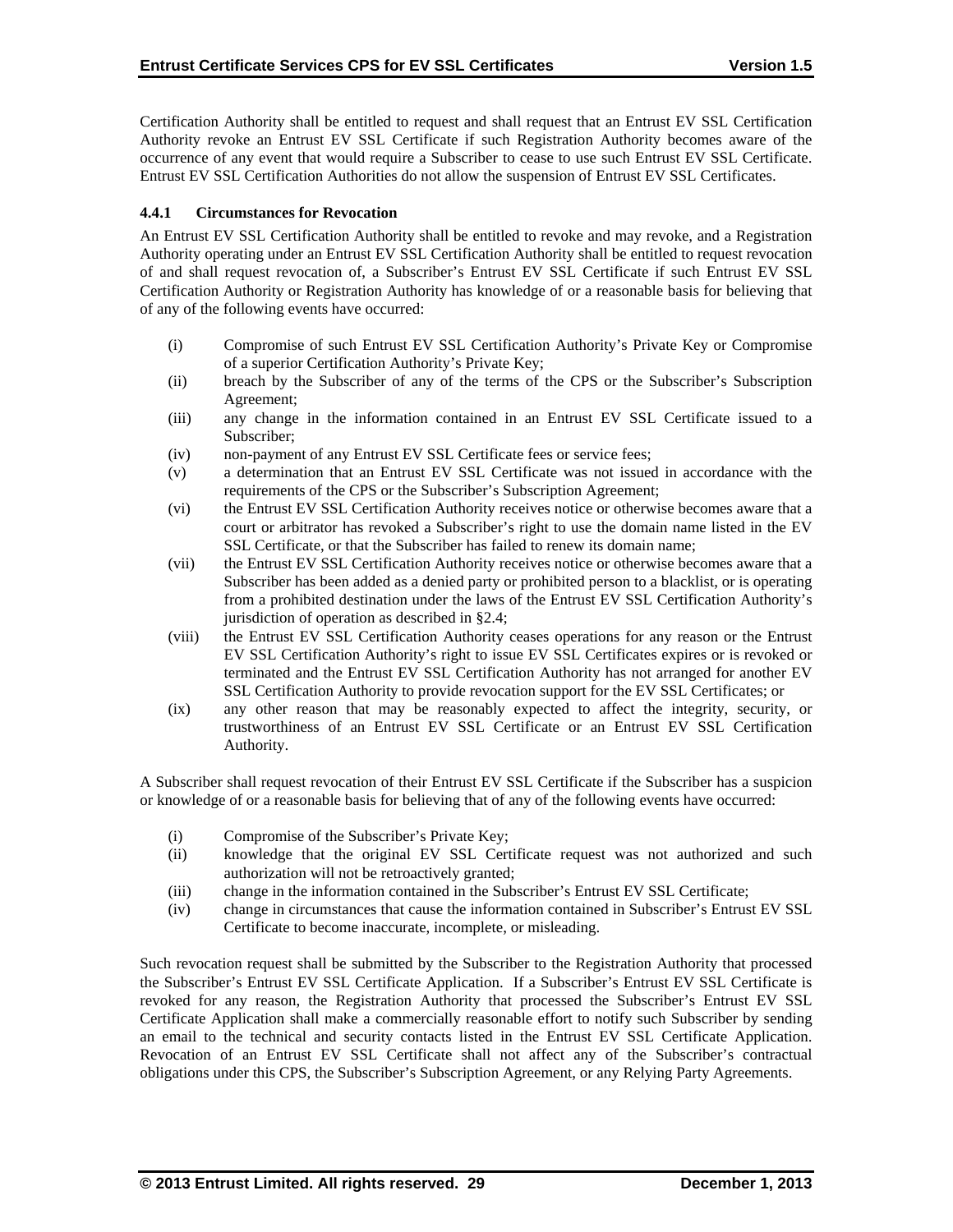Certification Authority shall be entitled to request and shall request that an Entrust EV SSL Certification Authority revoke an Entrust EV SSL Certificate if such Registration Authority becomes aware of the occurrence of any event that would require a Subscriber to cease to use such Entrust EV SSL Certificate. Entrust EV SSL Certification Authorities do not allow the suspension of Entrust EV SSL Certificates.

### 4.4.1 Circumstances for Revocation

An Entrust EV SSL Certification Authority shall be entitled to revoke and may revoke, and a Registration Authority operating under an Entrust EV SSL Certification Authority shall be entitled to request revocation of and shall request revocation of, a Subscriber's Entrust EV SSL Certificate if such Entrust EV SSL Certification Authority or Registration Authority has knowledge of or a reasonable basis for believing that of any of the following events have occurred:

- (i) Compromise of such Entrust EV SSL Certification Authority's Private Key or Compromise of a superior Certification Authority's Private Key;
- (ii) breach by the Subscriber of any of the terms of the CPS or the Subscriber's Subscription Agreement;
- (iii) any change in the information contained in an Entrust EV SSL Certificate issued to a Subscriber;
- (iv) non-payment of any Entrust EV SSL Certificate fees or service fees;
- (v) a determination that an Entrust EV SSL Certificate was not issued in accordance with the requirements of the CPS or the Subscriber's Subscription Agreement;
- (vi) the Entrust EV SSL Certification Authority receives notice or otherwise becomes aware that a court or arbitrator has revoked a Subscriber's right to use the domain name listed in the EV SSL Certificate, or that the Subscriber has failed to renew its domain name;
- (vii) the Entrust EV SSL Certification Authority receives notice or otherwise becomes aware that a Subscriber has been added as a denied party or prohibited person to a blacklist, or is operating from a prohibited destination under the laws of the Entrust EV SSL Certification Authority's jurisdiction of operation as described in §2.4;
- (viii) the Entrust EV SSL Certification Authority ceases operations for any reason or the Entrust EV SSL Certification Authority's right to issue EV SSL Certificates expires or is revoked or terminated and the Entrust EV SSL Certification Authority has not arranged for another EV SSL Certification Authority to provide revocation support for the EV SSL Certificates; or
- (ix) any other reason that may be reasonably expected to affect the integrity, security, or trustworthiness of an Entrust EV SSL Certificate or an Entrust EV SSL Certification Authority.

A Subscriber shall request revocation of their Entrust EV SSL Certificate if the Subscriber has a suspicion or knowledge of or a reasonable basis for believing that of any of the following events have occurred:

- (i) Compromise of the Subscriber's Private Key;
- (ii) knowledge that the original EV SSL Certificate request was not authorized and such authorization will not be retroactively granted;
- (iii) change in the information contained in the Subscriber's Entrust EV SSL Certificate;
- (iv) change in circumstances that cause the information contained in Subscriber's Entrust EV SSL Certificate to become inaccurate, incomplete, or misleading.

Such revocation request shall be submitted by the Subscriber to the Registration Authority that processed the Subscriber's Entrust EV SSL Certificate Application. If a Subscriber's Entrust EV SSL Certificate is revoked for any reason, the Registration Authority that processed the Subscriber's Entrust EV SSL Certificate Application shall make a commercially reasonable effort to notify such Subscriber by sending an email to the technical and security contacts listed in the Entrust EV SSL Certificate Application. Revocation of an Entrust EV SSL Certificate shall not affect any of the Subscriber's contractual obligations under this CPS, the Subscriber's Subscription Agreement, or any Relying Party Agreements.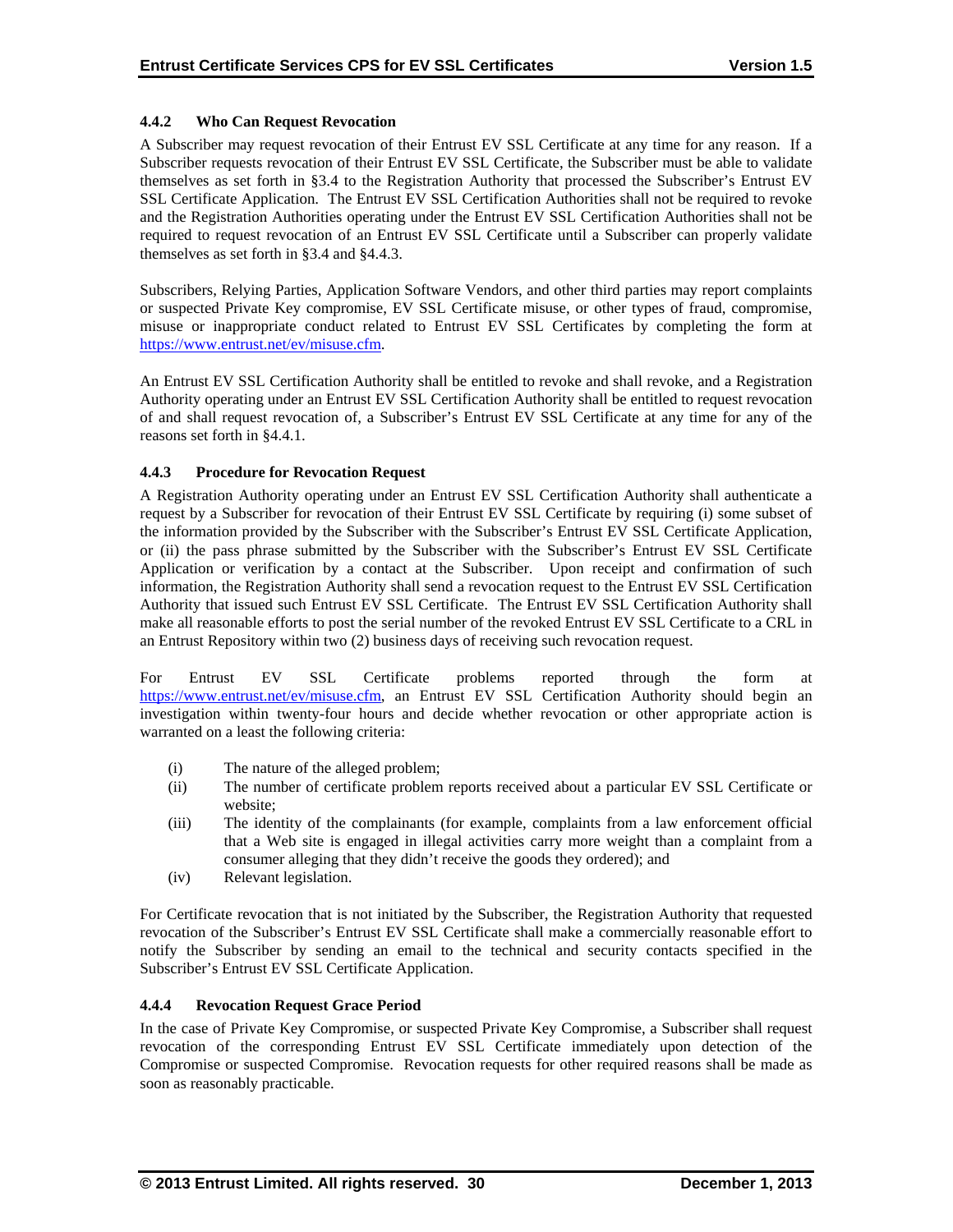### 4.4.2 Who Can Request Revocation

A Subscriber may request revocation of their Entrust EV SSL Certificate at any time for any reason. If a Subscriber requests revocation of their Entrust EV SSL Certificate, the Subscriber must be able to validate themselves as set forth in §3.4 to the Registration Authority that processed the Subscriber's Entrust EV SSL Certificate Application. The Entrust EV SSL Certification Authorities shall not be required to revoke and the Registration Authorities operating under the Entrust EV SSL Certification Authorities shall not be required to request revocation of an Entrust EV SSL Certificate until a Subscriber can properly validate themselves as set forth in §3.4 and §4.4.3.

Subscribers, Relying Parties, Application Software Vendors, and other third parties may report complaints or suspected Private Key compromise, EV SSL Certificate misuse, or other types of fraud, compromise, misuse or inappropriate conduct related to Entrust EV SSL Certificates by completing the form at https://www.entrust.net/ev/misuse.cfm.

An Entrust EV SSL Certification Authority shall be entitled to revoke and shall revoke, and a Registration Authority operating under an Entrust EV SSL Certification Authority shall be entitled to request revocation of and shall request revocation of, a Subscriber's Entrust EV SSL Certificate at any time for any of the reasons set forth in §4.4.1.

### 4.4.3 Procedure for Revocation Request

A Registration Authority operating under an Entrust EV SSL Certification Authority shall authenticate a request by a Subscriber for revocation of their Entrust EV SSL Certificate by requiring (i) some subset of the information provided by the Subscriber with the Subscriber's Entrust EV SSL Certificate Application, or (ii) the pass phrase submitted by the Subscriber with the Subscriber's Entrust EV SSL Certificate Application or verification by a contact at the Subscriber. Upon receipt and confirmation of such information, the Registration Authority shall send a revocation request to the Entrust EV SSL Certification Authority that issued such Entrust EV SSL Certificate. The Entrust EV SSL Certification Authority shall make all reasonable efforts to post the serial number of the revoked Entrust EV SSL Certificate to a CRL in an Entrust Repository within two (2) business days of receiving such revocation request.

For Entrust EV SSL Certificate problems reported through the form at https://www.entrust.net/ev/misuse.cfm, an Entrust EV SSL Certification Authority should begin an investigation within twenty-four hours and decide whether revocation or other appropriate action is warranted on a least the following criteria:

(i) The nature of the alleged problem;
(ii) The number of certificate problem reports received about a particular EV SSL Certificate or website;
(iii) The identity of the complainants (for example, complaints from a law enforcement official that a Web site is engaged in illegal activities carry more weight than a complaint from a consumer alleging that they didn't receive the goods they ordered); and
(iv) Relevant legislation.

For Certificate revocation that is not initiated by the Subscriber, the Registration Authority that requested revocation of the Subscriber's Entrust EV SSL Certificate shall make a commercially reasonable effort to notify the Subscriber by sending an email to the technical and security contacts specified in the Subscriber's Entrust EV SSL Certificate Application.

### 4.4.4 Revocation Request Grace Period

In the case of Private Key Compromise, or suspected Private Key Compromise, a Subscriber shall request revocation of the corresponding Entrust EV SSL Certificate immediately upon detection of the Compromise or suspected Compromise. Revocation requests for other required reasons shall be made as soon as reasonably practicable.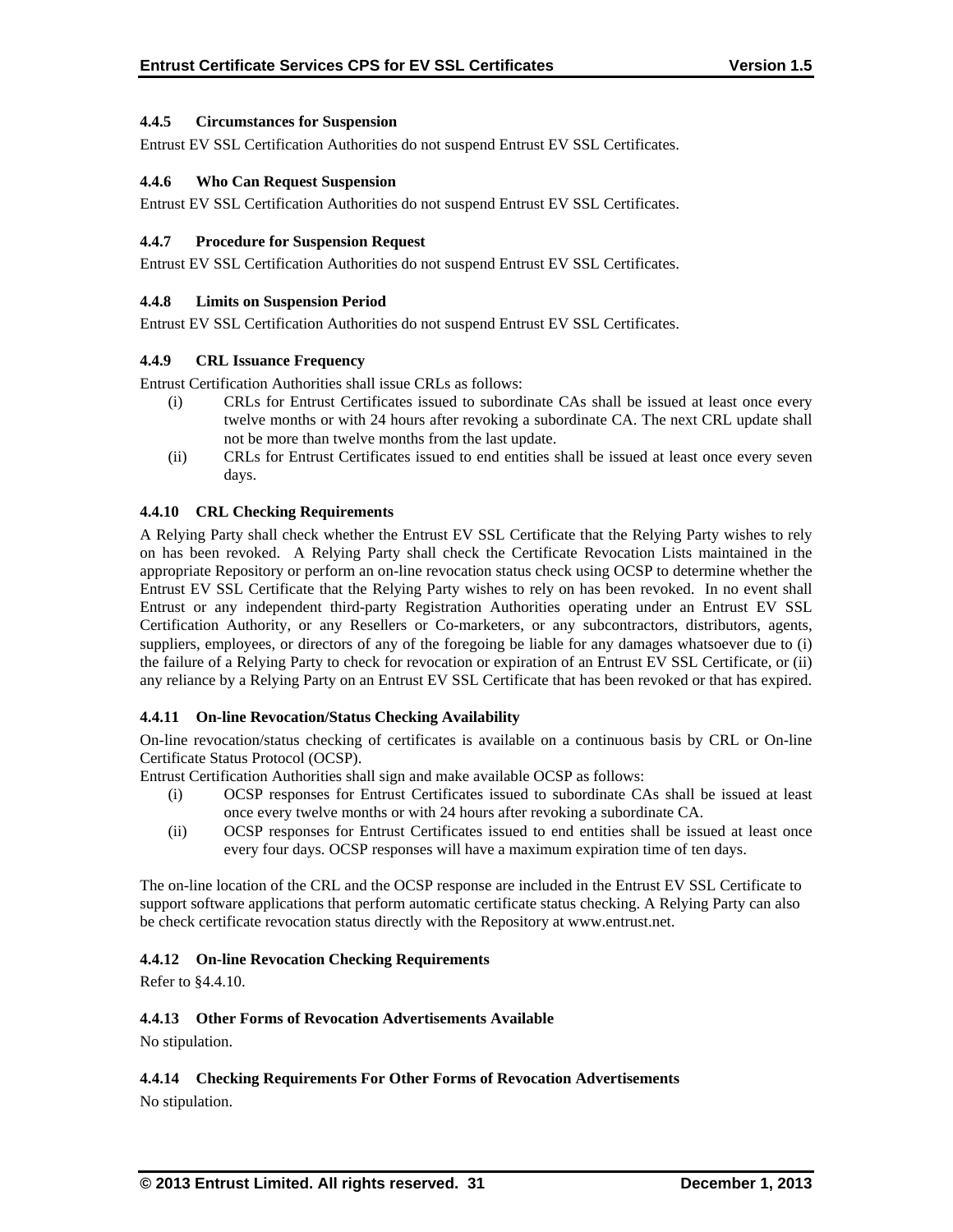#### 4.4.5 Circumstances for Suspension

Entrust EV SSL Certification Authorities do not suspend Entrust EV SSL Certificates.

#### 4.4.6 Who Can Request Suspension

Entrust EV SSL Certification Authorities do not suspend Entrust EV SSL Certificates.

#### 4.4.7 Procedure for Suspension Request

Entrust EV SSL Certification Authorities do not suspend Entrust EV SSL Certificates.

#### 4.4.8 Limits on Suspension Period

Entrust EV SSL Certification Authorities do not suspend Entrust EV SSL Certificates.

#### 4.4.9 CRL Issuance Frequency

Entrust Certification Authorities shall issue CRLs as follows:

(i) CRLs for Entrust Certificates issued to subordinate CAs shall be issued at least once every twelve months or with 24 hours after revoking a subordinate CA. The next CRL update shall not be more than twelve months from the last update.

(ii) CRLs for Entrust Certificates issued to end entities shall be issued at least once every seven days.

#### 4.4.10 CRL Checking Requirements

A Relying Party shall check whether the Entrust EV SSL Certificate that the Relying Party wishes to rely on has been revoked. A Relying Party shall check the Certificate Revocation Lists maintained in the appropriate Repository or perform an on-line revocation status check using OCSP to determine whether the Entrust EV SSL Certificate that the Relying Party wishes to rely on has been revoked. In no event shall Entrust or any independent third-party Registration Authorities operating under an Entrust EV SSL Certification Authority, or any Resellers or Co-marketers, or any subcontractors, distributors, agents, suppliers, employees, or directors of any of the foregoing be liable for any damages whatsoever due to (i) the failure of a Relying Party to check for revocation or expiration of an Entrust EV SSL Certificate, or (ii) any reliance by a Relying Party on an Entrust EV SSL Certificate that has been revoked or that has expired.

#### 4.4.11 On-line Revocation/Status Checking Availability

On-line revocation/status checking of certificates is available on a continuous basis by CRL or On-line Certificate Status Protocol (OCSP).

Entrust Certification Authorities shall sign and make available OCSP as follows:

(i) OCSP responses for Entrust Certificates issued to subordinate CAs shall be issued at least once every twelve months or with 24 hours after revoking a subordinate CA.

(ii) OCSP responses for Entrust Certificates issued to end entities shall be issued at least once every four days. OCSP responses will have a maximum expiration time of ten days.

The on-line location of the CRL and the OCSP response are included in the Entrust EV SSL Certificate to support software applications that perform automatic certificate status checking. A Relying Party can also be check certificate revocation status directly with the Repository at www.entrust.net.

#### 4.4.12 On-line Revocation Checking Requirements

Refer to §4.4.10.

#### 4.4.13 Other Forms of Revocation Advertisements Available

No stipulation.

#### 4.4.14 Checking Requirements For Other Forms of Revocation Advertisements

No stipulation.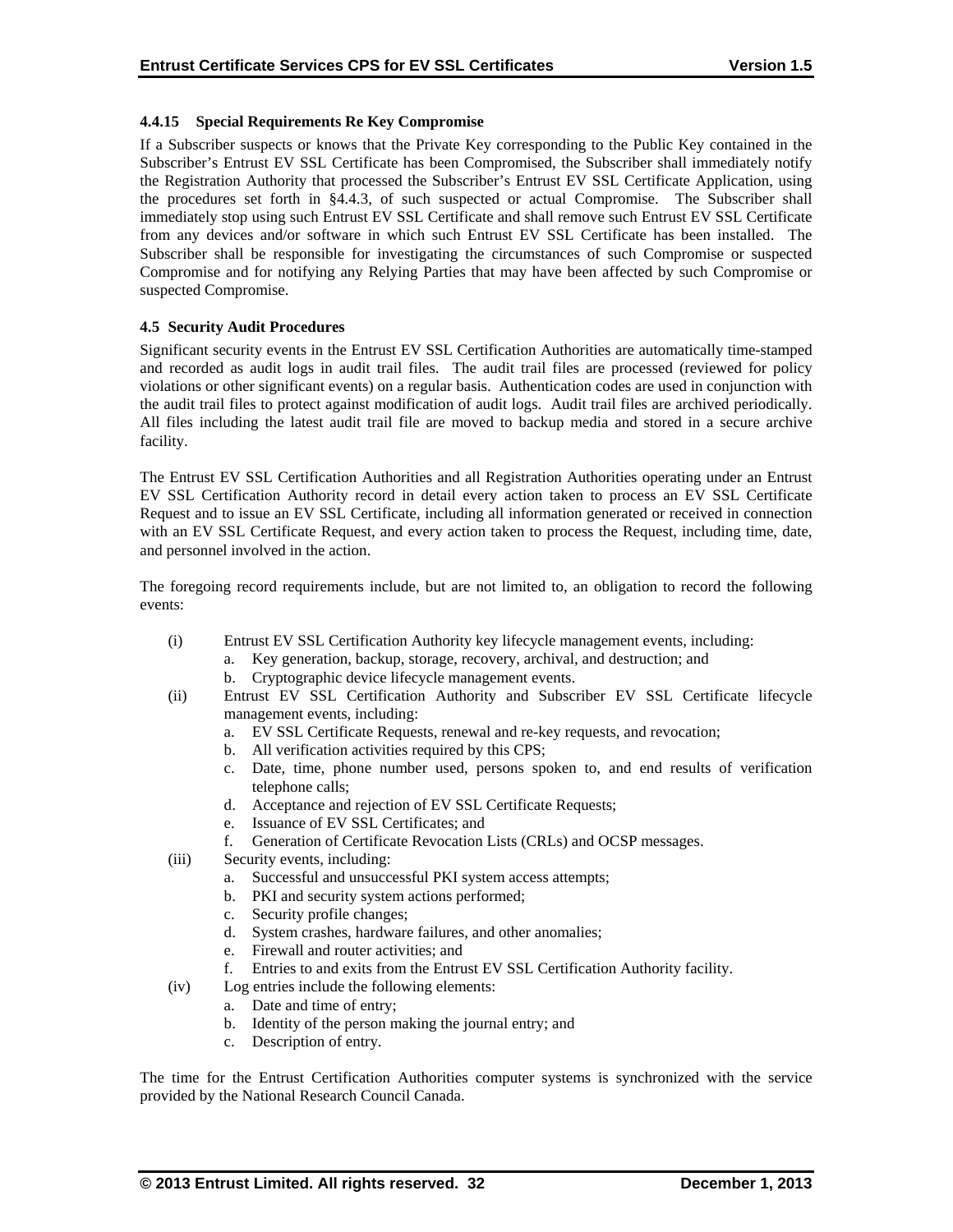#### 4.4.15 Special Requirements Re Key Compromise

If a Subscriber suspects or knows that the Private Key corresponding to the Public Key contained in the Subscriber's Entrust EV SSL Certificate has been Compromised, the Subscriber shall immediately notify the Registration Authority that processed the Subscriber's Entrust EV SSL Certificate Application, using the procedures set forth in §4.4.3, of such suspected or actual Compromise. The Subscriber shall immediately stop using such Entrust EV SSL Certificate and shall remove such Entrust EV SSL Certificate from any devices and/or software in which such Entrust EV SSL Certificate has been installed. The Subscriber shall be responsible for investigating the circumstances of such Compromise or suspected Compromise and for notifying any Relying Parties that may have been affected by such Compromise or suspected Compromise.

### 4.5 Security Audit Procedures

Significant security events in the Entrust EV SSL Certification Authorities are automatically time-stamped and recorded as audit logs in audit trail files. The audit trail files are processed (reviewed for policy violations or other significant events) on a regular basis. Authentication codes are used in conjunction with the audit trail files to protect against modification of audit logs. Audit trail files are archived periodically. All files including the latest audit trail file are moved to backup media and stored in a secure archive facility.

The Entrust EV SSL Certification Authorities and all Registration Authorities operating under an Entrust EV SSL Certification Authority record in detail every action taken to process an EV SSL Certificate Request and to issue an EV SSL Certificate, including all information generated or received in connection with an EV SSL Certificate Request, and every action taken to process the Request, including time, date, and personnel involved in the action.

The foregoing record requirements include, but are not limited to, an obligation to record the following events:

(i) Entrust EV SSL Certification Authority key lifecycle management events, including:
  a. Key generation, backup, storage, recovery, archival, and destruction; and
  b. Cryptographic device lifecycle management events.

(ii) Entrust EV SSL Certification Authority and Subscriber EV SSL Certificate lifecycle management events, including:
  a. EV SSL Certificate Requests, renewal and re-key requests, and revocation;
  b. All verification activities required by this CPS;
  c. Date, time, phone number used, persons spoken to, and end results of verification telephone calls;
  d. Acceptance and rejection of EV SSL Certificate Requests;
  e. Issuance of EV SSL Certificates; and
  f. Generation of Certificate Revocation Lists (CRLs) and OCSP messages.

(iii) Security events, including:
  a. Successful and unsuccessful PKI system access attempts;
  b. PKI and security system actions performed;
  c. Security profile changes;
  d. System crashes, hardware failures, and other anomalies;
  e. Firewall and router activities; and
  f. Entries to and exits from the Entrust EV SSL Certification Authority facility.

(iv) Log entries include the following elements:
  a. Date and time of entry;
  b. Identity of the person making the journal entry; and
  c. Description of entry.

The time for the Entrust Certification Authorities computer systems is synchronized with the service provided by the National Research Council Canada.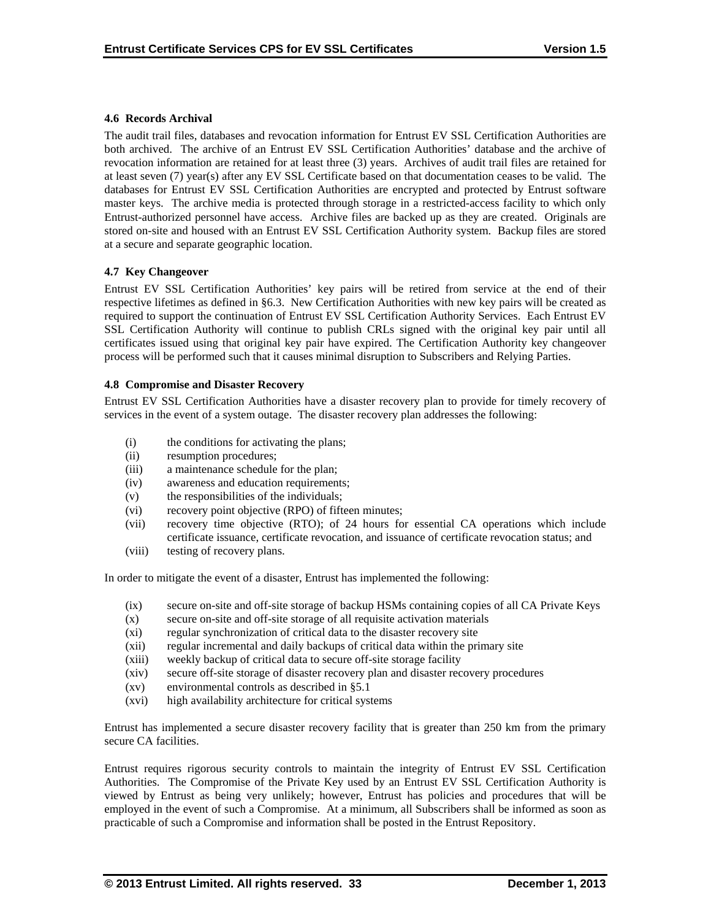### 4.6 Records Archival

The audit trail files, databases and revocation information for Entrust EV SSL Certification Authorities are both archived. The archive of an Entrust EV SSL Certification Authorities' database and the archive of revocation information are retained for at least three (3) years. Archives of audit trail files are retained for at least seven (7) year(s) after any EV SSL Certificate based on that documentation ceases to be valid. The databases for Entrust EV SSL Certification Authorities are encrypted and protected by Entrust software master keys. The archive media is protected through storage in a restricted-access facility to which only Entrust-authorized personnel have access. Archive files are backed up as they are created. Originals are stored on-site and housed with an Entrust EV SSL Certification Authority system. Backup files are stored at a secure and separate geographic location.

### 4.7 Key Changeover

Entrust EV SSL Certification Authorities' key pairs will be retired from service at the end of their respective lifetimes as defined in §6.3. New Certification Authorities with new key pairs will be created as required to support the continuation of Entrust EV SSL Certification Authority Services. Each Entrust EV SSL Certification Authority will continue to publish CRLs signed with the original key pair until all certificates issued using that original key pair have expired. The Certification Authority key changeover process will be performed such that it causes minimal disruption to Subscribers and Relying Parties.

### 4.8 Compromise and Disaster Recovery

Entrust EV SSL Certification Authorities have a disaster recovery plan to provide for timely recovery of services in the event of a system outage. The disaster recovery plan addresses the following:

(i) the conditions for activating the plans;
(ii) resumption procedures;
(iii) a maintenance schedule for the plan;
(iv) awareness and education requirements;
(v) the responsibilities of the individuals;
(vi) recovery point objective (RPO) of fifteen minutes;
(vii) recovery time objective (RTO); of 24 hours for essential CA operations which include certificate issuance, certificate revocation, and issuance of certificate revocation status; and
(viii) testing of recovery plans.

In order to mitigate the event of a disaster, Entrust has implemented the following:

(ix) secure on-site and off-site storage of backup HSMs containing copies of all CA Private Keys
(x) secure on-site and off-site storage of all requisite activation materials
(xi) regular synchronization of critical data to the disaster recovery site
(xii) regular incremental and daily backups of critical data within the primary site
(xiii) weekly backup of critical data to secure off-site storage facility
(xiv) secure off-site storage of disaster recovery plan and disaster recovery procedures
(xv) environmental controls as described in §5.1
(xvi) high availability architecture for critical systems

Entrust has implemented a secure disaster recovery facility that is greater than 250 km from the primary secure CA facilities.

Entrust requires rigorous security controls to maintain the integrity of Entrust EV SSL Certification Authorities. The Compromise of the Private Key used by an Entrust EV SSL Certification Authority is viewed by Entrust as being very unlikely; however, Entrust has policies and procedures that will be employed in the event of such a Compromise. At a minimum, all Subscribers shall be informed as soon as practicable of such a Compromise and information shall be posted in the Entrust Repository.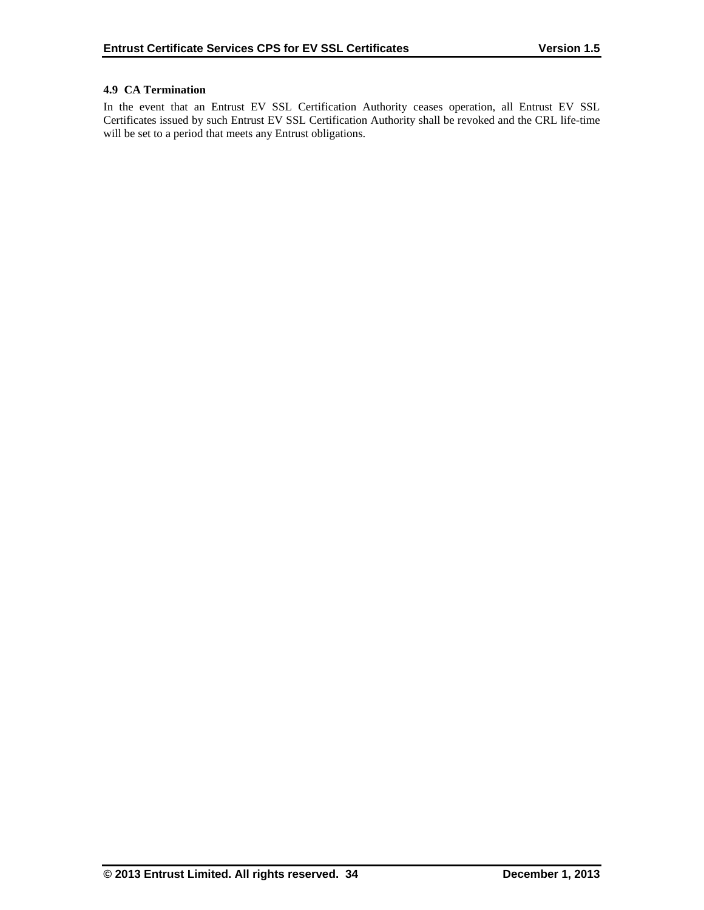### 4.9 CA Termination

In the event that an Entrust EV SSL Certification Authority ceases operation, all Entrust EV SSL Certificates issued by such Entrust EV SSL Certification Authority shall be revoked and the CRL life-time will be set to a period that meets any Entrust obligations.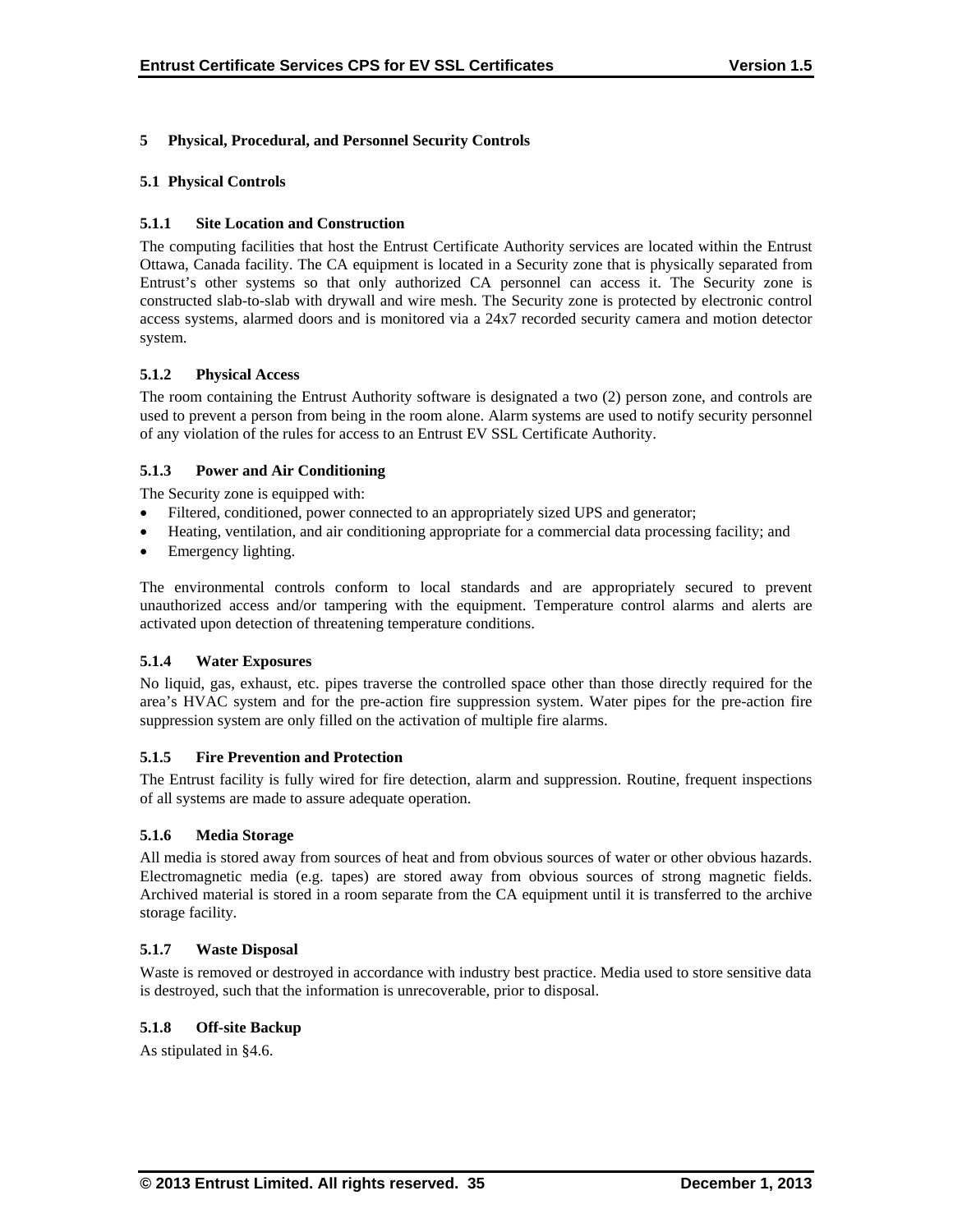# 5 Physical, Procedural, and Personnel Security Controls

## 5.1 Physical Controls

### 5.1.1 Site Location and Construction

The computing facilities that host the Entrust Certificate Authority services are located within the Entrust Ottawa, Canada facility. The CA equipment is located in a Security zone that is physically separated from Entrust's other systems so that only authorized CA personnel can access it. The Security zone is constructed slab-to-slab with drywall and wire mesh. The Security zone is protected by electronic control access systems, alarmed doors and is monitored via a 24x7 recorded security camera and motion detector system.

### 5.1.2 Physical Access

The room containing the Entrust Authority software is designated a two (2) person zone, and controls are used to prevent a person from being in the room alone. Alarm systems are used to notify security personnel of any violation of the rules for access to an Entrust EV SSL Certificate Authority.

### 5.1.3 Power and Air Conditioning

The Security zone is equipped with:

- Filtered, conditioned, power connected to an appropriately sized UPS and generator;
- Heating, ventilation, and air conditioning appropriate for a commercial data processing facility; and
- Emergency lighting.

The environmental controls conform to local standards and are appropriately secured to prevent unauthorized access and/or tampering with the equipment. Temperature control alarms and alerts are activated upon detection of threatening temperature conditions.

### 5.1.4 Water Exposures

No liquid, gas, exhaust, etc. pipes traverse the controlled space other than those directly required for the area's HVAC system and for the pre-action fire suppression system. Water pipes for the pre-action fire suppression system are only filled on the activation of multiple fire alarms.

### 5.1.5 Fire Prevention and Protection

The Entrust facility is fully wired for fire detection, alarm and suppression. Routine, frequent inspections of all systems are made to assure adequate operation.

### 5.1.6 Media Storage

All media is stored away from sources of heat and from obvious sources of water or other obvious hazards. Electromagnetic media (e.g. tapes) are stored away from obvious sources of strong magnetic fields. Archived material is stored in a room separate from the CA equipment until it is transferred to the archive storage facility.

### 5.1.7 Waste Disposal

Waste is removed or destroyed in accordance with industry best practice. Media used to store sensitive data is destroyed, such that the information is unrecoverable, prior to disposal.

### 5.1.8 Off-site Backup

As stipulated in §4.6.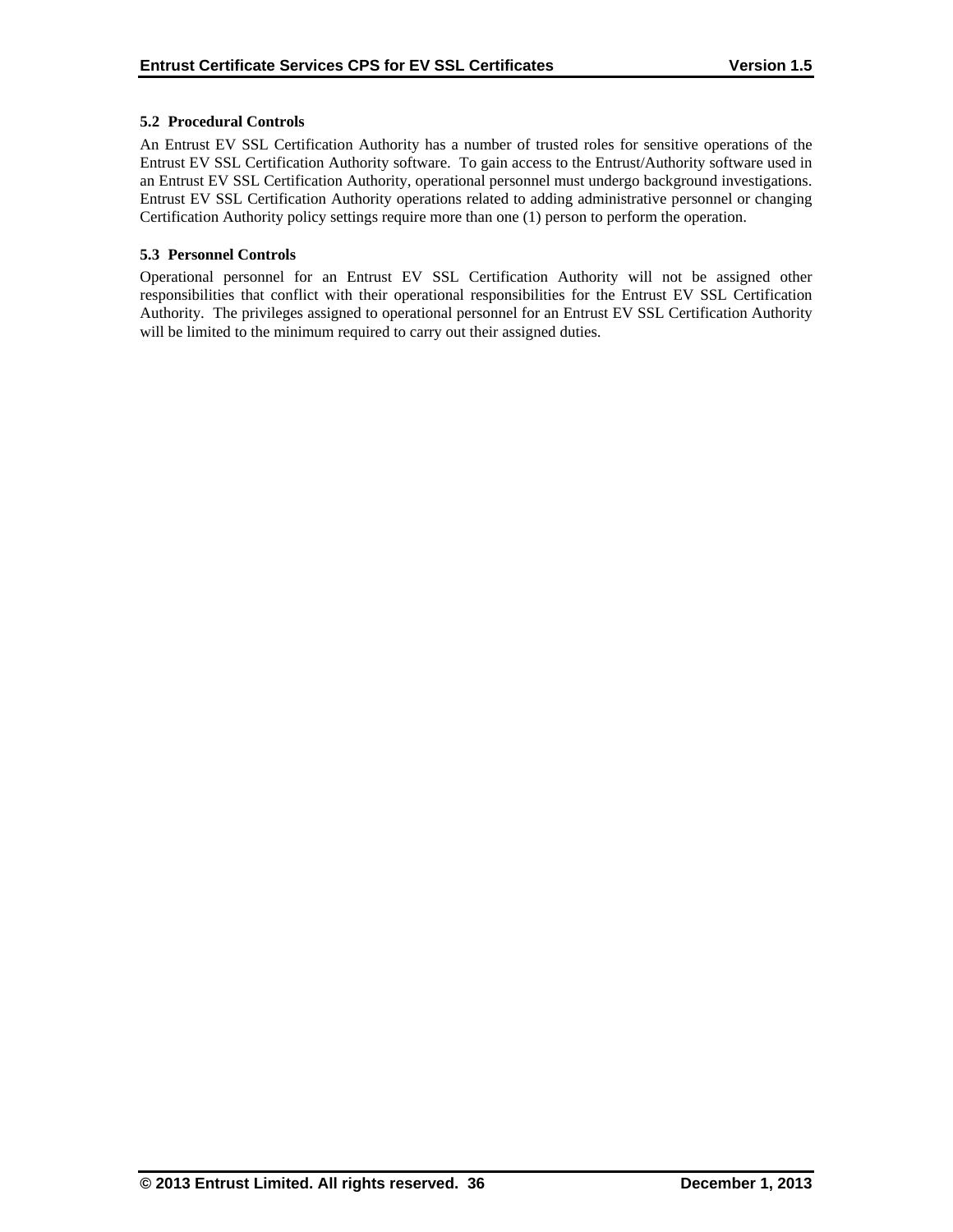### 5.2 Procedural Controls

An Entrust EV SSL Certification Authority has a number of trusted roles for sensitive operations of the Entrust EV SSL Certification Authority software. To gain access to the Entrust/Authority software used in an Entrust EV SSL Certification Authority, operational personnel must undergo background investigations. Entrust EV SSL Certification Authority operations related to adding administrative personnel or changing Certification Authority policy settings require more than one (1) person to perform the operation.

### 5.3 Personnel Controls

Operational personnel for an Entrust EV SSL Certification Authority will not be assigned other responsibilities that conflict with their operational responsibilities for the Entrust EV SSL Certification Authority. The privileges assigned to operational personnel for an Entrust EV SSL Certification Authority will be limited to the minimum required to carry out their assigned duties.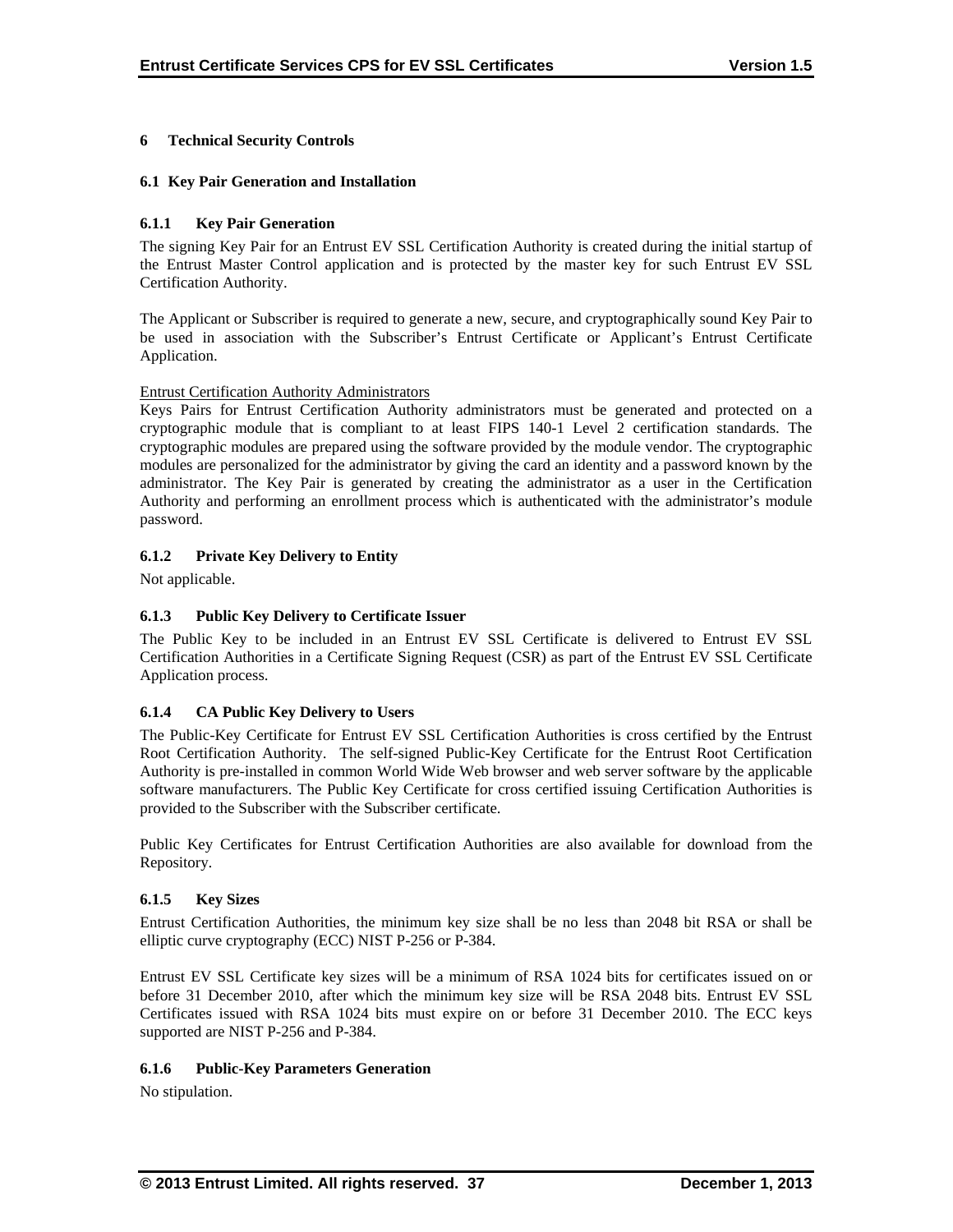# 6 Technical Security Controls

## 6.1 Key Pair Generation and Installation

### 6.1.1 Key Pair Generation

The signing Key Pair for an Entrust EV SSL Certification Authority is created during the initial startup of the Entrust Master Control application and is protected by the master key for such Entrust EV SSL Certification Authority.

The Applicant or Subscriber is required to generate a new, secure, and cryptographically sound Key Pair to be used in association with the Subscriber's Entrust Certificate or Applicant's Entrust Certificate Application.

Entrust Certification Authority Administrators

Keys Pairs for Entrust Certification Authority administrators must be generated and protected on a cryptographic module that is compliant to at least FIPS 140-1 Level 2 certification standards. The cryptographic modules are prepared using the software provided by the module vendor. The cryptographic modules are personalized for the administrator by giving the card an identity and a password known by the administrator. The Key Pair is generated by creating the administrator as a user in the Certification Authority and performing an enrollment process which is authenticated with the administrator's module password.

### 6.1.2 Private Key Delivery to Entity

Not applicable.

### 6.1.3 Public Key Delivery to Certificate Issuer

The Public Key to be included in an Entrust EV SSL Certificate is delivered to Entrust EV SSL Certification Authorities in a Certificate Signing Request (CSR) as part of the Entrust EV SSL Certificate Application process.

### 6.1.4 CA Public Key Delivery to Users

The Public-Key Certificate for Entrust EV SSL Certification Authorities is cross certified by the Entrust Root Certification Authority. The self-signed Public-Key Certificate for the Entrust Root Certification Authority is pre-installed in common World Wide Web browser and web server software by the applicable software manufacturers. The Public Key Certificate for cross certified issuing Certification Authorities is provided to the Subscriber with the Subscriber certificate.

Public Key Certificates for Entrust Certification Authorities are also available for download from the Repository.

### 6.1.5 Key Sizes

Entrust Certification Authorities, the minimum key size shall be no less than 2048 bit RSA or shall be elliptic curve cryptography (ECC) NIST P-256 or P-384.

Entrust EV SSL Certificate key sizes will be a minimum of RSA 1024 bits for certificates issued on or before 31 December 2010, after which the minimum key size will be RSA 2048 bits. Entrust EV SSL Certificates issued with RSA 1024 bits must expire on or before 31 December 2010. The ECC keys supported are NIST P-256 and P-384.

### 6.1.6 Public-Key Parameters Generation

No stipulation.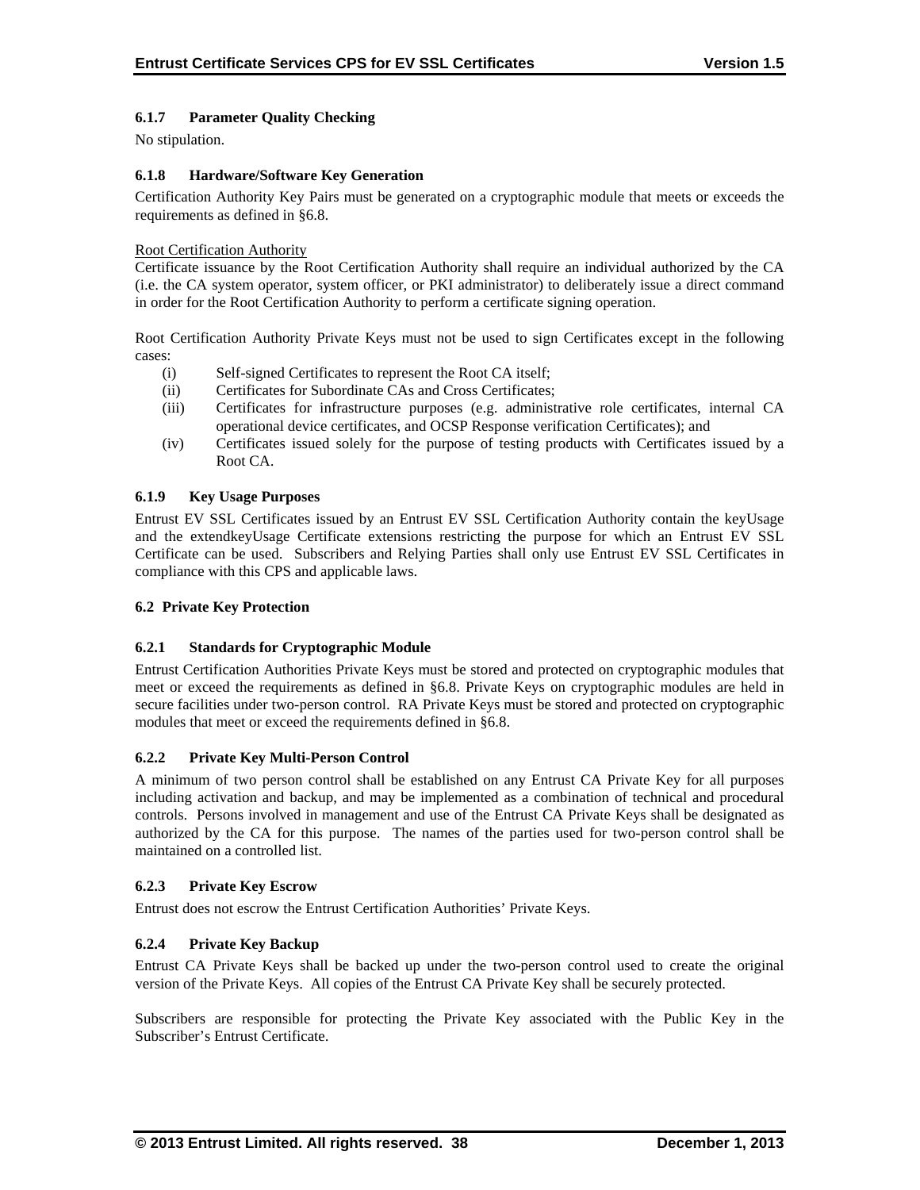### 6.1.7 Parameter Quality Checking

No stipulation.

### 6.1.8 Hardware/Software Key Generation

Certification Authority Key Pairs must be generated on a cryptographic module that meets or exceeds the requirements as defined in §6.8.

Root Certification Authority

Certificate issuance by the Root Certification Authority shall require an individual authorized by the CA (i.e. the CA system operator, system officer, or PKI administrator) to deliberately issue a direct command in order for the Root Certification Authority to perform a certificate signing operation.

Root Certification Authority Private Keys must not be used to sign Certificates except in the following cases:

- (i) Self-signed Certificates to represent the Root CA itself;
- (ii) Certificates for Subordinate CAs and Cross Certificates;
- (iii) Certificates for infrastructure purposes (e.g. administrative role certificates, internal CA operational device certificates, and OCSP Response verification Certificates); and
- (iv) Certificates issued solely for the purpose of testing products with Certificates issued by a Root CA.

### 6.1.9 Key Usage Purposes

Entrust EV SSL Certificates issued by an Entrust EV SSL Certification Authority contain the keyUsage and the extendkeyUsage Certificate extensions restricting the purpose for which an Entrust EV SSL Certificate can be used. Subscribers and Relying Parties shall only use Entrust EV SSL Certificates in compliance with this CPS and applicable laws.

## 6.2 Private Key Protection

### 6.2.1 Standards for Cryptographic Module

Entrust Certification Authorities Private Keys must be stored and protected on cryptographic modules that meet or exceed the requirements as defined in §6.8. Private Keys on cryptographic modules are held in secure facilities under two-person control. RA Private Keys must be stored and protected on cryptographic modules that meet or exceed the requirements defined in §6.8.

### 6.2.2 Private Key Multi-Person Control

A minimum of two person control shall be established on any Entrust CA Private Key for all purposes including activation and backup, and may be implemented as a combination of technical and procedural controls. Persons involved in management and use of the Entrust CA Private Keys shall be designated as authorized by the CA for this purpose. The names of the parties used for two-person control shall be maintained on a controlled list.

### 6.2.3 Private Key Escrow

Entrust does not escrow the Entrust Certification Authorities' Private Keys.

### 6.2.4 Private Key Backup

Entrust CA Private Keys shall be backed up under the two-person control used to create the original version of the Private Keys. All copies of the Entrust CA Private Key shall be securely protected.

Subscribers are responsible for protecting the Private Key associated with the Public Key in the Subscriber's Entrust Certificate.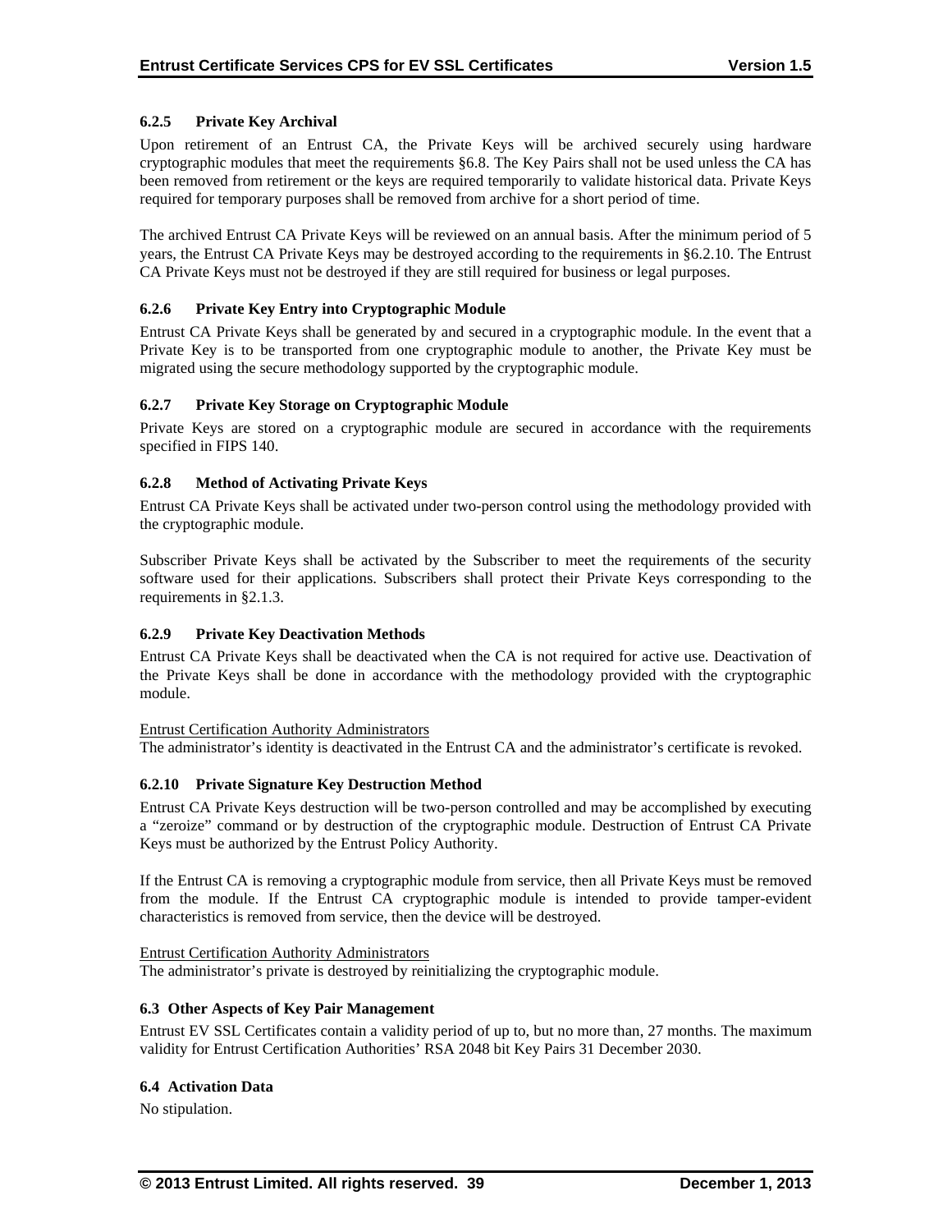### 6.2.5 Private Key Archival

Upon retirement of an Entrust CA, the Private Keys will be archived securely using hardware cryptographic modules that meet the requirements §6.8. The Key Pairs shall not be used unless the CA has been removed from retirement or the keys are required temporarily to validate historical data. Private Keys required for temporary purposes shall be removed from archive for a short period of time.

The archived Entrust CA Private Keys will be reviewed on an annual basis. After the minimum period of 5 years, the Entrust CA Private Keys may be destroyed according to the requirements in §6.2.10. The Entrust CA Private Keys must not be destroyed if they are still required for business or legal purposes.

### 6.2.6 Private Key Entry into Cryptographic Module

Entrust CA Private Keys shall be generated by and secured in a cryptographic module. In the event that a Private Key is to be transported from one cryptographic module to another, the Private Key must be migrated using the secure methodology supported by the cryptographic module.

### 6.2.7 Private Key Storage on Cryptographic Module

Private Keys are stored on a cryptographic module are secured in accordance with the requirements specified in FIPS 140.

### 6.2.8 Method of Activating Private Keys

Entrust CA Private Keys shall be activated under two-person control using the methodology provided with the cryptographic module.

Subscriber Private Keys shall be activated by the Subscriber to meet the requirements of the security software used for their applications. Subscribers shall protect their Private Keys corresponding to the requirements in §2.1.3.

### 6.2.9 Private Key Deactivation Methods

Entrust CA Private Keys shall be deactivated when the CA is not required for active use. Deactivation of the Private Keys shall be done in accordance with the methodology provided with the cryptographic module.

Entrust Certification Authority Administrators
The administrator's identity is deactivated in the Entrust CA and the administrator's certificate is revoked.

### 6.2.10 Private Signature Key Destruction Method

Entrust CA Private Keys destruction will be two-person controlled and may be accomplished by executing a "zeroize" command or by destruction of the cryptographic module. Destruction of Entrust CA Private Keys must be authorized by the Entrust Policy Authority.

If the Entrust CA is removing a cryptographic module from service, then all Private Keys must be removed from the module. If the Entrust CA cryptographic module is intended to provide tamper-evident characteristics is removed from service, then the device will be destroyed.

Entrust Certification Authority Administrators
The administrator's private is destroyed by reinitializing the cryptographic module.

## 6.3 Other Aspects of Key Pair Management

Entrust EV SSL Certificates contain a validity period of up to, but no more than, 27 months. The maximum validity for Entrust Certification Authorities' RSA 2048 bit Key Pairs 31 December 2030.

## 6.4 Activation Data

No stipulation.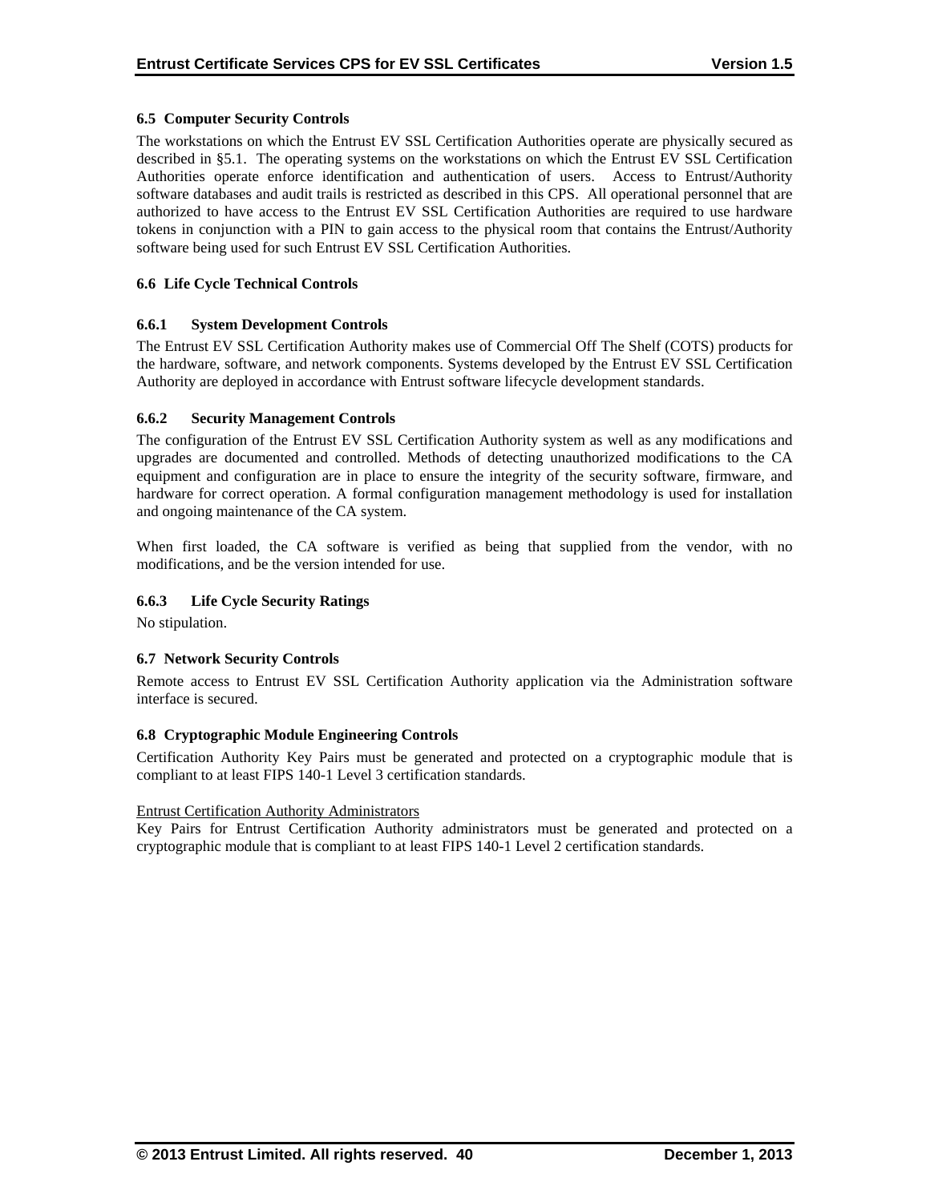### 6.5 Computer Security Controls

The workstations on which the Entrust EV SSL Certification Authorities operate are physically secured as described in §5.1. The operating systems on the workstations on which the Entrust EV SSL Certification Authorities operate enforce identification and authentication of users. Access to Entrust/Authority software databases and audit trails is restricted as described in this CPS. All operational personnel that are authorized to have access to the Entrust EV SSL Certification Authorities are required to use hardware tokens in conjunction with a PIN to gain access to the physical room that contains the Entrust/Authority software being used for such Entrust EV SSL Certification Authorities.

### 6.6 Life Cycle Technical Controls

#### 6.6.1 System Development Controls

The Entrust EV SSL Certification Authority makes use of Commercial Off The Shelf (COTS) products for the hardware, software, and network components. Systems developed by the Entrust EV SSL Certification Authority are deployed in accordance with Entrust software lifecycle development standards.

#### 6.6.2 Security Management Controls

The configuration of the Entrust EV SSL Certification Authority system as well as any modifications and upgrades are documented and controlled. Methods of detecting unauthorized modifications to the CA equipment and configuration are in place to ensure the integrity of the security software, firmware, and hardware for correct operation. A formal configuration management methodology is used for installation and ongoing maintenance of the CA system.

When first loaded, the CA software is verified as being that supplied from the vendor, with no modifications, and be the version intended for use.

#### 6.6.3 Life Cycle Security Ratings

No stipulation.

### 6.7 Network Security Controls

Remote access to Entrust EV SSL Certification Authority application via the Administration software interface is secured.

### 6.8 Cryptographic Module Engineering Controls

Certification Authority Key Pairs must be generated and protected on a cryptographic module that is compliant to at least FIPS 140-1 Level 3 certification standards.

<u>Entrust Certification Authority Administrators</u>
Key Pairs for Entrust Certification Authority administrators must be generated and protected on a cryptographic module that is compliant to at least FIPS 140-1 Level 2 certification standards.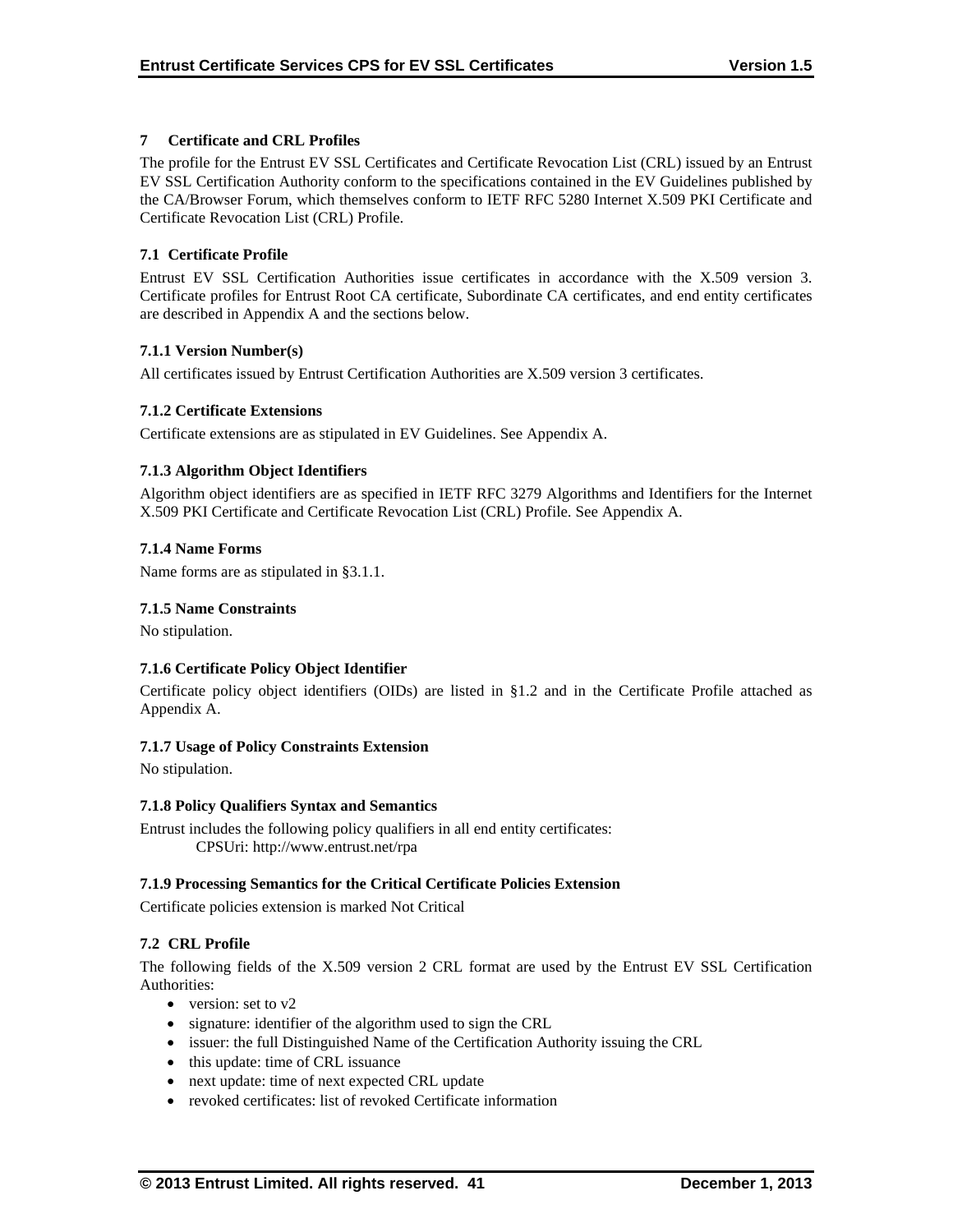## 7 Certificate and CRL Profiles

The profile for the Entrust EV SSL Certificates and Certificate Revocation List (CRL) issued by an Entrust EV SSL Certification Authority conform to the specifications contained in the EV Guidelines published by the CA/Browser Forum, which themselves conform to IETF RFC 5280 Internet X.509 PKI Certificate and Certificate Revocation List (CRL) Profile.

### 7.1 Certificate Profile

Entrust EV SSL Certification Authorities issue certificates in accordance with the X.509 version 3. Certificate profiles for Entrust Root CA certificate, Subordinate CA certificates, and end entity certificates are described in Appendix A and the sections below.

#### 7.1.1 Version Number(s)

All certificates issued by Entrust Certification Authorities are X.509 version 3 certificates.

#### 7.1.2 Certificate Extensions

Certificate extensions are as stipulated in EV Guidelines. See Appendix A.

#### 7.1.3 Algorithm Object Identifiers

Algorithm object identifiers are as specified in IETF RFC 3279 Algorithms and Identifiers for the Internet X.509 PKI Certificate and Certificate Revocation List (CRL) Profile. See Appendix A.

#### 7.1.4 Name Forms

Name forms are as stipulated in §3.1.1.

#### 7.1.5 Name Constraints

No stipulation.

#### 7.1.6 Certificate Policy Object Identifier

Certificate policy object identifiers (OIDs) are listed in §1.2 and in the Certificate Profile attached as Appendix A.

#### 7.1.7 Usage of Policy Constraints Extension

No stipulation.

#### 7.1.8 Policy Qualifiers Syntax and Semantics

Entrust includes the following policy qualifiers in all end entity certificates:

CPSUri: http://www.entrust.net/rpa

#### 7.1.9 Processing Semantics for the Critical Certificate Policies Extension

Certificate policies extension is marked Not Critical

### 7.2 CRL Profile

The following fields of the X.509 version 2 CRL format are used by the Entrust EV SSL Certification Authorities:

- version: set to v2
- signature: identifier of the algorithm used to sign the CRL
- issuer: the full Distinguished Name of the Certification Authority issuing the CRL
- this update: time of CRL issuance
- next update: time of next expected CRL update
- revoked certificates: list of revoked Certificate information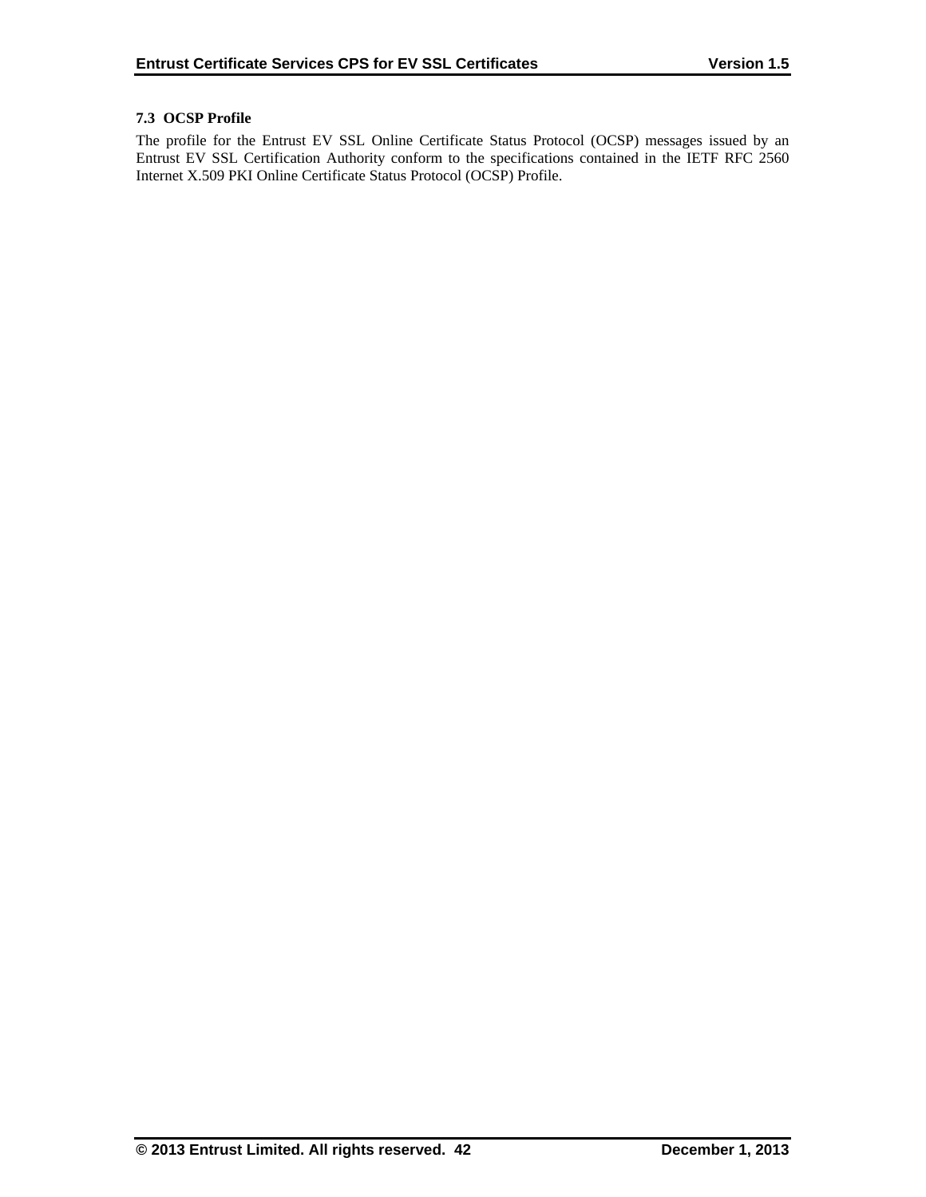### 7.3 OCSP Profile

The profile for the Entrust EV SSL Online Certificate Status Protocol (OCSP) messages issued by an Entrust EV SSL Certification Authority conform to the specifications contained in the IETF RFC 2560 Internet X.509 PKI Online Certificate Status Protocol (OCSP) Profile.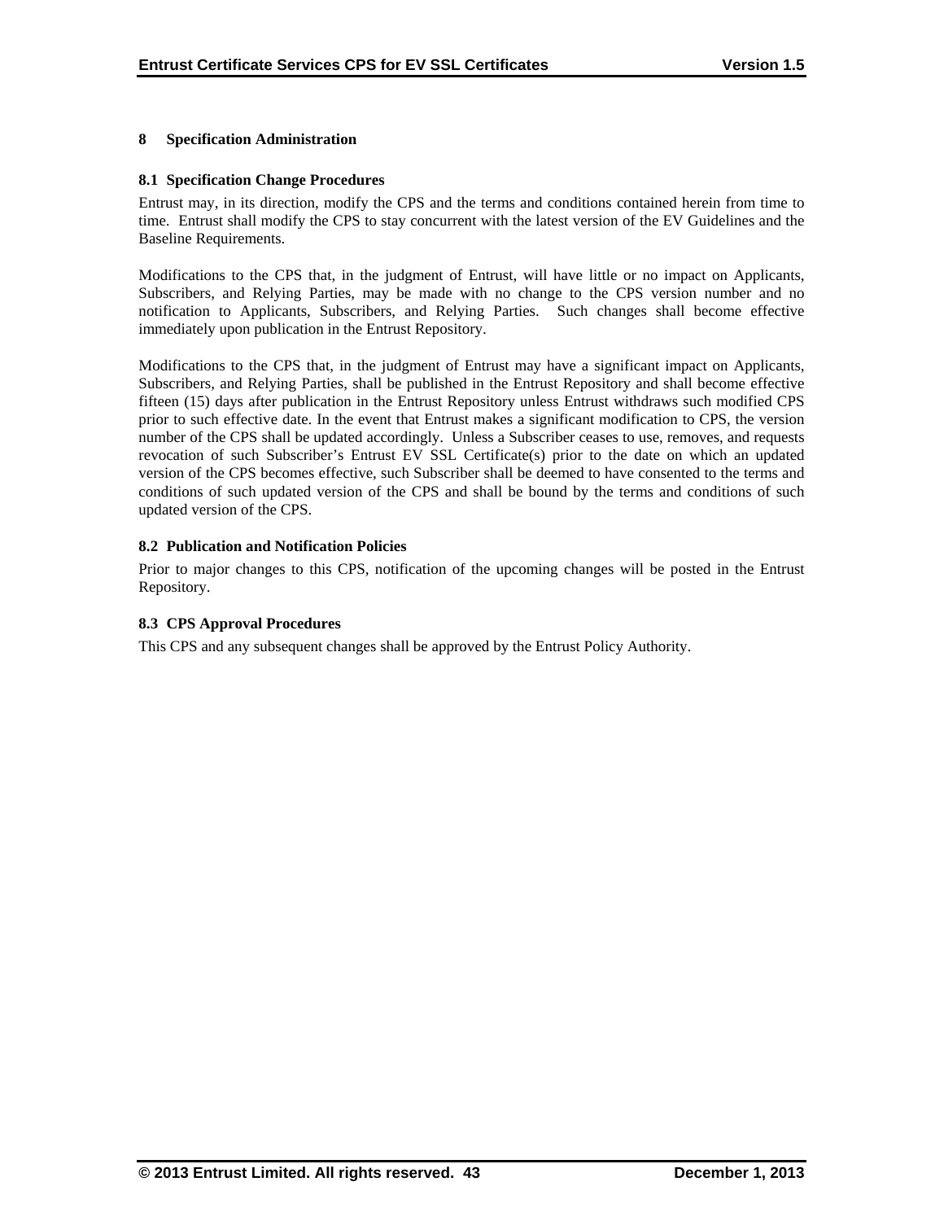# 8 Specification Administration

## 8.1 Specification Change Procedures

Entrust may, in its direction, modify the CPS and the terms and conditions contained herein from time to time. Entrust shall modify the CPS to stay concurrent with the latest version of the EV Guidelines and the Baseline Requirements.

Modifications to the CPS that, in the judgment of Entrust, will have little or no impact on Applicants, Subscribers, and Relying Parties, may be made with no change to the CPS version number and no notification to Applicants, Subscribers, and Relying Parties. Such changes shall become effective immediately upon publication in the Entrust Repository.

Modifications to the CPS that, in the judgment of Entrust may have a significant impact on Applicants, Subscribers, and Relying Parties, shall be published in the Entrust Repository and shall become effective fifteen (15) days after publication in the Entrust Repository unless Entrust withdraws such modified CPS prior to such effective date. In the event that Entrust makes a significant modification to CPS, the version number of the CPS shall be updated accordingly. Unless a Subscriber ceases to use, removes, and requests revocation of such Subscriber's Entrust EV SSL Certificate(s) prior to the date on which an updated version of the CPS becomes effective, such Subscriber shall be deemed to have consented to the terms and conditions of such updated version of the CPS and shall be bound by the terms and conditions of such updated version of the CPS.

## 8.2 Publication and Notification Policies

Prior to major changes to this CPS, notification of the upcoming changes will be posted in the Entrust Repository.

## 8.3 CPS Approval Procedures

This CPS and any subsequent changes shall be approved by the Entrust Policy Authority.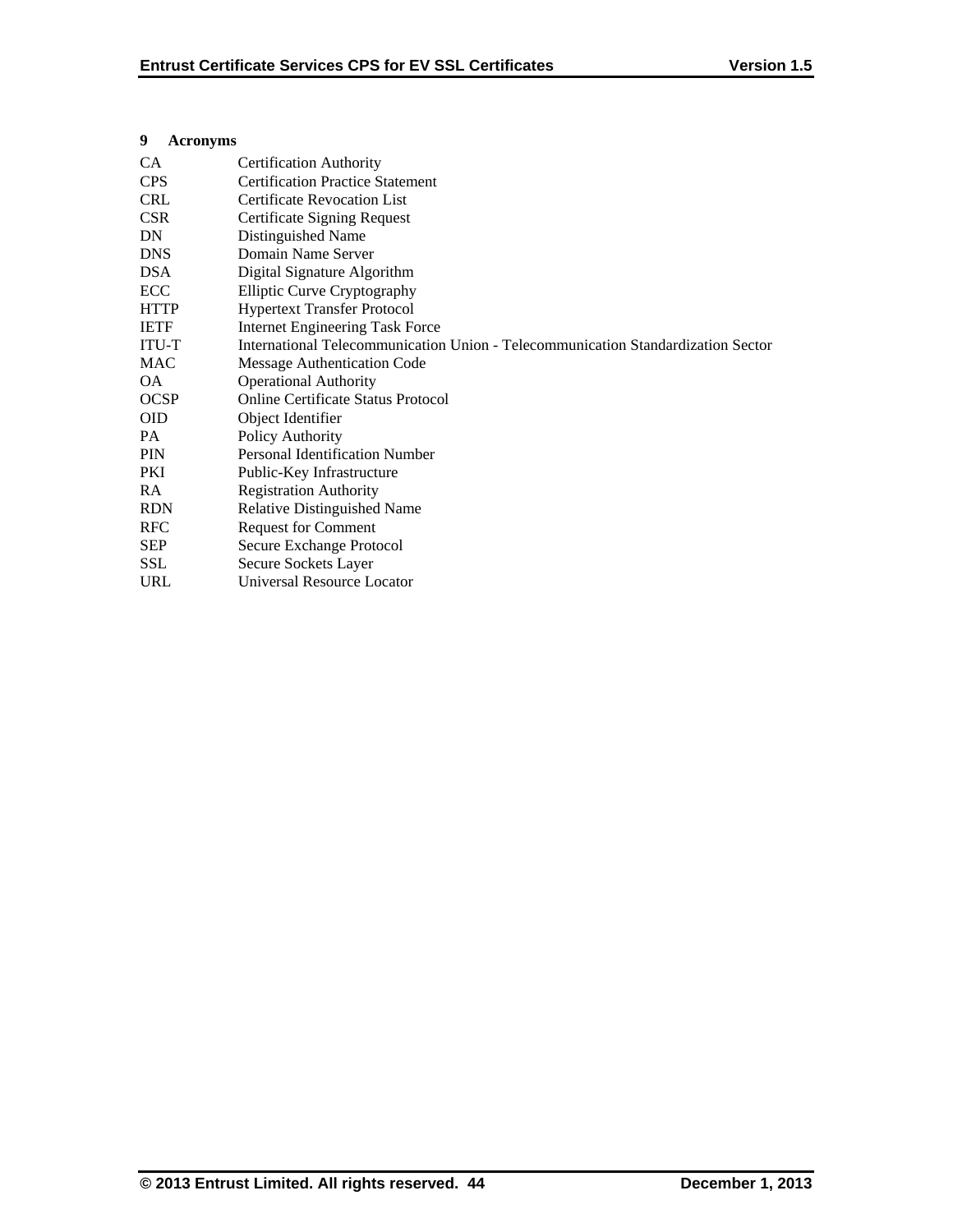## 9 Acronyms

| | |
|---|---|
| CA | Certification Authority |
| CPS | Certification Practice Statement |
| CRL | Certificate Revocation List |
| CSR | Certificate Signing Request |
| DN | Distinguished Name |
| DNS | Domain Name Server |
| DSA | Digital Signature Algorithm |
| ECC | Elliptic Curve Cryptography |
| HTTP | Hypertext Transfer Protocol |
| IETF | Internet Engineering Task Force |
| ITU-T | International Telecommunication Union - Telecommunication Standardization Sector |
| MAC | Message Authentication Code |
| OA | Operational Authority |
| OCSP | Online Certificate Status Protocol |
| OID | Object Identifier |
| PA | Policy Authority |
| PIN | Personal Identification Number |
| PKI | Public-Key Infrastructure |
| RA | Registration Authority |
| RDN | Relative Distinguished Name |
| RFC | Request for Comment |
| SEP | Secure Exchange Protocol |
| SSL | Secure Sockets Layer |
| URL | Universal Resource Locator |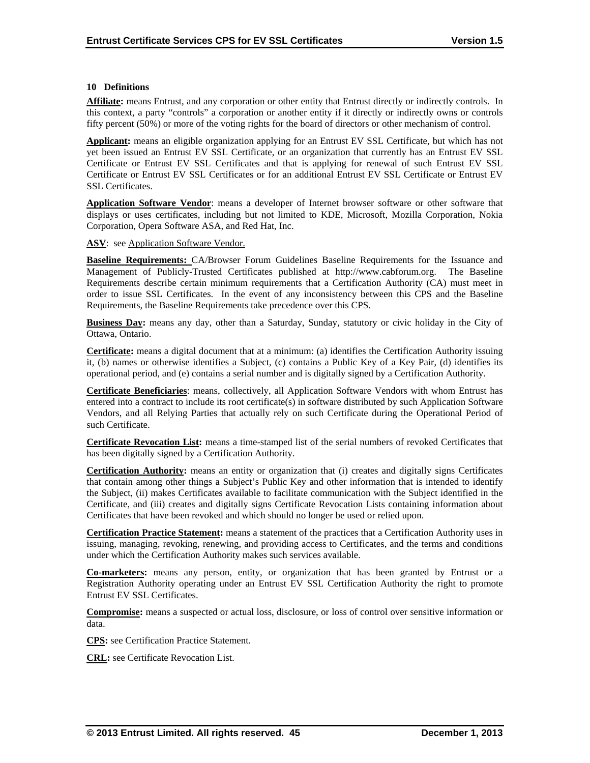## 10 Definitions

**Affiliate:** means Entrust, and any corporation or other entity that Entrust directly or indirectly controls. In this context, a party "controls" a corporation or another entity if it directly or indirectly owns or controls fifty percent (50%) or more of the voting rights for the board of directors or other mechanism of control.

**Applicant:** means an eligible organization applying for an Entrust EV SSL Certificate, but which has not yet been issued an Entrust EV SSL Certificate, or an organization that currently has an Entrust EV SSL Certificate or Entrust EV SSL Certificates and that is applying for renewal of such Entrust EV SSL Certificate or Entrust EV SSL Certificates or for an additional Entrust EV SSL Certificate or Entrust EV SSL Certificates.

**Application Software Vendor**: means a developer of Internet browser software or other software that displays or uses certificates, including but not limited to KDE, Microsoft, Mozilla Corporation, Nokia Corporation, Opera Software ASA, and Red Hat, Inc.

**ASV**: see Application Software Vendor.

**Baseline Requirements:** CA/Browser Forum Guidelines Baseline Requirements for the Issuance and Management of Publicly-Trusted Certificates published at http://www.cabforum.org. The Baseline Requirements describe certain minimum requirements that a Certification Authority (CA) must meet in order to issue SSL Certificates. In the event of any inconsistency between this CPS and the Baseline Requirements, the Baseline Requirements take precedence over this CPS.

**Business Day:** means any day, other than a Saturday, Sunday, statutory or civic holiday in the City of Ottawa, Ontario.

**Certificate:** means a digital document that at a minimum: (a) identifies the Certification Authority issuing it, (b) names or otherwise identifies a Subject, (c) contains a Public Key of a Key Pair, (d) identifies its operational period, and (e) contains a serial number and is digitally signed by a Certification Authority.

**Certificate Beneficiaries**: means, collectively, all Application Software Vendors with whom Entrust has entered into a contract to include its root certificate(s) in software distributed by such Application Software Vendors, and all Relying Parties that actually rely on such Certificate during the Operational Period of such Certificate.

**Certificate Revocation List:** means a time-stamped list of the serial numbers of revoked Certificates that has been digitally signed by a Certification Authority.

**Certification Authority:** means an entity or organization that (i) creates and digitally signs Certificates that contain among other things a Subject's Public Key and other information that is intended to identify the Subject, (ii) makes Certificates available to facilitate communication with the Subject identified in the Certificate, and (iii) creates and digitally signs Certificate Revocation Lists containing information about Certificates that have been revoked and which should no longer be used or relied upon.

**Certification Practice Statement:** means a statement of the practices that a Certification Authority uses in issuing, managing, revoking, renewing, and providing access to Certificates, and the terms and conditions under which the Certification Authority makes such services available.

**Co-marketers:** means any person, entity, or organization that has been granted by Entrust or a Registration Authority operating under an Entrust EV SSL Certification Authority the right to promote Entrust EV SSL Certificates.

**Compromise:** means a suspected or actual loss, disclosure, or loss of control over sensitive information or data.

**CPS:** see Certification Practice Statement.

**CRL:** see Certificate Revocation List.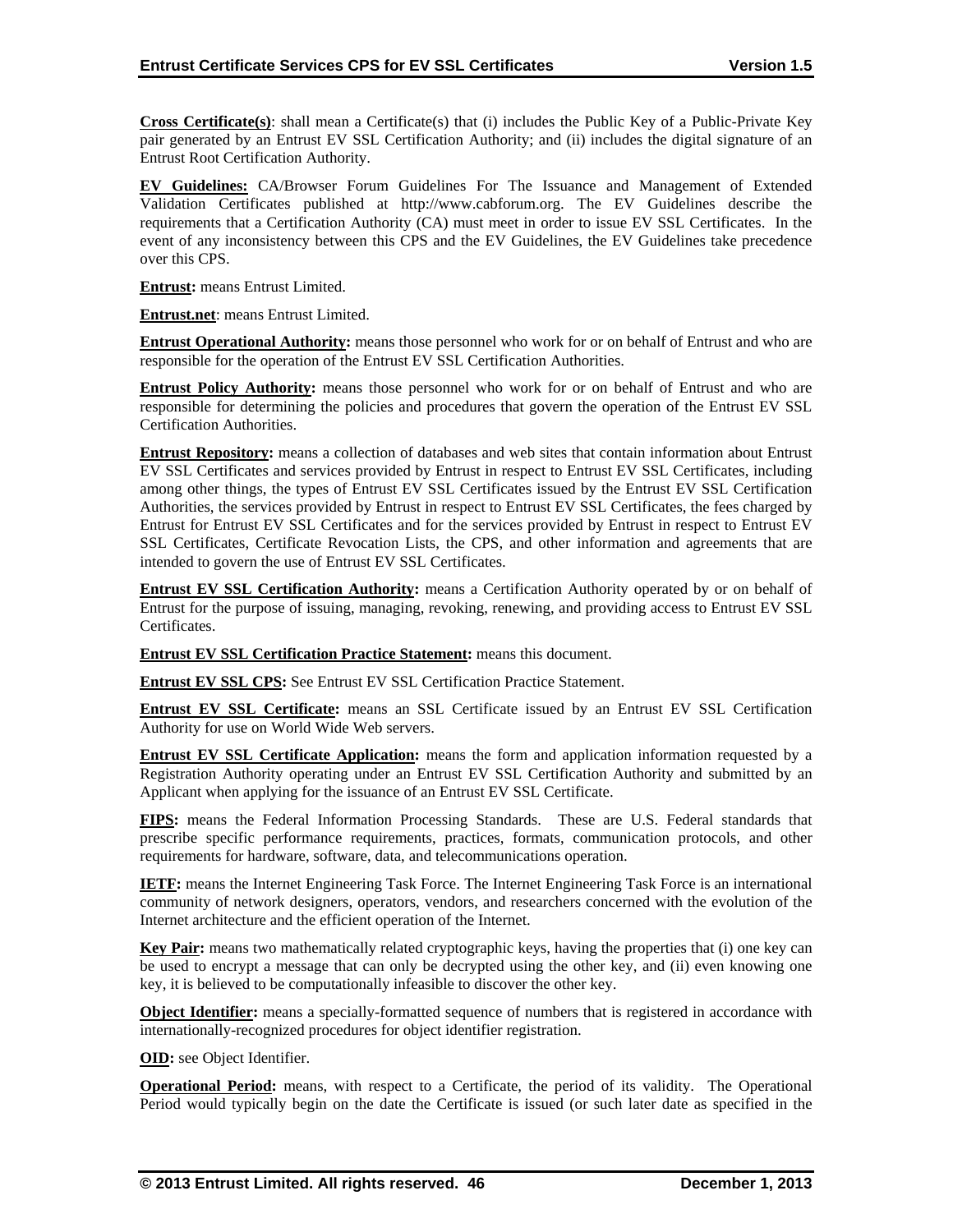**Cross Certificate(s)**: shall mean a Certificate(s) that (i) includes the Public Key of a Public-Private Key pair generated by an Entrust EV SSL Certification Authority; and (ii) includes the digital signature of an Entrust Root Certification Authority.

**EV Guidelines:** CA/Browser Forum Guidelines For The Issuance and Management of Extended Validation Certificates published at http://www.cabforum.org. The EV Guidelines describe the requirements that a Certification Authority (CA) must meet in order to issue EV SSL Certificates. In the event of any inconsistency between this CPS and the EV Guidelines, the EV Guidelines take precedence over this CPS.

**Entrust:** means Entrust Limited.

**Entrust.net**: means Entrust Limited.

**Entrust Operational Authority:** means those personnel who work for or on behalf of Entrust and who are responsible for the operation of the Entrust EV SSL Certification Authorities.

**Entrust Policy Authority:** means those personnel who work for or on behalf of Entrust and who are responsible for determining the policies and procedures that govern the operation of the Entrust EV SSL Certification Authorities.

**Entrust Repository:** means a collection of databases and web sites that contain information about Entrust EV SSL Certificates and services provided by Entrust in respect to Entrust EV SSL Certificates, including among other things, the types of Entrust EV SSL Certificates issued by the Entrust EV SSL Certification Authorities, the services provided by Entrust in respect to Entrust EV SSL Certificates, the fees charged by Entrust for Entrust EV SSL Certificates and for the services provided by Entrust in respect to Entrust EV SSL Certificates, Certificate Revocation Lists, the CPS, and other information and agreements that are intended to govern the use of Entrust EV SSL Certificates.

**Entrust EV SSL Certification Authority:** means a Certification Authority operated by or on behalf of Entrust for the purpose of issuing, managing, revoking, renewing, and providing access to Entrust EV SSL Certificates.

**Entrust EV SSL Certification Practice Statement:** means this document.

**Entrust EV SSL CPS:** See Entrust EV SSL Certification Practice Statement.

**Entrust EV SSL Certificate:** means an SSL Certificate issued by an Entrust EV SSL Certification Authority for use on World Wide Web servers.

**Entrust EV SSL Certificate Application:** means the form and application information requested by a Registration Authority operating under an Entrust EV SSL Certification Authority and submitted by an Applicant when applying for the issuance of an Entrust EV SSL Certificate.

**FIPS:** means the Federal Information Processing Standards. These are U.S. Federal standards that prescribe specific performance requirements, practices, formats, communication protocols, and other requirements for hardware, software, data, and telecommunications operation.

**IETF:** means the Internet Engineering Task Force. The Internet Engineering Task Force is an international community of network designers, operators, vendors, and researchers concerned with the evolution of the Internet architecture and the efficient operation of the Internet.

**Key Pair:** means two mathematically related cryptographic keys, having the properties that (i) one key can be used to encrypt a message that can only be decrypted using the other key, and (ii) even knowing one key, it is believed to be computationally infeasible to discover the other key.

**Object Identifier:** means a specially-formatted sequence of numbers that is registered in accordance with internationally-recognized procedures for object identifier registration.

**OID:** see Object Identifier.

**Operational Period:** means, with respect to a Certificate, the period of its validity. The Operational Period would typically begin on the date the Certificate is issued (or such later date as specified in the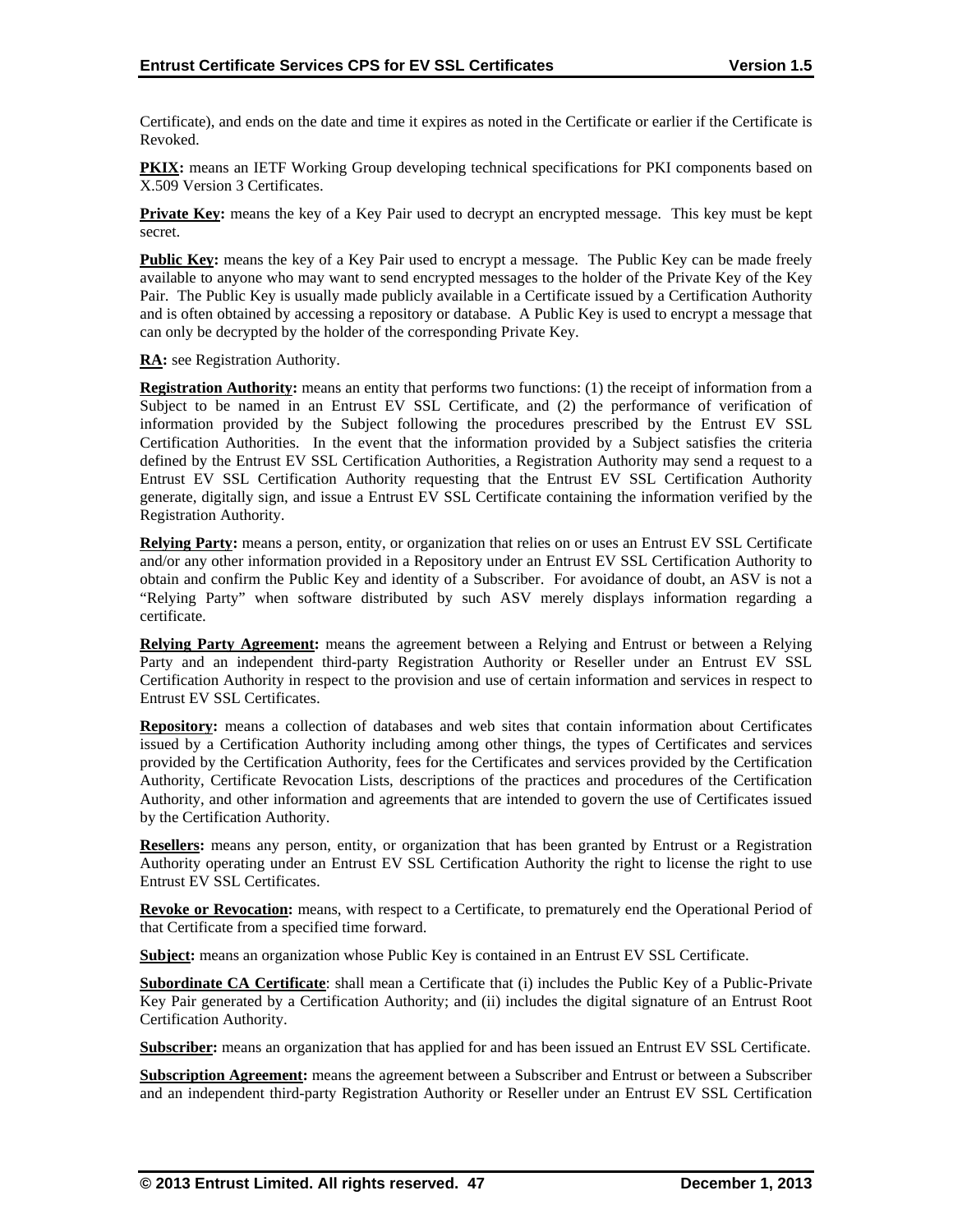Certificate), and ends on the date and time it expires as noted in the Certificate or earlier if the Certificate is Revoked.

**PKIX:** means an IETF Working Group developing technical specifications for PKI components based on X.509 Version 3 Certificates.

**Private Key:** means the key of a Key Pair used to decrypt an encrypted message. This key must be kept secret.

**Public Key:** means the key of a Key Pair used to encrypt a message. The Public Key can be made freely available to anyone who may want to send encrypted messages to the holder of the Private Key of the Key Pair. The Public Key is usually made publicly available in a Certificate issued by a Certification Authority and is often obtained by accessing a repository or database. A Public Key is used to encrypt a message that can only be decrypted by the holder of the corresponding Private Key.

**RA:** see Registration Authority.

**Registration Authority:** means an entity that performs two functions: (1) the receipt of information from a Subject to be named in an Entrust EV SSL Certificate, and (2) the performance of verification of information provided by the Subject following the procedures prescribed by the Entrust EV SSL Certification Authorities. In the event that the information provided by a Subject satisfies the criteria defined by the Entrust EV SSL Certification Authorities, a Registration Authority may send a request to a Entrust EV SSL Certification Authority requesting that the Entrust EV SSL Certification Authority generate, digitally sign, and issue a Entrust EV SSL Certificate containing the information verified by the Registration Authority.

**Relying Party:** means a person, entity, or organization that relies on or uses an Entrust EV SSL Certificate and/or any other information provided in a Repository under an Entrust EV SSL Certification Authority to obtain and confirm the Public Key and identity of a Subscriber. For avoidance of doubt, an ASV is not a "Relying Party" when software distributed by such ASV merely displays information regarding a certificate.

**Relying Party Agreement:** means the agreement between a Relying and Entrust or between a Relying Party and an independent third-party Registration Authority or Reseller under an Entrust EV SSL Certification Authority in respect to the provision and use of certain information and services in respect to Entrust EV SSL Certificates.

**Repository:** means a collection of databases and web sites that contain information about Certificates issued by a Certification Authority including among other things, the types of Certificates and services provided by the Certification Authority, fees for the Certificates and services provided by the Certification Authority, Certificate Revocation Lists, descriptions of the practices and procedures of the Certification Authority, and other information and agreements that are intended to govern the use of Certificates issued by the Certification Authority.

**Resellers:** means any person, entity, or organization that has been granted by Entrust or a Registration Authority operating under an Entrust EV SSL Certification Authority the right to license the right to use Entrust EV SSL Certificates.

**Revoke or Revocation:** means, with respect to a Certificate, to prematurely end the Operational Period of that Certificate from a specified time forward.

**Subject:** means an organization whose Public Key is contained in an Entrust EV SSL Certificate.

**Subordinate CA Certificate**: shall mean a Certificate that (i) includes the Public Key of a Public-Private Key Pair generated by a Certification Authority; and (ii) includes the digital signature of an Entrust Root Certification Authority.

**Subscriber:** means an organization that has applied for and has been issued an Entrust EV SSL Certificate.

**Subscription Agreement:** means the agreement between a Subscriber and Entrust or between a Subscriber and an independent third-party Registration Authority or Reseller under an Entrust EV SSL Certification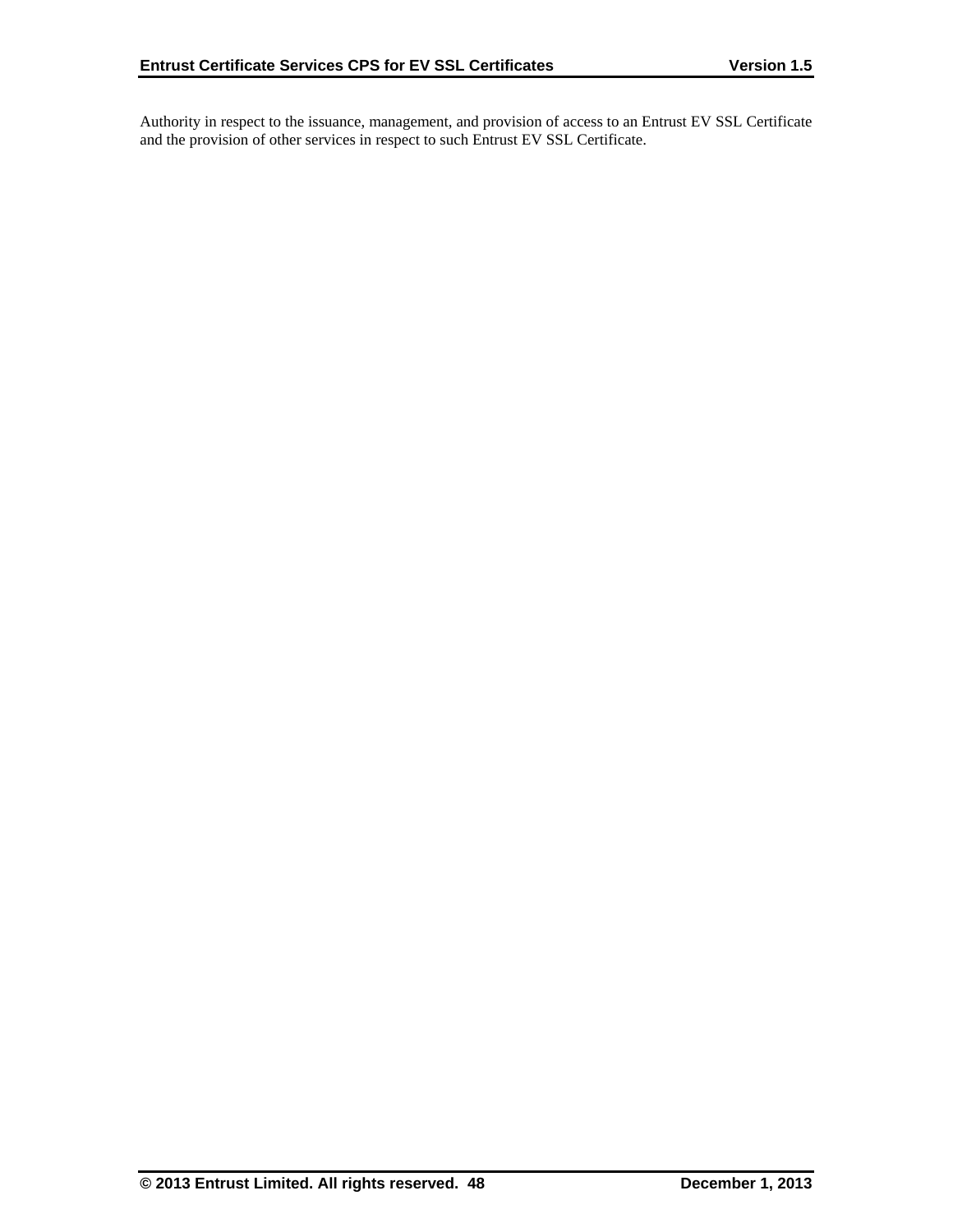Authority in respect to the issuance, management, and provision of access to an Entrust EV SSL Certificate and the provision of other services in respect to such Entrust EV SSL Certificate.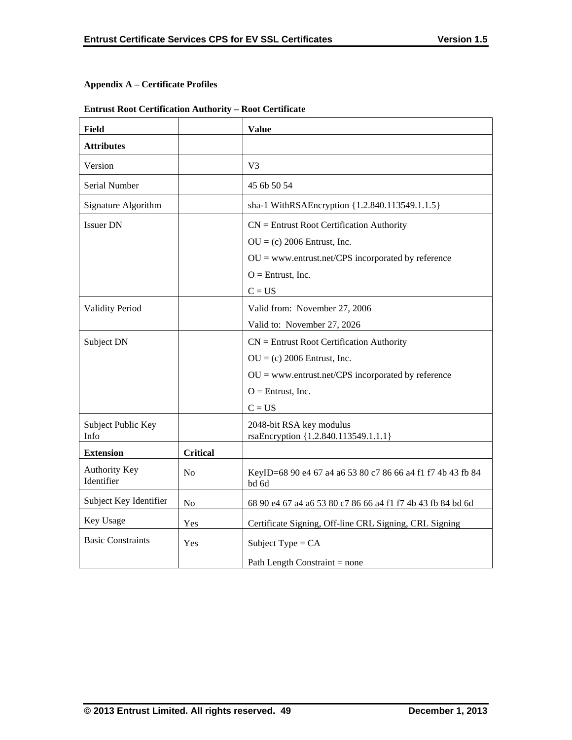### Appendix A – Certificate Profiles

**Entrust Root Certification Authority – Root Certificate**

| Field | | Value |
|---|---|---|
| **Attributes** | | |
| Version | | V3 |
| Serial Number | | 45 6b 50 54 |
| Signature Algorithm | | sha-1 WithRSAEncryption {1.2.840.113549.1.1.5} |
| Issuer DN | | CN = Entrust Root Certification Authority<br>OU = (c) 2006 Entrust, Inc.<br>OU = www.entrust.net/CPS incorporated by reference<br>O = Entrust, Inc.<br>C = US |
| Validity Period | | Valid from: November 27, 2006<br>Valid to: November 27, 2026 |
| Subject DN | | CN = Entrust Root Certification Authority<br>OU = (c) 2006 Entrust, Inc.<br>OU = www.entrust.net/CPS incorporated by reference<br>O = Entrust, Inc.<br>C = US |
| Subject Public Key Info | | 2048-bit RSA key modulus<br>rsaEncryption {1.2.840.113549.1.1.1} |
| **Extension** | **Critical** | |
| Authority Key Identifier | No | KeyID=68 90 e4 67 a4 a6 53 80 c7 86 66 a4 f1 f7 4b 43 fb 84 bd 6d |
| Subject Key Identifier | No | 68 90 e4 67 a4 a6 53 80 c7 86 66 a4 f1 f7 4b 43 fb 84 bd 6d |
| Key Usage | Yes | Certificate Signing, Off-line CRL Signing, CRL Signing |
| Basic Constraints | Yes | Subject Type = CA<br>Path Length Constraint = none |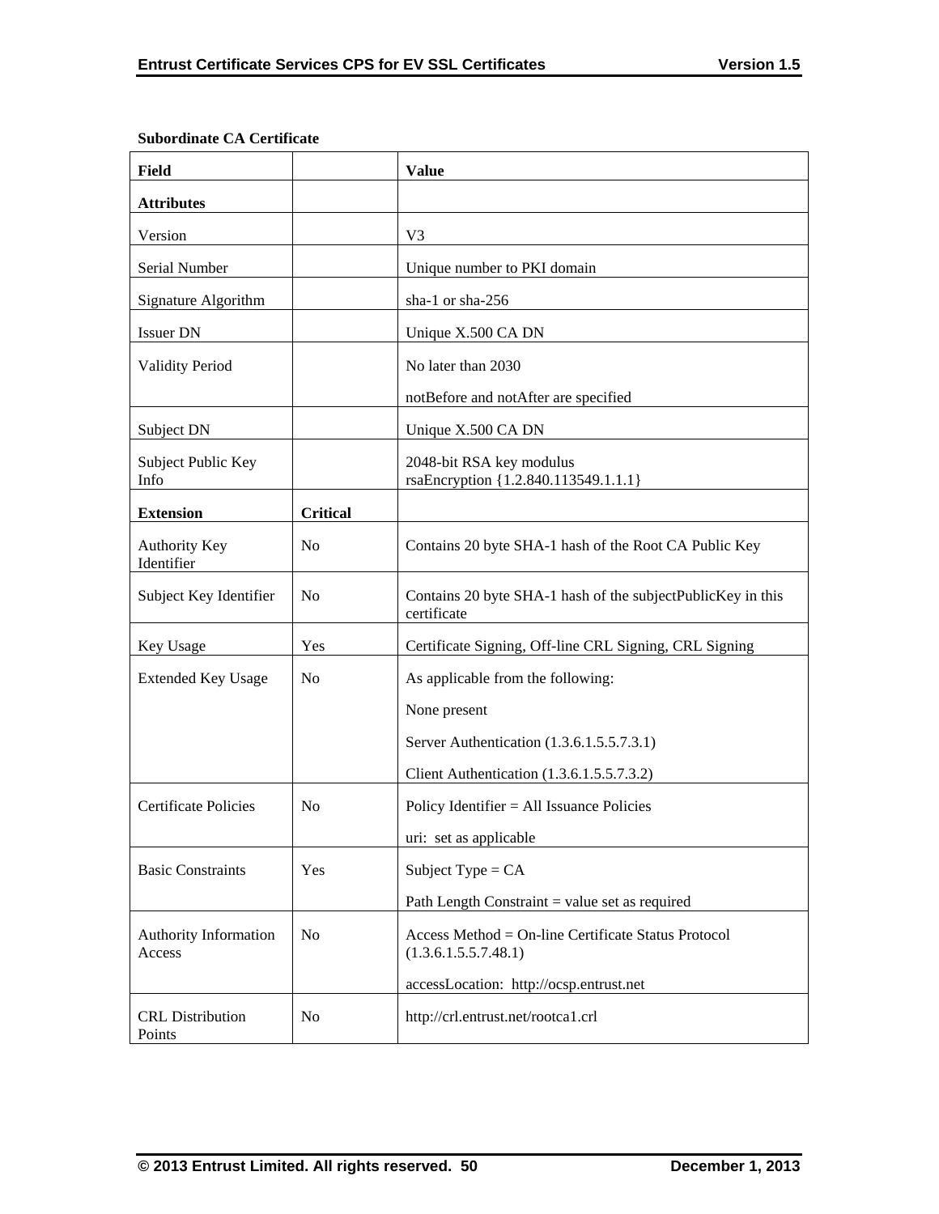**Subordinate CA Certificate**

| Field | | Value |
|---|---|---|
| **Attributes** | | |
| Version | | V3 |
| Serial Number | | Unique number to PKI domain |
| Signature Algorithm | | sha-1 or sha-256 |
| Issuer DN | | Unique X.500 CA DN |
| Validity Period | | No later than 2030<br><br>notBefore and notAfter are specified |
| Subject DN | | Unique X.500 CA DN |
| Subject Public Key Info | | 2048-bit RSA key modulus<br>rsaEncryption {1.2.840.113549.1.1.1} |
| **Extension** | **Critical** | |
| Authority Key Identifier | No | Contains 20 byte SHA-1 hash of the Root CA Public Key |
| Subject Key Identifier | No | Contains 20 byte SHA-1 hash of the subjectPublicKey in this certificate |
| Key Usage | Yes | Certificate Signing, Off-line CRL Signing, CRL Signing |
| Extended Key Usage | No | As applicable from the following:<br><br>None present<br><br>Server Authentication (1.3.6.1.5.5.7.3.1)<br><br>Client Authentication (1.3.6.1.5.5.7.3.2) |
| Certificate Policies | No | Policy Identifier = All Issuance Policies<br><br>uri:  set as applicable |
| Basic Constraints | Yes | Subject Type = CA<br><br>Path Length Constraint = value set as required |
| Authority Information Access | No | Access Method = On-line Certificate Status Protocol (1.3.6.1.5.5.7.48.1)<br><br>accessLocation:  http://ocsp.entrust.net |
| CRL Distribution Points | No | http://crl.entrust.net/rootca1.crl |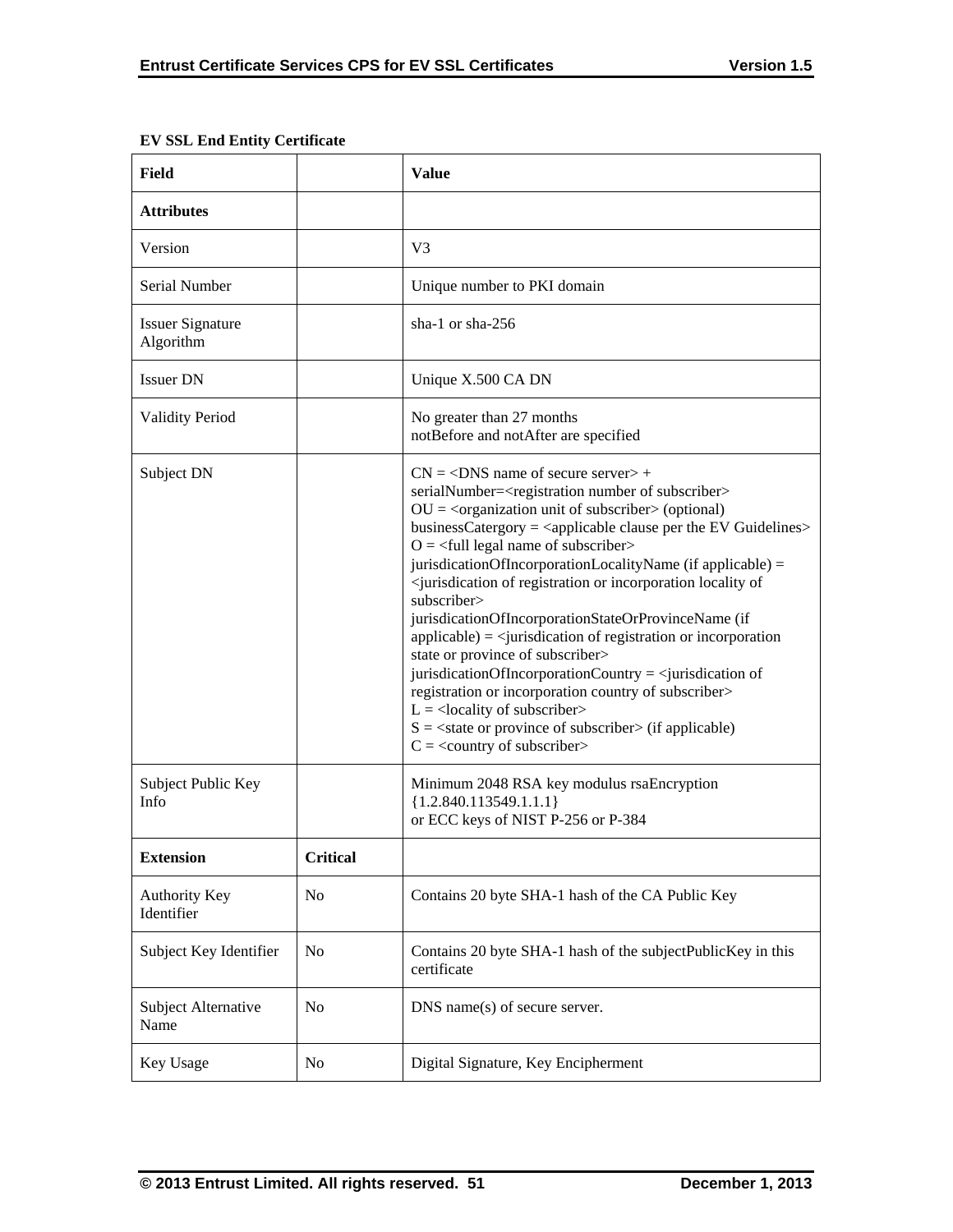**EV SSL End Entity Certificate**

| Field | | Value |
| --- | --- | --- |
| **Attributes** | | |
| Version | | V3 |
| Serial Number | | Unique number to PKI domain |
| Issuer Signature Algorithm | | sha-1 or sha-256 |
| Issuer DN | | Unique X.500 CA DN |
| Validity Period | | No greater than 27 months<br>notBefore and notAfter are specified |
| Subject DN | | CN = <DNS name of secure server> + serialNumber=<registration number of subscriber><br>OU = <organization unit of subscriber> (optional)<br>businessCatergory = <applicable clause per the EV Guidelines><br>O = <full legal name of subscriber><br>jurisdicationOfIncorporationLocalityName (if applicable) = <jurisdication of registration or incorporation locality of subscriber><br>jurisdicationOfIncorporationStateOrProvinceName (if applicable) = <jurisdication of registration or incorporation state or province of subscriber><br>jurisdicationOfIncorporationCountry = <jurisdication of registration or incorporation country of subscriber><br>L = <locality of subscriber><br>S = <state or province of subscriber> (if applicable)<br>C = <country of subscriber> |
| Subject Public Key Info | | Minimum 2048 RSA key modulus rsaEncryption {1.2.840.113549.1.1.1}<br>or ECC keys of NIST P-256 or P-384 |
| **Extension** | **Critical** | |
| Authority Key Identifier | No | Contains 20 byte SHA-1 hash of the CA Public Key |
| Subject Key Identifier | No | Contains 20 byte SHA-1 hash of the subjectPublicKey in this certificate |
| Subject Alternative Name | No | DNS name(s) of secure server. |
| Key Usage | No | Digital Signature, Key Encipherment |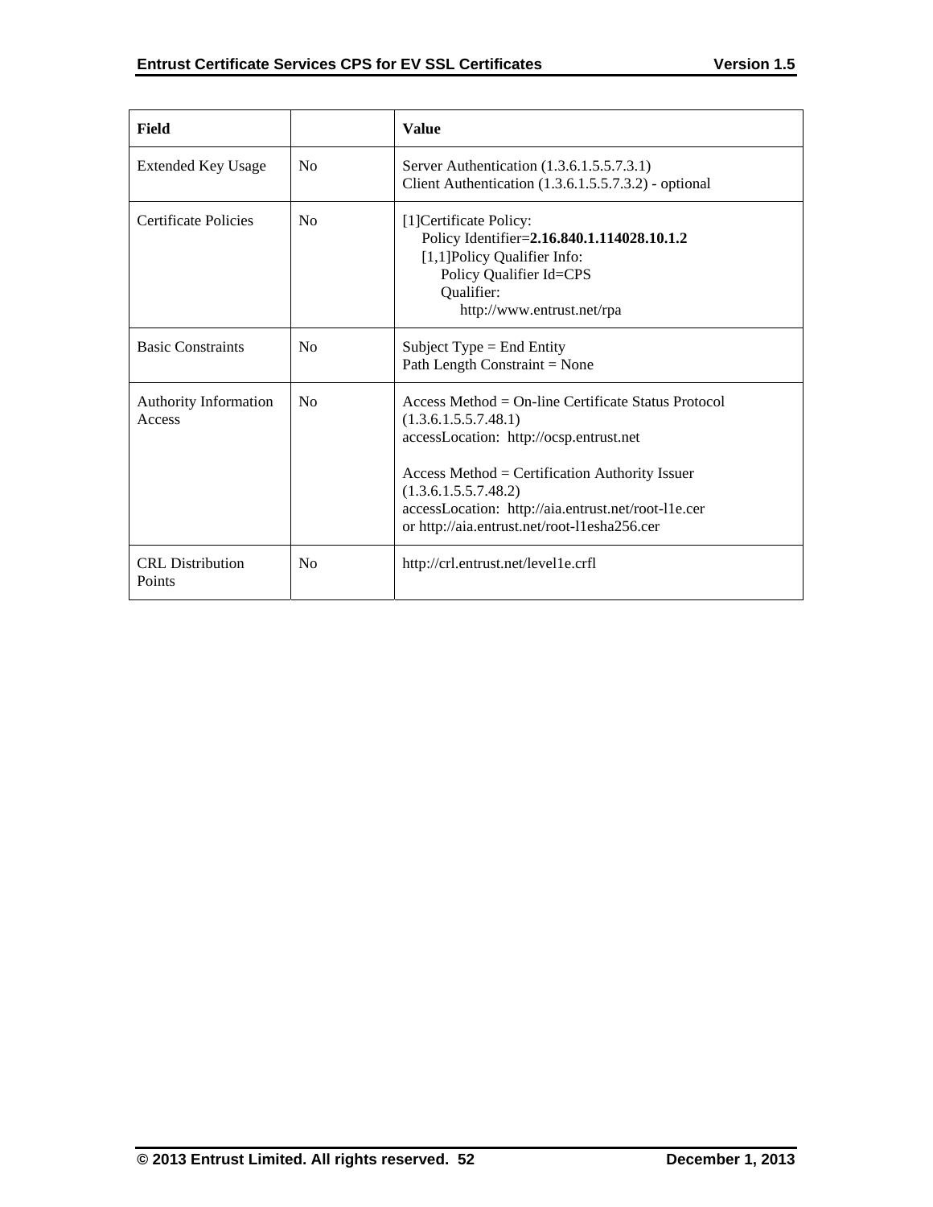| Field | | Value |
|---|---|---|
| Extended Key Usage | No | Server Authentication (1.3.6.1.5.5.7.3.1)<br>Client Authentication (1.3.6.1.5.5.7.3.2) - optional |
| Certificate Policies | No | [1]Certificate Policy:<br>Policy Identifier=**2.16.840.1.114028.10.1.2**<br>[1,1]Policy Qualifier Info:<br>Policy Qualifier Id=CPS<br>Qualifier:<br>http://www.entrust.net/rpa |
| Basic Constraints | No | Subject Type = End Entity<br>Path Length Constraint = None |
| Authority Information Access | No | Access Method = On-line Certificate Status Protocol (1.3.6.1.5.5.7.48.1)<br>accessLocation: http://ocsp.entrust.net<br><br>Access Method = Certification Authority Issuer (1.3.6.1.5.5.7.48.2)<br>accessLocation: http://aia.entrust.net/root-l1e.cer or http://aia.entrust.net/root-l1esha256.cer |
| CRL Distribution Points | No | http://crl.entrust.net/level1e.crfl |